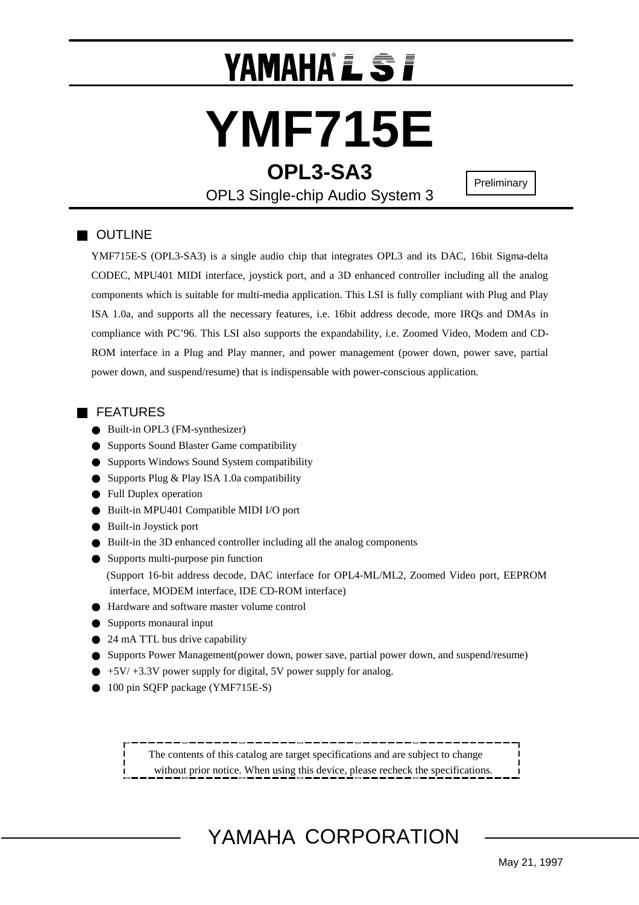YAMAHA® LSI

# YMF715E

## OPL3-SA3

OPL3 Single-chip Audio System 3

Preliminary

## OUTLINE

YMF715E-S (OPL3-SA3) is a single audio chip that integrates OPL3 and its DAC, 16bit Sigma-delta CODEC, MPU401 MIDI interface, joystick port, and a 3D enhanced controller including all the analog components which is suitable for multi-media application. This LSI is fully compliant with Plug and Play ISA 1.0a, and supports all the necessary features, i.e. 16bit address decode, more IRQs and DMAs in compliance with PC'96. This LSI also supports the expandability, i.e. Zoomed Video, Modem and CD-ROM interface in a Plug and Play manner, and power management (power down, power save, partial power down, and suspend/resume) that is indispensable with power-conscious application.

## FEATURES

- Built-in OPL3 (FM-synthesizer)
- Supports Sound Blaster Game compatibility
- Supports Windows Sound System compatibility
- Supports Plug & Play ISA 1.0a compatibility
- Full Duplex operation
- Built-in MPU401 Compatible MIDI I/O port
- Built-in Joystick port
- Built-in the 3D enhanced controller including all the analog components
- Supports multi-purpose pin function
  (Support 16-bit address decode, DAC interface for OPL4-ML/ML2, Zoomed Video port, EEPROM interface, MODEM interface, IDE CD-ROM interface)
- Hardware and software master volume control
- Supports monaural input
- 24 mA TTL bus drive capability
- Supports Power Management(power down, power save, partial power down, and suspend/resume)
- +5V/ +3.3V power supply for digital, 5V power supply for analog.
- 100 pin SQFP package (YMF715E-S)

The contents of this catalog are target specifications and are subject to change without prior notice. When using this device, please recheck the specifications.

YAMAHA CORPORATION

May 21, 1997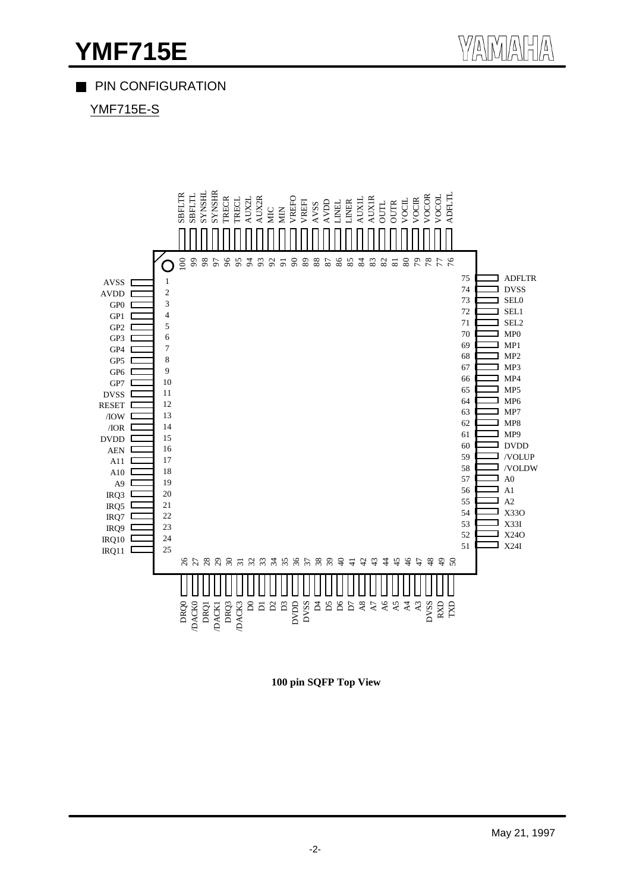## PIN CONFIGURATION

YMF715E-S

| Pin | Name | Pin | Name | Pin | Name | Pin | Name |
|---|---|---|---|---|---|---|---|
| 1 | AVSS | 26 | DRQ0 | 51 | X24I | 76 | ADFLTL |
| 2 | AVDD | 27 | /DACK0 | 52 | X24O | 77 | VOCOL |
| 3 | GP0 | 28 | DRQ1 | 53 | X33I | 78 | VOCOR |
| 4 | GP1 | 29 | /DACK1 | 54 | X33O | 79 | VOCIR |
| 5 | GP2 | 30 | DRQ3 | 55 | A2 | 80 | VOCIL |
| 6 | GP3 | 31 | /DACK3 | 56 | A1 | 81 | OUTR |
| 7 | GP4 | 32 | D0 | 57 | A0 | 82 | OUTL |
| 8 | GP5 | 33 | D1 | 58 | /VOLDW | 83 | AUX1R |
| 9 | GP6 | 34 | D2 | 59 | /VOLUP | 84 | AUX1L |
| 10 | GP7 | 35 | D3 | 60 | DVDD | 85 | LINER |
| 11 | DVSS | 36 | DVDD | 61 | MP9 | 86 | LINEL |
| 12 | RESET | 37 | DVSS | 62 | MP8 | 87 | AVDD |
| 13 | /IOW | 38 | D4 | 63 | MP7 | 88 | AVSS |
| 14 | /IOR | 39 | D5 | 64 | MP6 | 89 | VREFI |
| 15 | DVDD | 40 | D6 | 65 | MP5 | 90 | VREFO |
| 16 | AEN | 41 | D7 | 66 | MP4 | 91 | MIN |
| 17 | A11 | 42 | A8 | 67 | MP3 | 92 | MIC |
| 18 | A10 | 43 | A7 | 68 | MP2 | 93 | AUX2R |
| 19 | A9 | 44 | A6 | 69 | MP1 | 94 | AUX2L |
| 20 | IRQ3 | 45 | A5 | 70 | MP0 | 95 | TRECL |
| 21 | IRQ5 | 46 | A4 | 71 | SEL2 | 96 | TRECR |
| 22 | IRQ7 | 47 | A3 | 72 | SEL1 | 97 | SYNSHR |
| 23 | IRQ9 | 48 | DVSS | 73 | SEL0 | 98 | SYNSHL |
| 24 | IRQ10 | 49 | RXD | 74 | DVSS | 99 | SBFLTL |
| 25 | IRQ11 | 50 | TXD | 75 | ADFLTR | 100 | SBFLTR |

**100 pin SQFP Top View**

May 21, 1997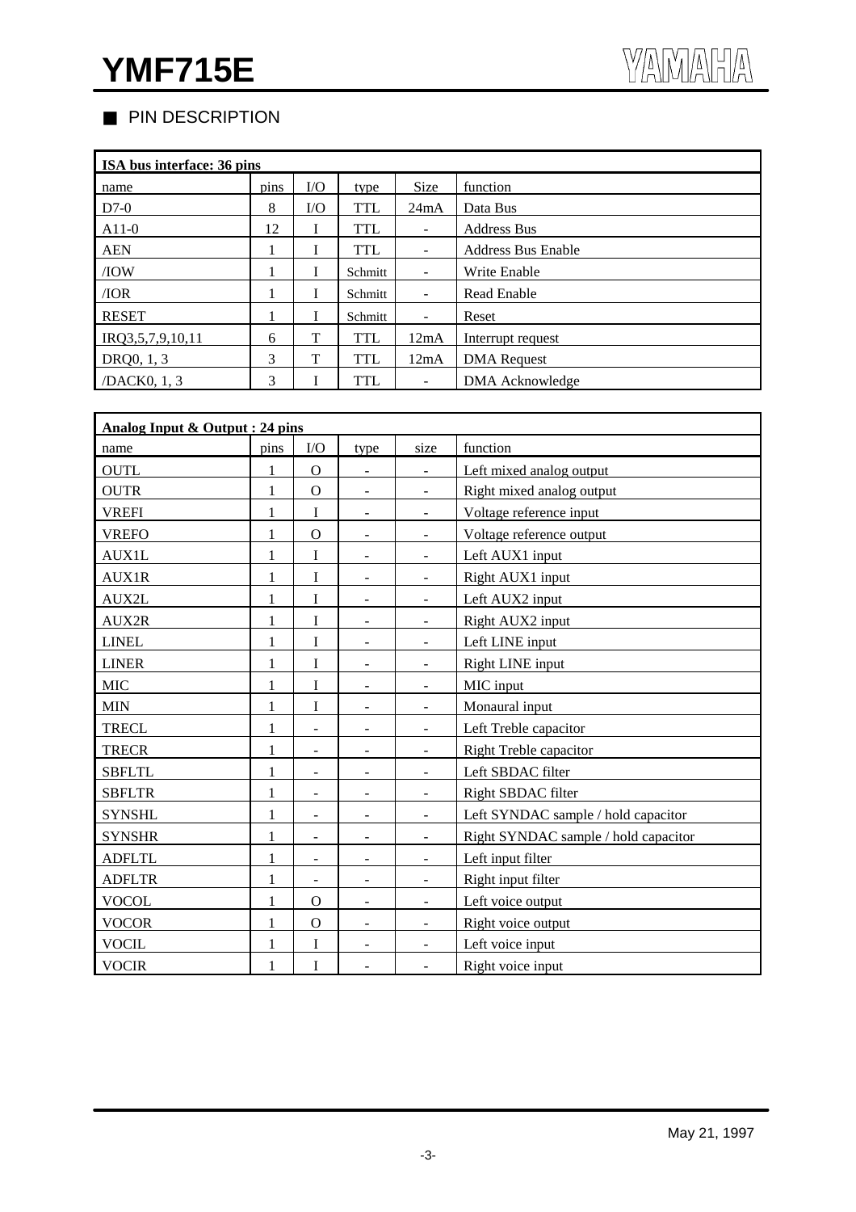## ■ PIN DESCRIPTION

| **ISA bus interface: 36 pins** | | | | | |
|---|---|---|---|---|---|
| name | pins | I/O | type | Size | function |
| D7-0 | 8 | I/O | TTL | 24mA | Data Bus |
| A11-0 | 12 | I | TTL | - | Address Bus |
| AEN | 1 | I | TTL | - | Address Bus Enable |
| /IOW | 1 | I | Schmitt | - | Write Enable |
| /IOR | 1 | I | Schmitt | - | Read Enable |
| RESET | 1 | I | Schmitt | - | Reset |
| IRQ3,5,7,9,10,11 | 6 | T | TTL | 12mA | Interrupt request |
| DRQ0, 1, 3 | 3 | T | TTL | 12mA | DMA Request |
| /DACK0, 1, 3 | 3 | I | TTL | - | DMA Acknowledge |

| **Analog Input & Output : 24 pins** | | | | | |
|---|---|---|---|---|---|
| name | pins | I/O | type | size | function |
| OUTL | 1 | O | - | - | Left mixed analog output |
| OUTR | 1 | O | - | - | Right mixed analog output |
| VREFI | 1 | I | - | - | Voltage reference input |
| VREFO | 1 | O | - | - | Voltage reference output |
| AUX1L | 1 | I | - | - | Left AUX1 input |
| AUX1R | 1 | I | - | - | Right AUX1 input |
| AUX2L | 1 | I | - | - | Left AUX2 input |
| AUX2R | 1 | I | - | - | Right AUX2 input |
| LINEL | 1 | I | - | - | Left LINE input |
| LINER | 1 | I | - | - | Right LINE input |
| MIC | 1 | I | - | - | MIC input |
| MIN | 1 | I | - | - | Monaural input |
| TRECL | 1 | - | - | - | Left Treble capacitor |
| TRECR | 1 | - | - | - | Right Treble capacitor |
| SBFLTL | 1 | - | - | - | Left SBDAC filter |
| SBFLTR | 1 | - | - | - | Right SBDAC filter |
| SYNSHL | 1 | - | - | - | Left SYNDAC sample / hold capacitor |
| SYNSHR | 1 | - | - | - | Right SYNDAC sample / hold capacitor |
| ADFLTL | 1 | - | - | - | Left input filter |
| ADFLTR | 1 | - | - | - | Right input filter |
| VOCOL | 1 | O | - | - | Left voice output |
| VOCOR | 1 | O | - | - | Right voice output |
| VOCIL | 1 | I | - | - | Left voice input |
| VOCIR | 1 | I | - | - | Right voice input |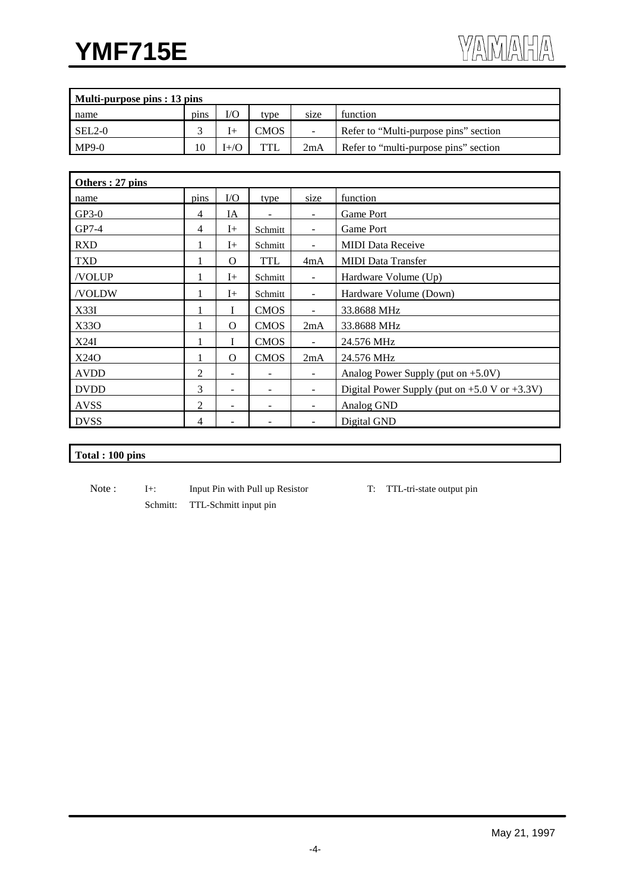| **Multi-purpose pins : 13 pins** | | | | | |
|---|---|---|---|---|---|
| name | pins | I/O | type | size | function |
| SEL2-0 | 3 | I+ | CMOS | - | Refer to “Multi-purpose pins” section |
| MP9-0 | 10 | I+/O | TTL | 2mA | Refer to “multi-purpose pins” section |

| **Others : 27 pins** | | | | | |
|---|---|---|---|---|---|
| name | pins | I/O | type | size | function |
| GP3-0 | 4 | IA | - | - | Game Port |
| GP7-4 | 4 | I+ | Schmitt | - | Game Port |
| RXD | 1 | I+ | Schmitt | - | MIDI Data Receive |
| TXD | 1 | O | TTL | 4mA | MIDI Data Transfer |
| /VOLUP | 1 | I+ | Schmitt | - | Hardware Volume (Up) |
| /VOLDW | 1 | I+ | Schmitt | - | Hardware Volume (Down) |
| X33I | 1 | I | CMOS | - | 33.8688 MHz |
| X33O | 1 | O | CMOS | 2mA | 33.8688 MHz |
| X24I | 1 | I | CMOS | - | 24.576 MHz |
| X24O | 1 | O | CMOS | 2mA | 24.576 MHz |
| AVDD | 2 | - | - | - | Analog Power Supply (put on +5.0V) |
| DVDD | 3 | - | - | - | Digital Power Supply (put on +5.0 V or +3.3V) |
| AVSS | 2 | - | - | - | Analog GND |
| DVSS | 4 | - | - | - | Digital GND |

**Total : 100 pins**

Note :
- I+: Input Pin with Pull up Resistor
- Schmitt: TTL-Schmitt input pin
- T: TTL-tri-state output pin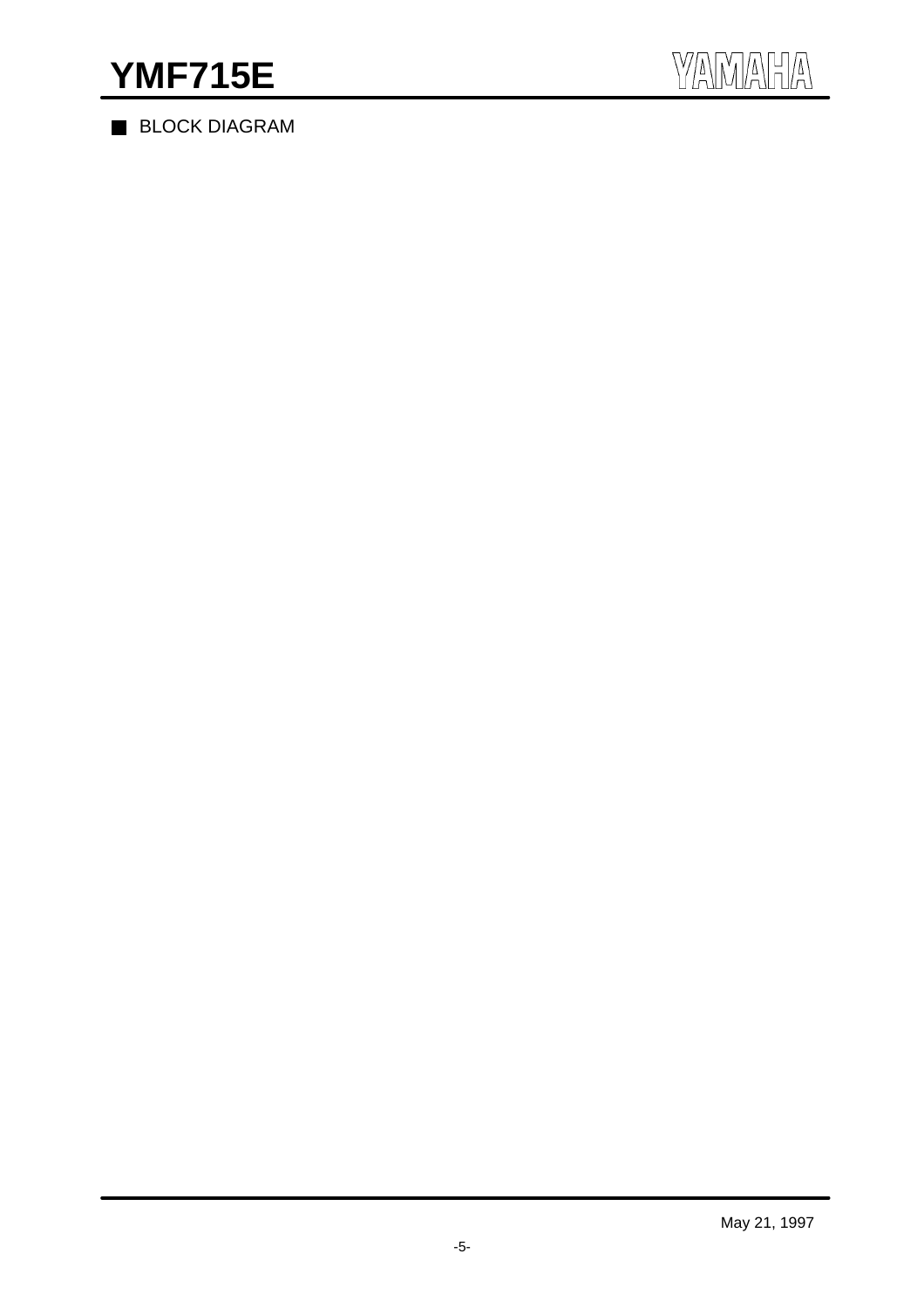## BLOCK DIAGRAM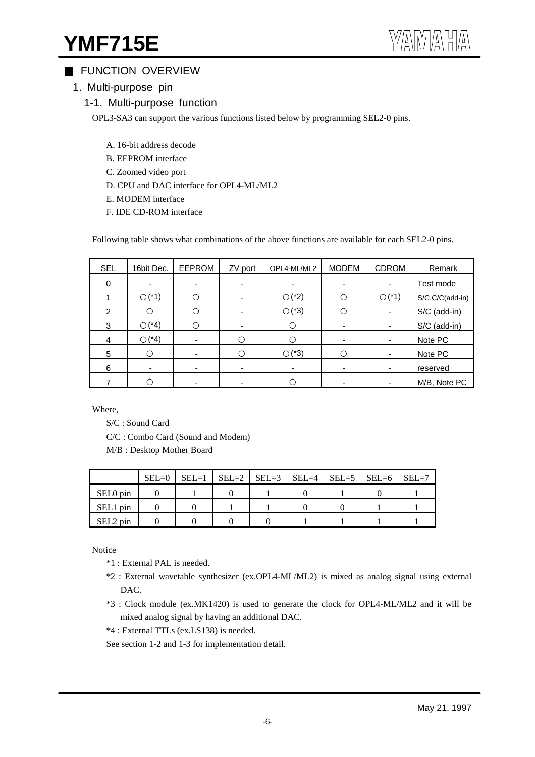## FUNCTION OVERVIEW

### 1. Multi-purpose pin

#### 1-1. Multi-purpose function

OPL3-SA3 can support the various functions listed below by programming SEL2-0 pins.

A. 16-bit address decode
B. EEPROM interface
C. Zoomed video port
D. CPU and DAC interface for OPL4-ML/ML2
E. MODEM interface
F. IDE CD-ROM interface

Following table shows what combinations of the above functions are available for each SEL2-0 pins.

| SEL | 16bit Dec. | EEPROM | ZV port | OPL4-ML/ML2 | MODEM | CDROM | Remark |
|---|---|---|---|---|---|---|---|
| 0 | - | - | - | - | - | - | Test mode |
| 1 | ○(*1) | ○ | - | ○(*2) | ○ | ○(*1) | S/C,C/C(add-in) |
| 2 | ○ | ○ | - | ○(*3) | ○ | - | S/C (add-in) |
| 3 | ○(*4) | ○ | - | ○ | - | - | S/C (add-in) |
| 4 | ○(*4) | - | ○ | ○ | - | - | Note PC |
| 5 | ○ | - | ○ | ○(*3) | ○ | - | Note PC |
| 6 | - | - | - | - | - | - | reserved |
| 7 | ○ | - | - | ○ | - | - | M/B, Note PC |

Where,

S/C : Sound Card
C/C : Combo Card (Sound and Modem)
M/B : Desktop Mother Board

| | SEL=0 | SEL=1 | SEL=2 | SEL=3 | SEL=4 | SEL=5 | SEL=6 | SEL=7 |
|---|---|---|---|---|---|---|---|---|
| SEL0 pin | 0 | 1 | 0 | 1 | 0 | 1 | 0 | 1 |
| SEL1 pin | 0 | 0 | 1 | 1 | 0 | 0 | 1 | 1 |
| SEL2 pin | 0 | 0 | 0 | 0 | 1 | 1 | 1 | 1 |

Notice

*1 : External PAL is needed.

*2 : External wavetable synthesizer (ex.OPL4-ML/ML2) is mixed as analog signal using external DAC.

*3 : Clock module (ex.MK1420) is used to generate the clock for OPL4-ML/ML2 and it will be mixed analog signal by having an additional DAC.

*4 : External TTLs (ex.LS138) is needed.

See section 1-2 and 1-3 for implementation detail.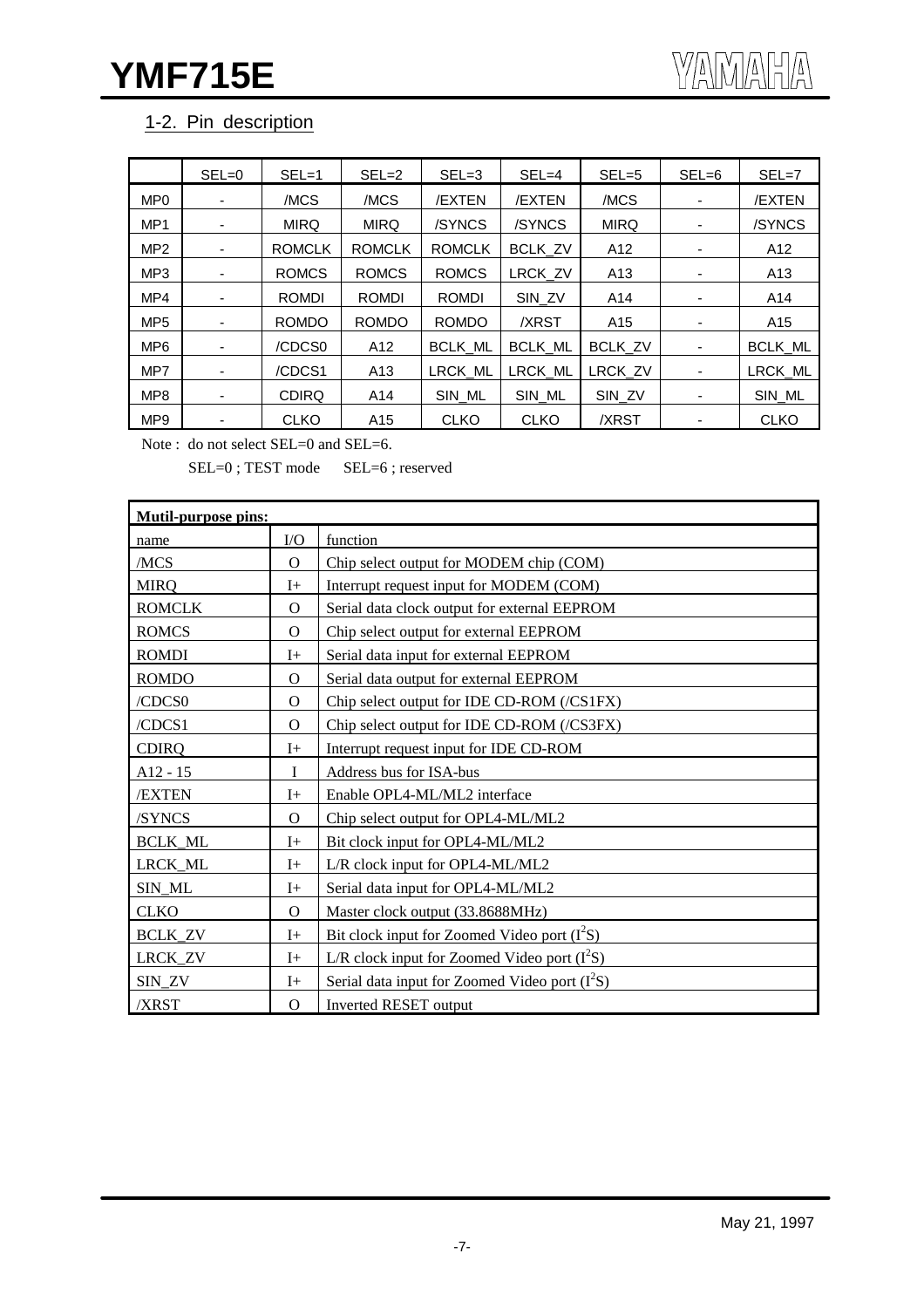## 1-2. Pin description

| | SEL=0 | SEL=1 | SEL=2 | SEL=3 | SEL=4 | SEL=5 | SEL=6 | SEL=7 |
|---|---|---|---|---|---|---|---|---|
| MP0 | - | /MCS | /MCS | /EXTEN | /EXTEN | /MCS | - | /EXTEN |
| MP1 | - | MIRQ | MIRQ | /SYNCS | /SYNCS | MIRQ | - | /SYNCS |
| MP2 | - | ROMCLK | ROMCLK | ROMCLK | BCLK_ZV | A12 | - | A12 |
| MP3 | - | ROMCS | ROMCS | ROMCS | LRCK_ZV | A13 | - | A13 |
| MP4 | - | ROMDI | ROMDI | ROMDI | SIN_ZV | A14 | - | A14 |
| MP5 | - | ROMDO | ROMDO | ROMDO | /XRST | A15 | - | A15 |
| MP6 | - | /CDCS0 | A12 | BCLK_ML | BCLK_ML | BCLK_ZV | - | BCLK_ML |
| MP7 | - | /CDCS1 | A13 | LRCK_ML | LRCK_ML | LRCK_ZV | - | LRCK_ML |
| MP8 | - | CDIRQ | A14 | SIN_ML | SIN_ML | SIN_ZV | - | SIN_ML |
| MP9 | - | CLKO | A15 | CLKO | CLKO | /XRST | - | CLKO |

Note : do not select SEL=0 and SEL=6.

SEL=0 ; TEST mode    SEL=6 ; reserved

| **Mutil-purpose pins:** | | |
|---|---|---|
| name | I/O | function |
| /MCS | O | Chip select output for MODEM chip (COM) |
| MIRQ | I+ | Interrupt request input for MODEM (COM) |
| ROMCLK | O | Serial data clock output for external EEPROM |
| ROMCS | O | Chip select output for external EEPROM |
| ROMDI | I+ | Serial data input for external EEPROM |
| ROMDO | O | Serial data output for external EEPROM |
| /CDCS0 | O | Chip select output for IDE CD-ROM (/CS1FX) |
| /CDCS1 | O | Chip select output for IDE CD-ROM (/CS3FX) |
| CDIRQ | I+ | Interrupt request input for IDE CD-ROM |
| A12 - 15 | I | Address bus for ISA-bus |
| /EXTEN | I+ | Enable OPL4-ML/ML2 interface |
| /SYNCS | O | Chip select output for OPL4-ML/ML2 |
| BCLK_ML | I+ | Bit clock input for OPL4-ML/ML2 |
| LRCK_ML | I+ | L/R clock input for OPL4-ML/ML2 |
| SIN_ML | I+ | Serial data input for OPL4-ML/ML2 |
| CLKO | O | Master clock output (33.8688MHz) |
| BCLK_ZV | I+ | Bit clock input for Zoomed Video port ($I^2S$) |
| LRCK_ZV | I+ | L/R clock input for Zoomed Video port ($I^2S$) |
| SIN_ZV | I+ | Serial data input for Zoomed Video port ($I^2S$) |
| /XRST | O | Inverted RESET output |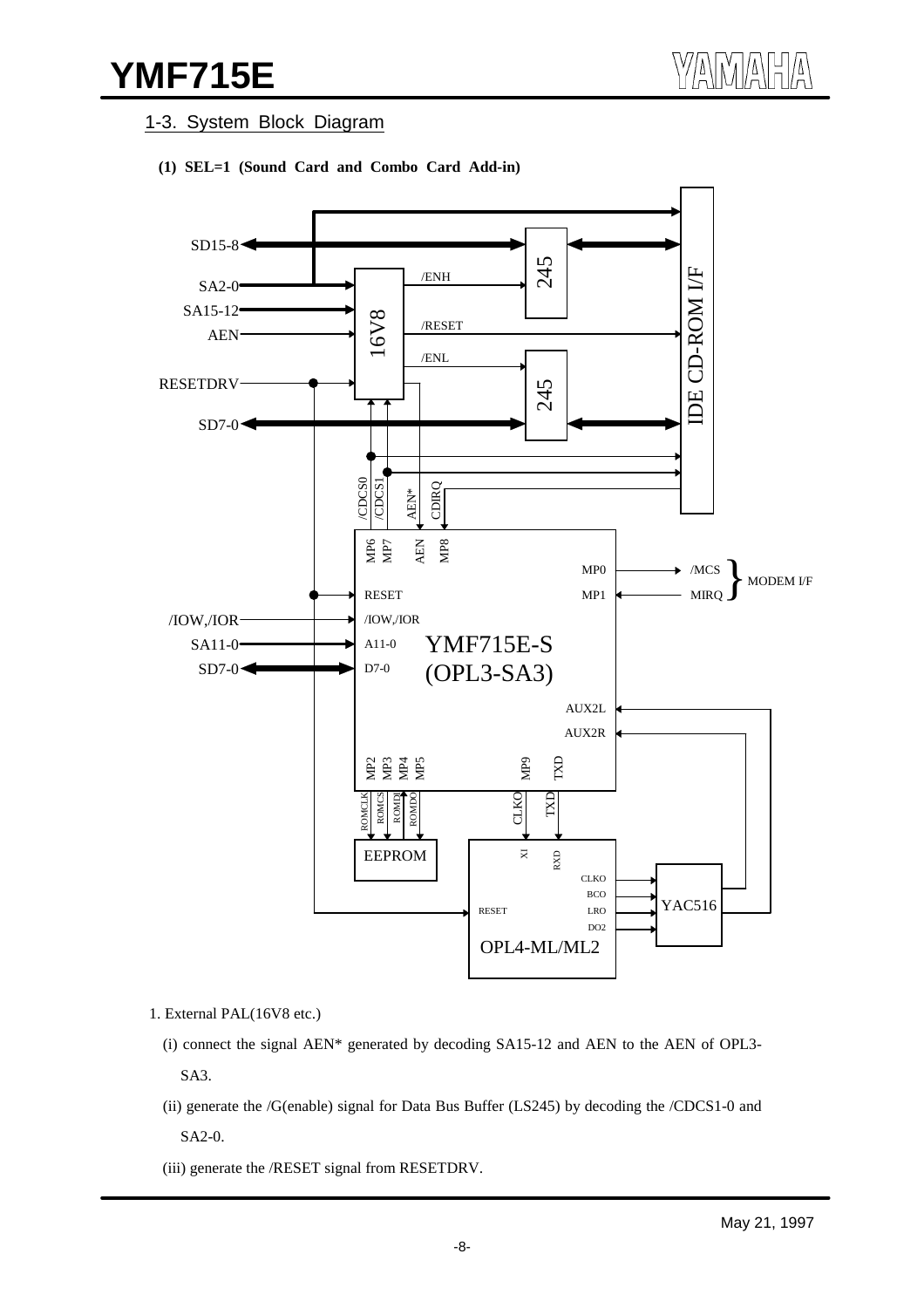## 1-3. System Block Diagram

**(1) SEL=1 (Sound Card and Combo Card Add-in)**

1. External PAL(16V8 etc.)

   (i) connect the signal AEN* generated by decoding SA15-12 and AEN to the AEN of OPL3-SA3.

   (ii) generate the /G(enable) signal for Data Bus Buffer (LS245) by decoding the /CDCS1-0 and SA2-0.

   (iii) generate the /RESET signal from RESETDRV.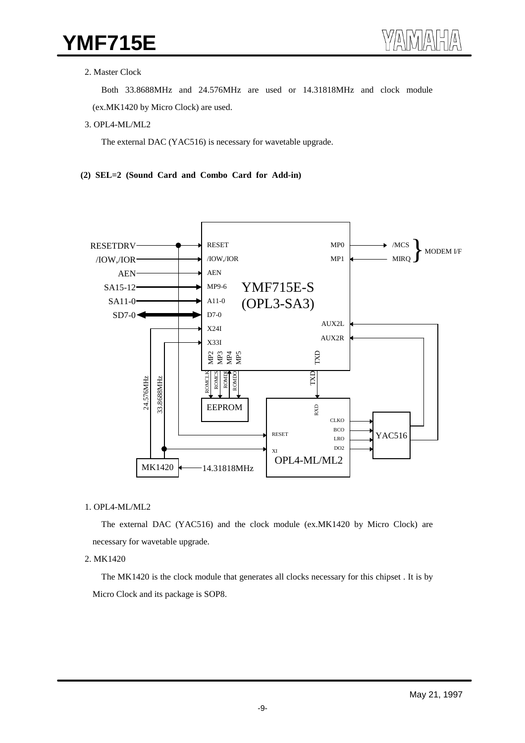2. Master Clock

Both 33.8688MHz and 24.576MHz are used or 14.31818MHz and clock module (ex.MK1420 by Micro Clock) are used.

3. OPL4-ML/ML2

The external DAC (YAC516) is necessary for wavetable upgrade.

**(2) SEL=2 (Sound Card and Combo Card for Add-in)**

1. OPL4-ML/ML2

The external DAC (YAC516) and the clock module (ex.MK1420 by Micro Clock) are necessary for wavetable upgrade.

2. MK1420

The MK1420 is the clock module that generates all clocks necessary for this chipset . It is by Micro Clock and its package is SOP8.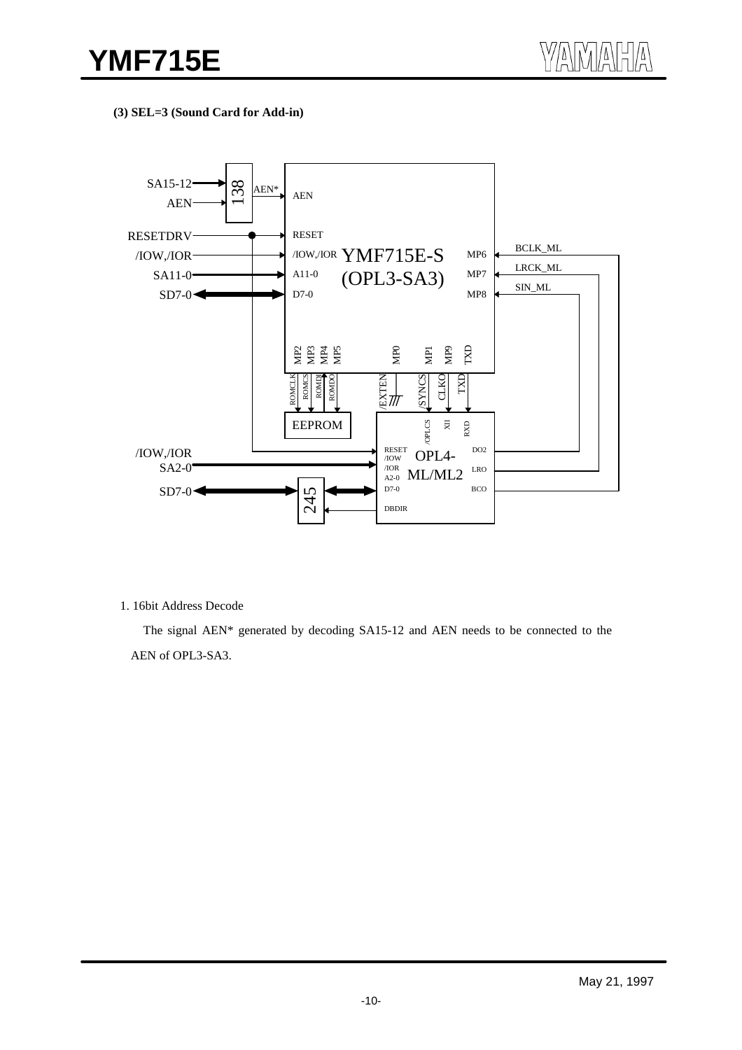**(3) SEL=3 (Sound Card for Add-in)**

1. 16bit Address Decode

The signal AEN* generated by decoding SA15-12 and AEN needs to be connected to the AEN of OPL3-SA3.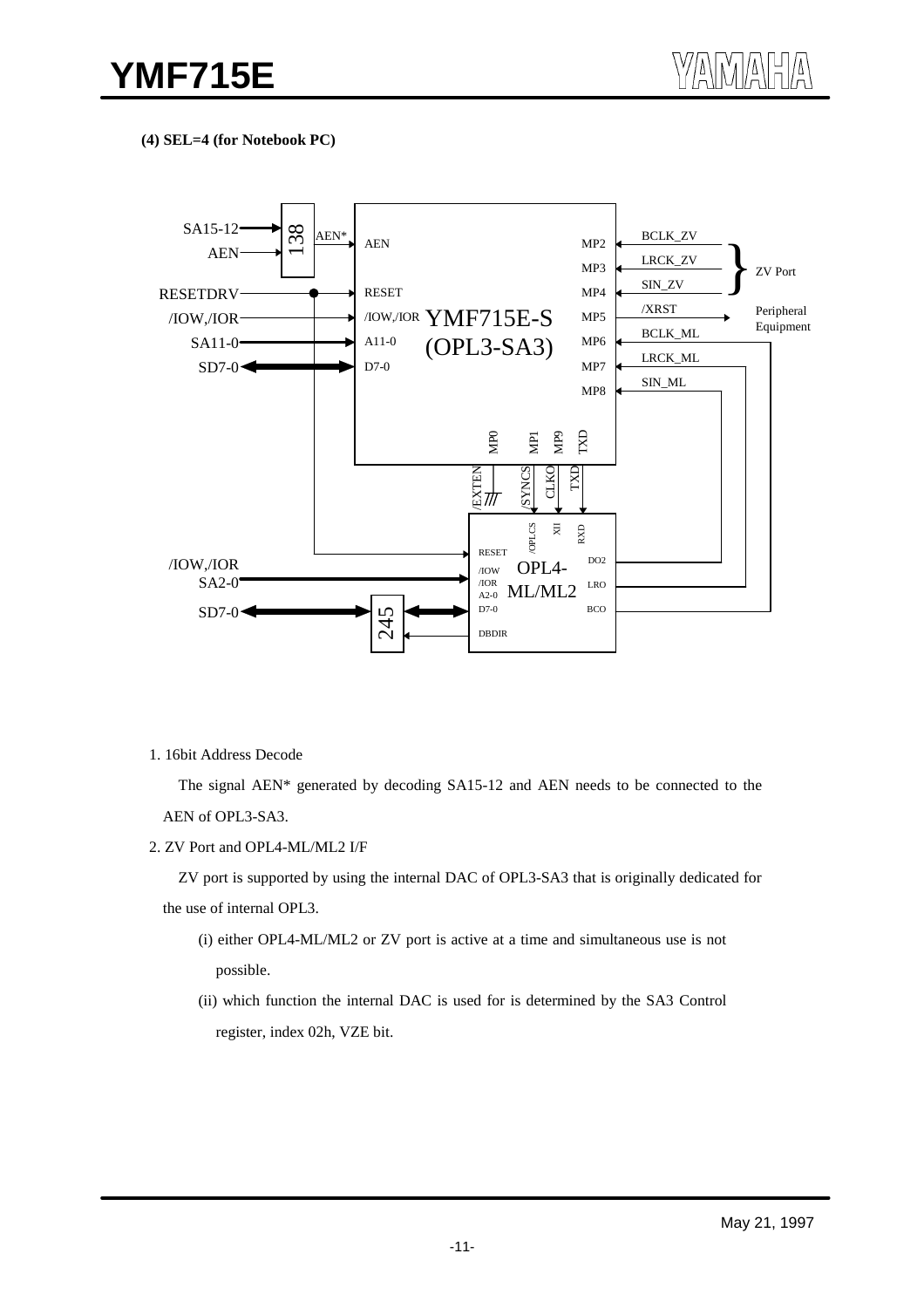**(4) SEL=4 (for Notebook PC)**

1. 16bit Address Decode

The signal AEN* generated by decoding SA15-12 and AEN needs to be connected to the AEN of OPL3-SA3.

2. ZV Port and OPL4-ML/ML2 I/F

ZV port is supported by using the internal DAC of OPL3-SA3 that is originally dedicated for the use of internal OPL3.

(i) either OPL4-ML/ML2 or ZV port is active at a time and simultaneous use is not possible.

(ii) which function the internal DAC is used for is determined by the SA3 Control register, index 02h, VZE bit.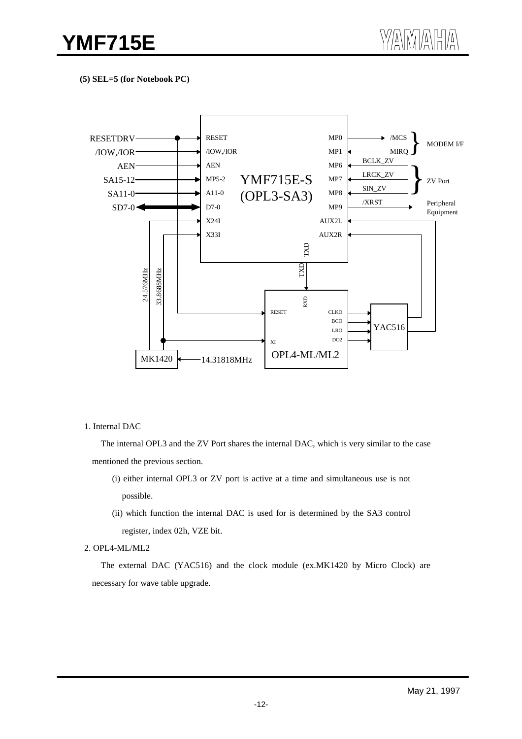**(5) SEL=5 (for Notebook PC)**

RESETDRV
/IOW,/IOR
AEN
SA15-12
SA11-0
SD7-0

RESET
/IOW,/IOR
AEN
MP5-2
A11-0
D7-0
X24I
X33I

YMF715E-S
(OPL3-SA3)

MP0
MP1
MP6
MP7
MP8
MP9
AUX2L
AUX2R
TXD

/MCS
MIRQ
MODEM I/F

BCLK_ZV
LRCK_ZV
SIN_ZV
ZV Port

/XRST
Peripheral Equipment

24.576MHz
33.8688MHz

TXD

RXD
RESET
XI
CLKO
BCO
LRO
DO2
OPL4-ML/ML2

YAC516

MK1420
14.31818MHz

1. Internal DAC

The internal OPL3 and the ZV Port shares the internal DAC, which is very similar to the case mentioned the previous section.

(i) either internal OPL3 or ZV port is active at a time and simultaneous use is not possible.

(ii) which function the internal DAC is used for is determined by the SA3 control register, index 02h, VZE bit.

2. OPL4-ML/ML2

The external DAC (YAC516) and the clock module (ex.MK1420 by Micro Clock) are necessary for wave table upgrade.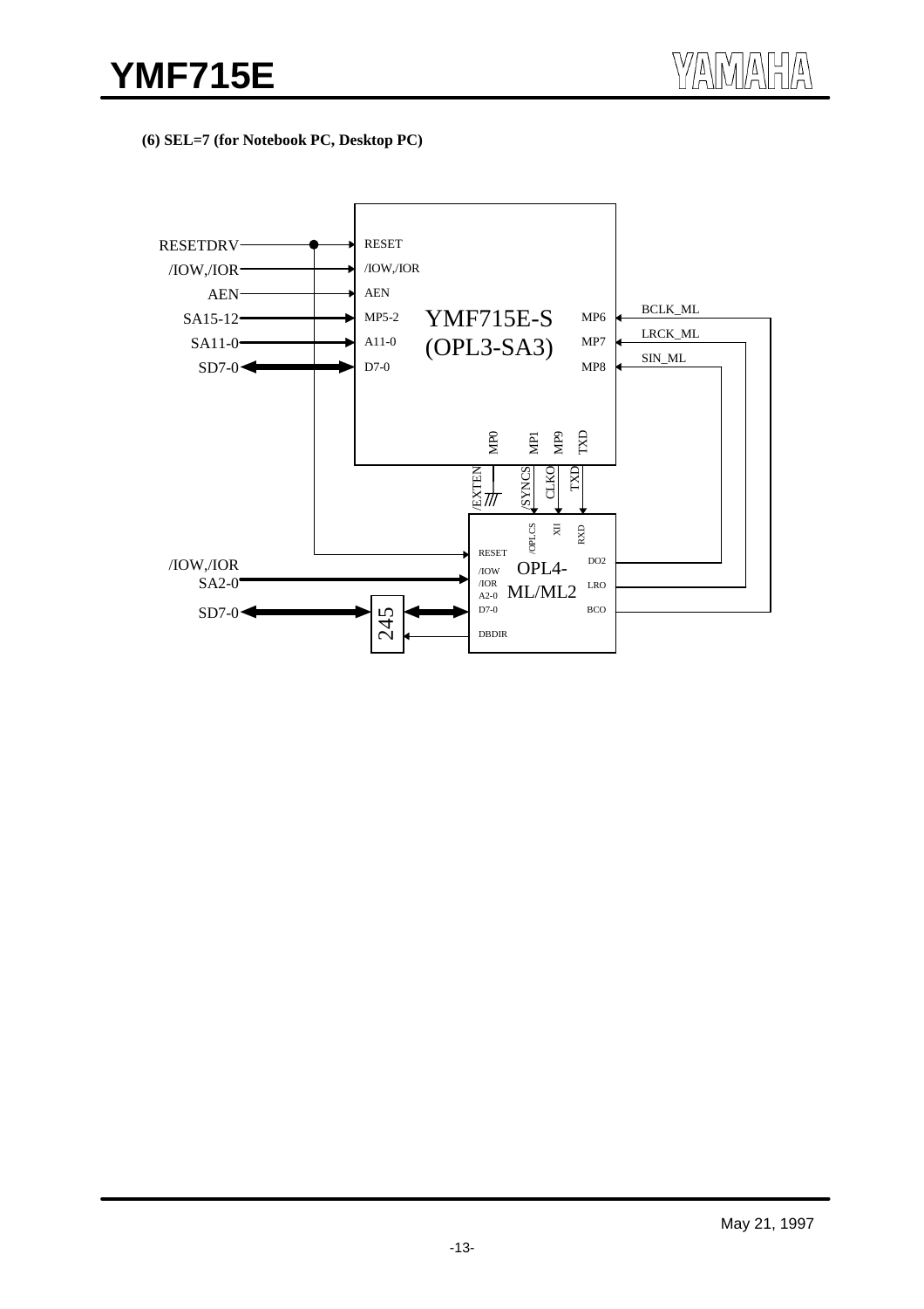**(6) SEL=7 (for Notebook PC, Desktop PC)**

RESETDRV
/IOW,/IOR
AEN
SA15-12
SA11-0
SD7-0

RESET
/IOW,/IOR
AEN
MP5-2
A11-0
D7-0

YMF715E-S
(OPL3-SA3)

MP6
MP7
MP8

BCLK_ML
LRCK_ML
SIN_ML

MP0
MP1
MP9
TXD

/EXTEN
/SYNCS
CLKO
TXD

/OPLCS
XI
RXD

RESET
/IOW
/IOR
A2-0
D7-0
DBDIR

OPL4-
ML/ML2

DO2
LRO
BCO

/IOW,/IOR
SA2-0
SD7-0

245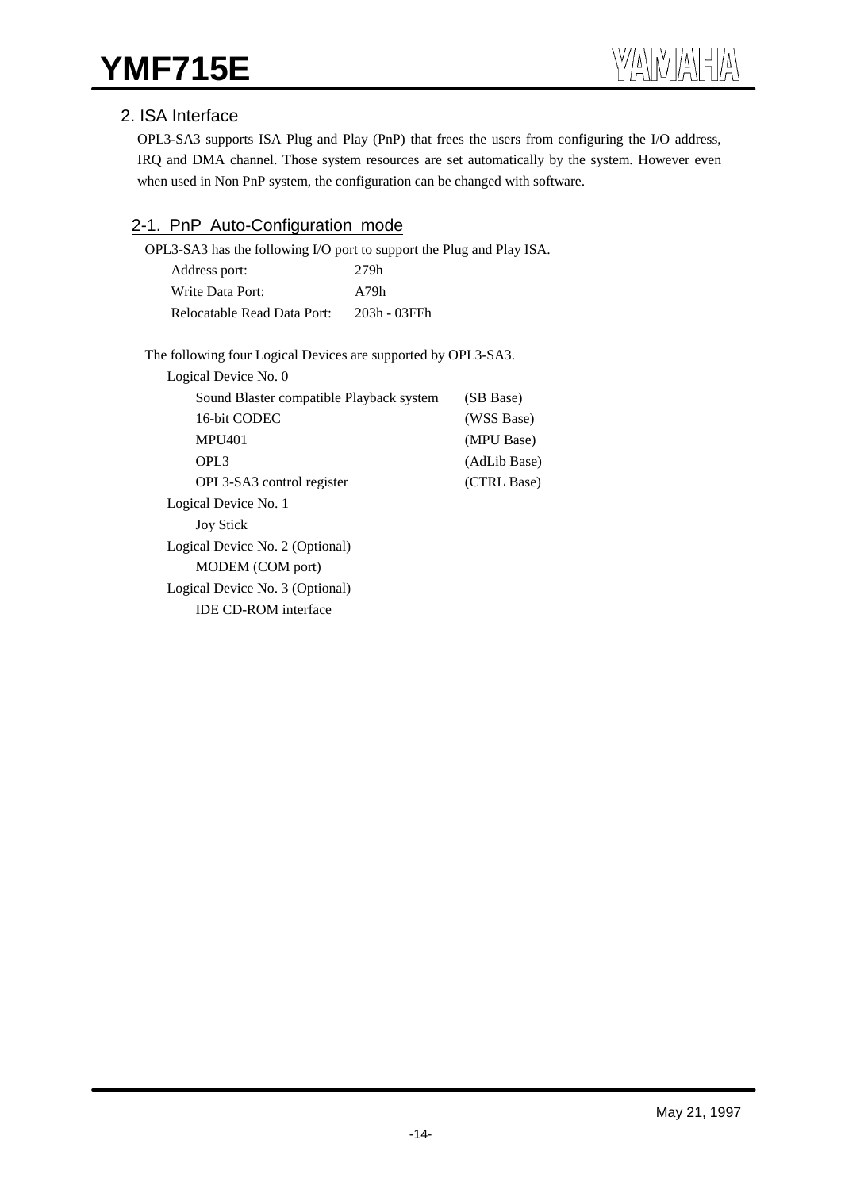## 2. ISA Interface

OPL3-SA3 supports ISA Plug and Play (PnP) that frees the users from configuring the I/O address, IRQ and DMA channel. Those system resources are set automatically by the system. However even when used in Non PnP system, the configuration can be changed with software.

### 2-1. PnP Auto-Configuration mode

OPL3-SA3 has the following I/O port to support the Plug and Play ISA.

| | |
|---|---|
| Address port: | 279h |
| Write Data Port: | A79h |
| Relocatable Read Data Port: | 203h - 03FFh |

The following four Logical Devices are supported by OPL3-SA3.

Logical Device No. 0

| | |
|---|---|
| Sound Blaster compatible Playback system | (SB Base) |
| 16-bit CODEC | (WSS Base) |
| MPU401 | (MPU Base) |
| OPL3 | (AdLib Base) |
| OPL3-SA3 control register | (CTRL Base) |

Logical Device No. 1
- Joy Stick

Logical Device No. 2 (Optional)
- MODEM (COM port)

Logical Device No. 3 (Optional)
- IDE CD-ROM interface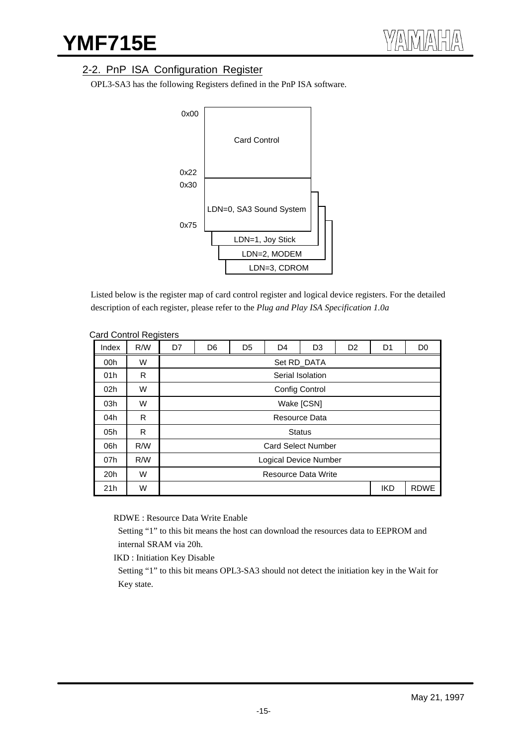## 2-2. PnP ISA Configuration Register

OPL3-SA3 has the following Registers defined in the PnP ISA software.

0x00

Card Control

0x22
0x30

LDN=0, SA3 Sound System

0x75

LDN=1, Joy Stick

LDN=2, MODEM

LDN=3, CDROM

Listed below is the register map of card control register and logical device registers. For the detailed description of each register, please refer to the *Plug and Play ISA Specification 1.0a*

Card Control Registers

| Index | R/W | D7 | D6 | D5 | D4 | D3 | D2 | D1 | D0 |
|---|---|---|---|---|---|---|---|---|---|
| 00h | W | Set RD_DATA | | | | | | | |
| 01h | R | Serial Isolation | | | | | | | |
| 02h | W | Config Control | | | | | | | |
| 03h | W | Wake [CSN] | | | | | | | |
| 04h | R | Resource Data | | | | | | | |
| 05h | R | Status | | | | | | | |
| 06h | R/W | Card Select Number | | | | | | | |
| 07h | R/W | Logical Device Number | | | | | | | |
| 20h | W | Resource Data Write | | | | | | | |
| 21h | W | | | | | | | IKD | RDWE |

RDWE : Resource Data Write Enable

Setting "1" to this bit means the host can download the resources data to EEPROM and internal SRAM via 20h.

IKD : Initiation Key Disable

Setting "1" to this bit means OPL3-SA3 should not detect the initiation key in the Wait for Key state.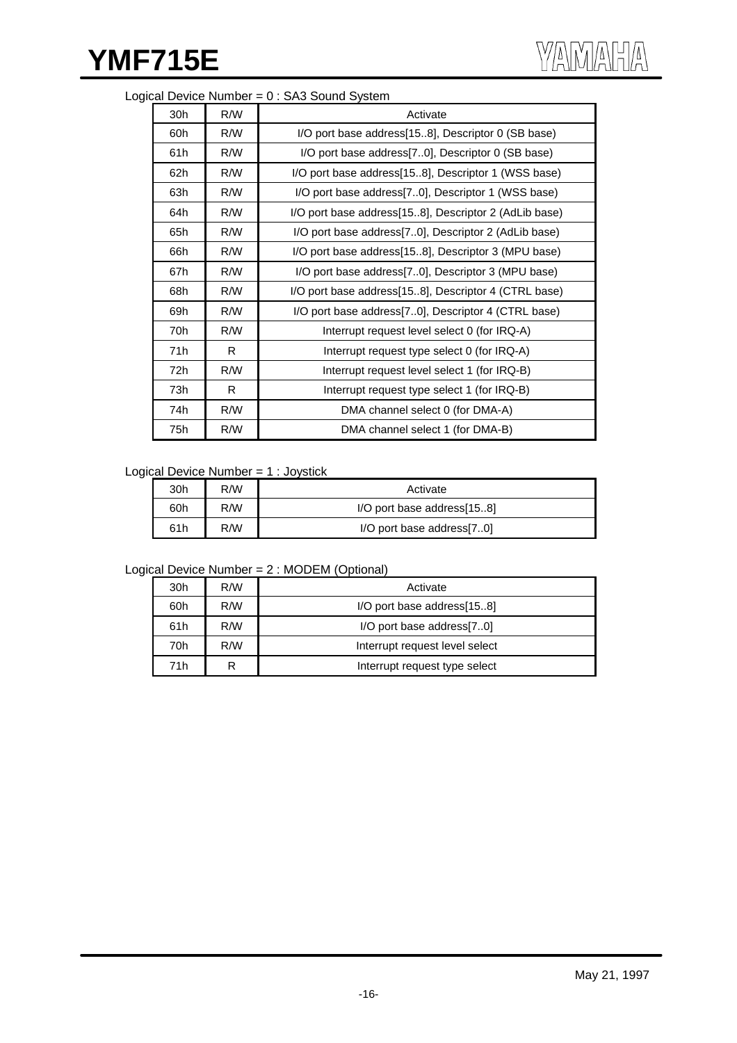Logical Device Number = 0 : SA3 Sound System

| | | |
|---|---|---|
| 30h | R/W | Activate |
| 60h | R/W | I/O port base address[15..8], Descriptor 0 (SB base) |
| 61h | R/W | I/O port base address[7..0], Descriptor 0 (SB base) |
| 62h | R/W | I/O port base address[15..8], Descriptor 1 (WSS base) |
| 63h | R/W | I/O port base address[7..0], Descriptor 1 (WSS base) |
| 64h | R/W | I/O port base address[15..8], Descriptor 2 (AdLib base) |
| 65h | R/W | I/O port base address[7..0], Descriptor 2 (AdLib base) |
| 66h | R/W | I/O port base address[15..8], Descriptor 3 (MPU base) |
| 67h | R/W | I/O port base address[7..0], Descriptor 3 (MPU base) |
| 68h | R/W | I/O port base address[15..8], Descriptor 4 (CTRL base) |
| 69h | R/W | I/O port base address[7..0], Descriptor 4 (CTRL base) |
| 70h | R/W | Interrupt request level select 0 (for IRQ-A) |
| 71h | R | Interrupt request type select 0 (for IRQ-A) |
| 72h | R/W | Interrupt request level select 1 (for IRQ-B) |
| 73h | R | Interrupt request type select 1 (for IRQ-B) |
| 74h | R/W | DMA channel select 0 (for DMA-A) |
| 75h | R/W | DMA channel select 1 (for DMA-B) |

Logical Device Number = 1 : Joystick

| | | |
|---|---|---|
| 30h | R/W | Activate |
| 60h | R/W | I/O port base address[15..8] |
| 61h | R/W | I/O port base address[7..0] |

Logical Device Number = 2 : MODEM (Optional)

| | | |
|---|---|---|
| 30h | R/W | Activate |
| 60h | R/W | I/O port base address[15..8] |
| 61h | R/W | I/O port base address[7..0] |
| 70h | R/W | Interrupt request level select |
| 71h | R | Interrupt request type select |

May 21, 1997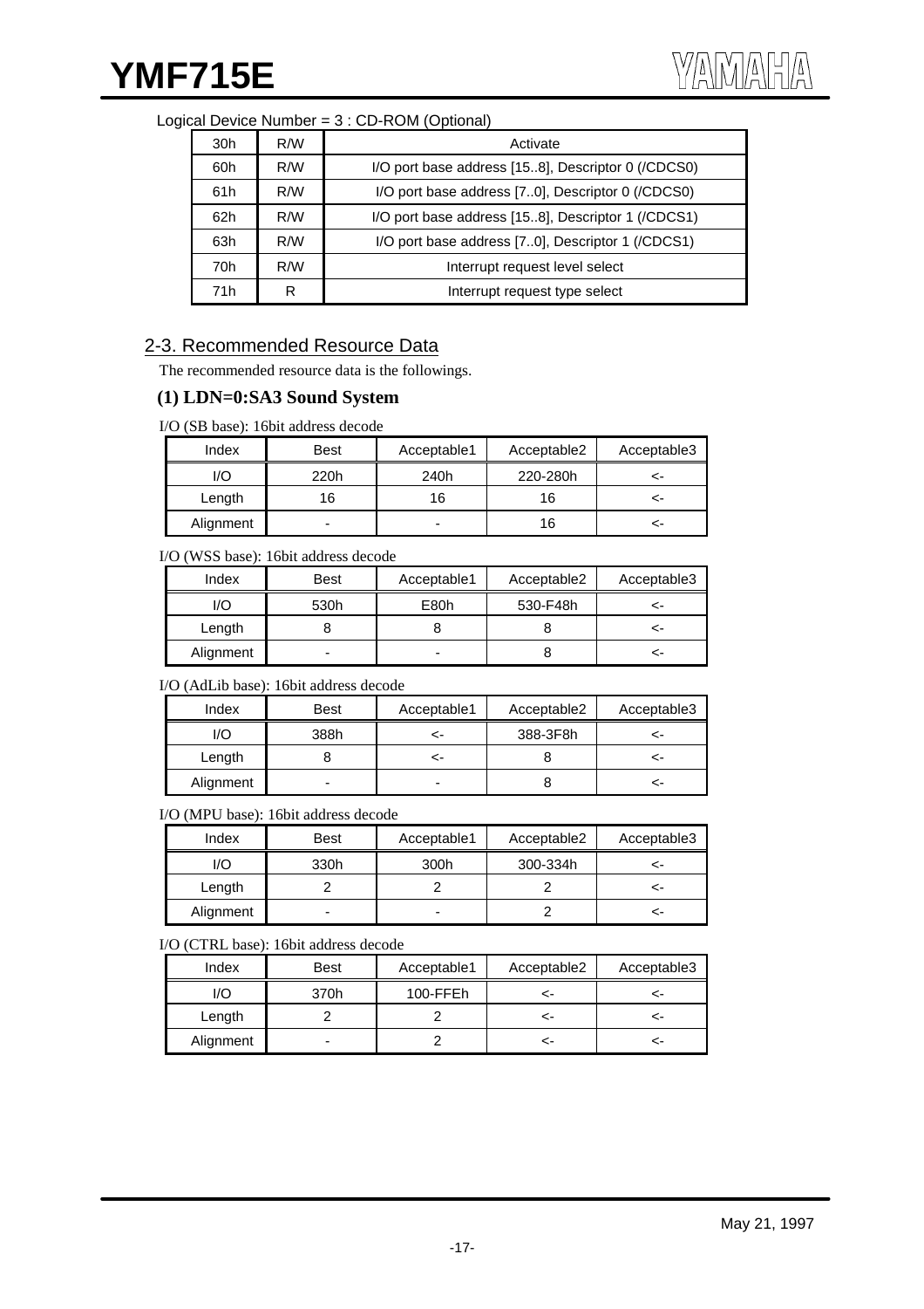Logical Device Number = 3 : CD-ROM (Optional)

| | | |
|---|---|---|
| 30h | R/W | Activate |
| 60h | R/W | I/O port base address [15..8], Descriptor 0 (/CDCS0) |
| 61h | R/W | I/O port base address [7..0], Descriptor 0 (/CDCS0) |
| 62h | R/W | I/O port base address [15..8], Descriptor 1 (/CDCS1) |
| 63h | R/W | I/O port base address [7..0], Descriptor 1 (/CDCS1) |
| 70h | R/W | Interrupt request level select |
| 71h | R | Interrupt request type select |

## 2-3. Recommended Resource Data

The recommended resource data is the followings.

### (1) LDN=0:SA3 Sound System

I/O (SB base): 16bit address decode

| Index | Best | Acceptable1 | Acceptable2 | Acceptable3 |
|---|---|---|---|---|
| I/O | 220h | 240h | 220-280h | <- |
| Length | 16 | 16 | 16 | <- |
| Alignment | - | - | 16 | <- |

I/O (WSS base): 16bit address decode

| Index | Best | Acceptable1 | Acceptable2 | Acceptable3 |
|---|---|---|---|---|
| I/O | 530h | E80h | 530-F48h | <- |
| Length | 8 | 8 | 8 | <- |
| Alignment | - | - | 8 | <- |

I/O (AdLib base): 16bit address decode

| Index | Best | Acceptable1 | Acceptable2 | Acceptable3 |
|---|---|---|---|---|
| I/O | 388h | <- | 388-3F8h | <- |
| Length | 8 | <- | 8 | <- |
| Alignment | - | - | 8 | <- |

I/O (MPU base): 16bit address decode

| Index | Best | Acceptable1 | Acceptable2 | Acceptable3 |
|---|---|---|---|---|
| I/O | 330h | 300h | 300-334h | <- |
| Length | 2 | 2 | 2 | <- |
| Alignment | - | - | 2 | <- |

I/O (CTRL base): 16bit address decode

| Index | Best | Acceptable1 | Acceptable2 | Acceptable3 |
|---|---|---|---|---|
| I/O | 370h | 100-FFEh | <- | <- |
| Length | 2 | 2 | <- | <- |
| Alignment | - | 2 | <- | <- |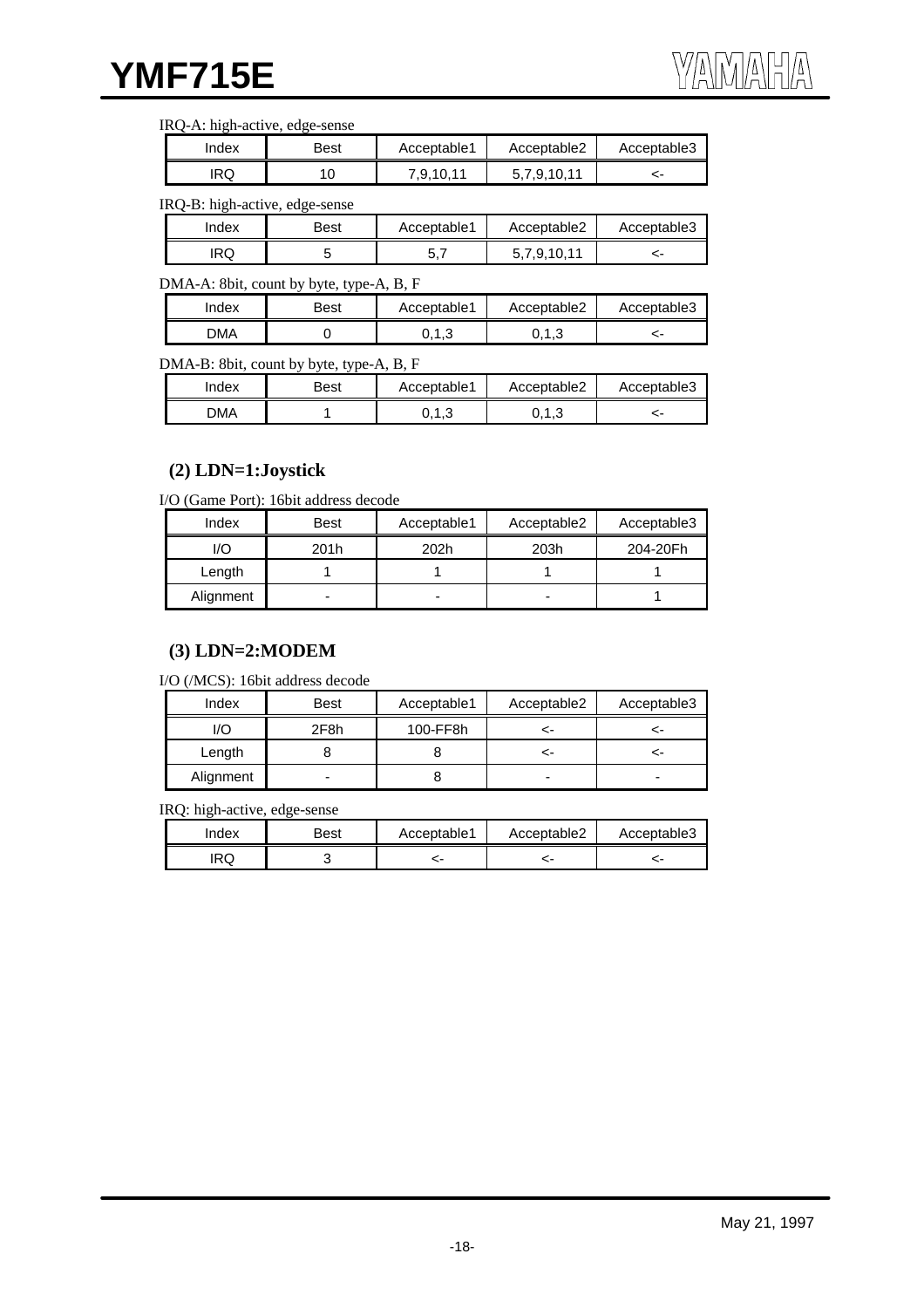IRQ-A: high-active, edge-sense

| Index | Best | Acceptable1 | Acceptable2 | Acceptable3 |
|---|---|---|---|---|
| IRQ | 10 | 7,9,10,11 | 5,7,9,10,11 | <- |

IRQ-B: high-active, edge-sense

| Index | Best | Acceptable1 | Acceptable2 | Acceptable3 |
|---|---|---|---|---|
| IRQ | 5 | 5,7 | 5,7,9,10,11 | <- |

DMA-A: 8bit, count by byte, type-A, B, F

| Index | Best | Acceptable1 | Acceptable2 | Acceptable3 |
|---|---|---|---|---|
| DMA | 0 | 0,1,3 | 0,1,3 | <- |

DMA-B: 8bit, count by byte, type-A, B, F

| Index | Best | Acceptable1 | Acceptable2 | Acceptable3 |
|---|---|---|---|---|
| DMA | 1 | 0,1,3 | 0,1,3 | <- |

### (2) LDN=1:Joystick

I/O (Game Port): 16bit address decode

| Index | Best | Acceptable1 | Acceptable2 | Acceptable3 |
|---|---|---|---|---|
| I/O | 201h | 202h | 203h | 204-20Fh |
| Length | 1 | 1 | 1 | 1 |
| Alignment | - | - | - | 1 |

### (3) LDN=2:MODEM

I/O (/MCS): 16bit address decode

| Index | Best | Acceptable1 | Acceptable2 | Acceptable3 |
|---|---|---|---|---|
| I/O | 2F8h | 100-FF8h | <- | <- |
| Length | 8 | 8 | <- | <- |
| Alignment | - | 8 | - | - |

IRQ: high-active, edge-sense

| Index | Best | Acceptable1 | Acceptable2 | Acceptable3 |
|---|---|---|---|---|
| IRQ | 3 | <- | <- | <- |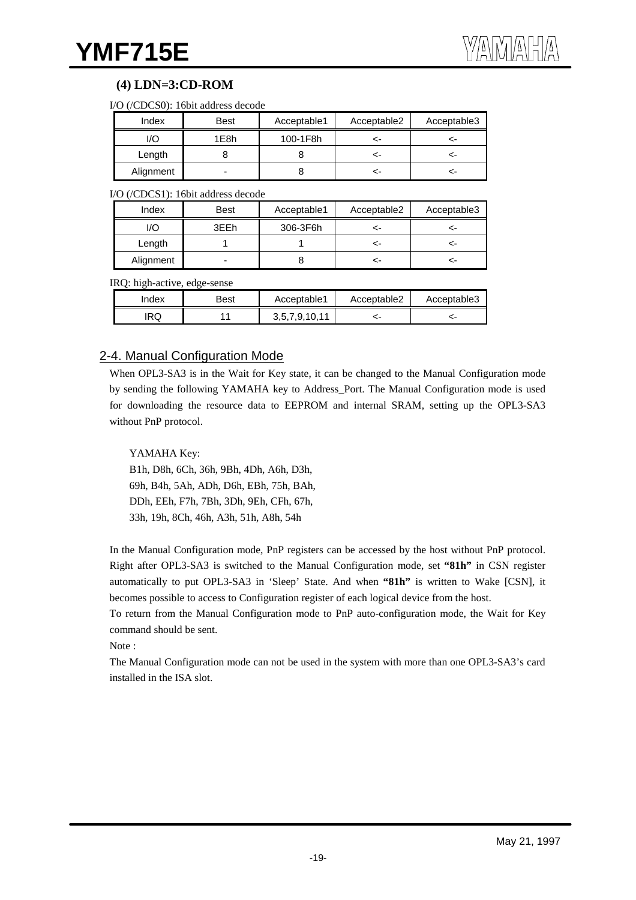### (4) LDN=3:CD-ROM

I/O (/CDCS0): 16bit address decode

| Index | Best | Acceptable1 | Acceptable2 | Acceptable3 |
|---|---|---|---|---|
| I/O | 1E8h | 100-1F8h | <- | <- |
| Length | 8 | 8 | <- | <- |
| Alignment | - | 8 | <- | <- |

I/O (/CDCS1): 16bit address decode

| Index | Best | Acceptable1 | Acceptable2 | Acceptable3 |
|---|---|---|---|---|
| I/O | 3EEh | 306-3F6h | <- | <- |
| Length | 1 | 1 | <- | <- |
| Alignment | - | 8 | <- | <- |

IRQ: high-active, edge-sense

| Index | Best | Acceptable1 | Acceptable2 | Acceptable3 |
|---|---|---|---|---|
| IRQ | 11 | 3,5,7,9,10,11 | <- | <- |

## 2-4. Manual Configuration Mode

When OPL3-SA3 is in the Wait for Key state, it can be changed to the Manual Configuration mode by sending the following YAMAHA key to Address_Port. The Manual Configuration mode is used for downloading the resource data to EEPROM and internal SRAM, setting up the OPL3-SA3 without PnP protocol.

YAMAHA Key:
B1h, D8h, 6Ch, 36h, 9Bh, 4Dh, A6h, D3h,
69h, B4h, 5Ah, ADh, D6h, EBh, 75h, BAh,
DDh, EEh, F7h, 7Bh, 3Dh, 9Eh, CFh, 67h,
33h, 19h, 8Ch, 46h, A3h, 51h, A8h, 54h

In the Manual Configuration mode, PnP registers can be accessed by the host without PnP protocol. Right after OPL3-SA3 is switched to the Manual Configuration mode, set **"81h"** in CSN register automatically to put OPL3-SA3 in 'Sleep' State. And when **"81h"** is written to Wake [CSN], it becomes possible to access to Configuration register of each logical device from the host.

To return from the Manual Configuration mode to PnP auto-configuration mode, the Wait for Key command should be sent.

Note :

The Manual Configuration mode can not be used in the system with more than one OPL3-SA3's card installed in the ISA slot.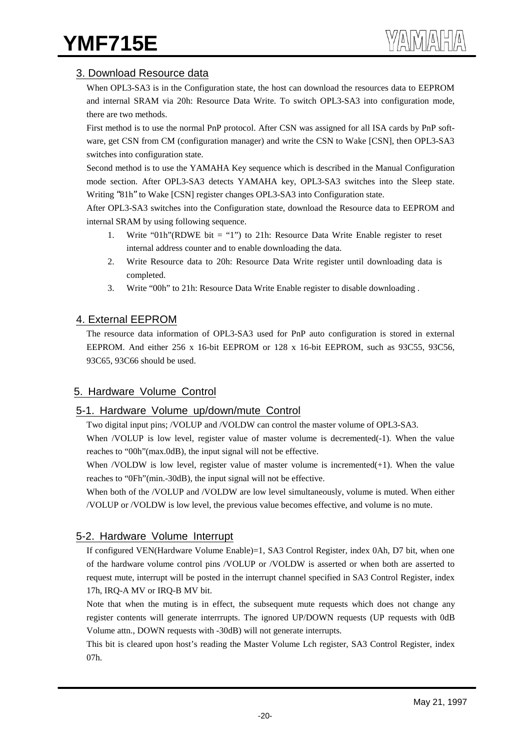## 3. Download Resource data

When OPL3-SA3 is in the Configuration state, the host can download the resources data to EEPROM and internal SRAM via 20h: Resource Data Write. To switch OPL3-SA3 into configuration mode, there are two methods.

First method is to use the normal PnP protocol. After CSN was assigned for all ISA cards by PnP software, get CSN from CM (configuration manager) and write the CSN to Wake [CSN], then OPL3-SA3 switches into configuration state.

Second method is to use the YAMAHA Key sequence which is described in the Manual Configuration mode section. After OPL3-SA3 detects YAMAHA key, OPL3-SA3 switches into the Sleep state. Writing "81h" to Wake [CSN] register changes OPL3-SA3 into Configuration state.

After OPL3-SA3 switches into the Configuration state, download the Resource data to EEPROM and internal SRAM by using following sequence.

1. Write "01h"(RDWE bit = "1") to 21h: Resource Data Write Enable register to reset internal address counter and to enable downloading the data.
2. Write Resource data to 20h: Resource Data Write register until downloading data is completed.
3. Write "00h" to 21h: Resource Data Write Enable register to disable downloading .

## 4. External EEPROM

The resource data information of OPL3-SA3 used for PnP auto configuration is stored in external EEPROM. And either 256 x 16-bit EEPROM or 128 x 16-bit EEPROM, such as 93C55, 93C56, 93C65, 93C66 should be used.

## 5. Hardware Volume Control

### 5-1. Hardware Volume up/down/mute Control

Two digital input pins; /VOLUP and /VOLDW can control the master volume of OPL3-SA3.

When /VOLUP is low level, register value of master volume is decremented(-1). When the value reaches to "00h"(max.0dB), the input signal will not be effective.

When /VOLDW is low level, register value of master volume is incremented(+1). When the value reaches to "0Fh"(min.-30dB), the input signal will not be effective.

When both of the /VOLUP and /VOLDW are low level simultaneously, volume is muted. When either /VOLUP or /VOLDW is low level, the previous value becomes effective, and volume is no mute.

### 5-2. Hardware Volume Interrupt

If configured VEN(Hardware Volume Enable)=1, SA3 Control Register, index 0Ah, D7 bit, when one of the hardware volume control pins /VOLUP or /VOLDW is asserted or when both are asserted to request mute, interrupt will be posted in the interrupt channel specified in SA3 Control Register, index 17h, IRQ-A MV or IRQ-B MV bit.

Note that when the muting is in effect, the subsequent mute requests which does not change any register contents will generate interrrupts. The ignored UP/DOWN requests (UP requests with 0dB Volume attn., DOWN requests with -30dB) will not generate interrupts.

This bit is cleared upon host's reading the Master Volume Lch register, SA3 Control Register, index 07h.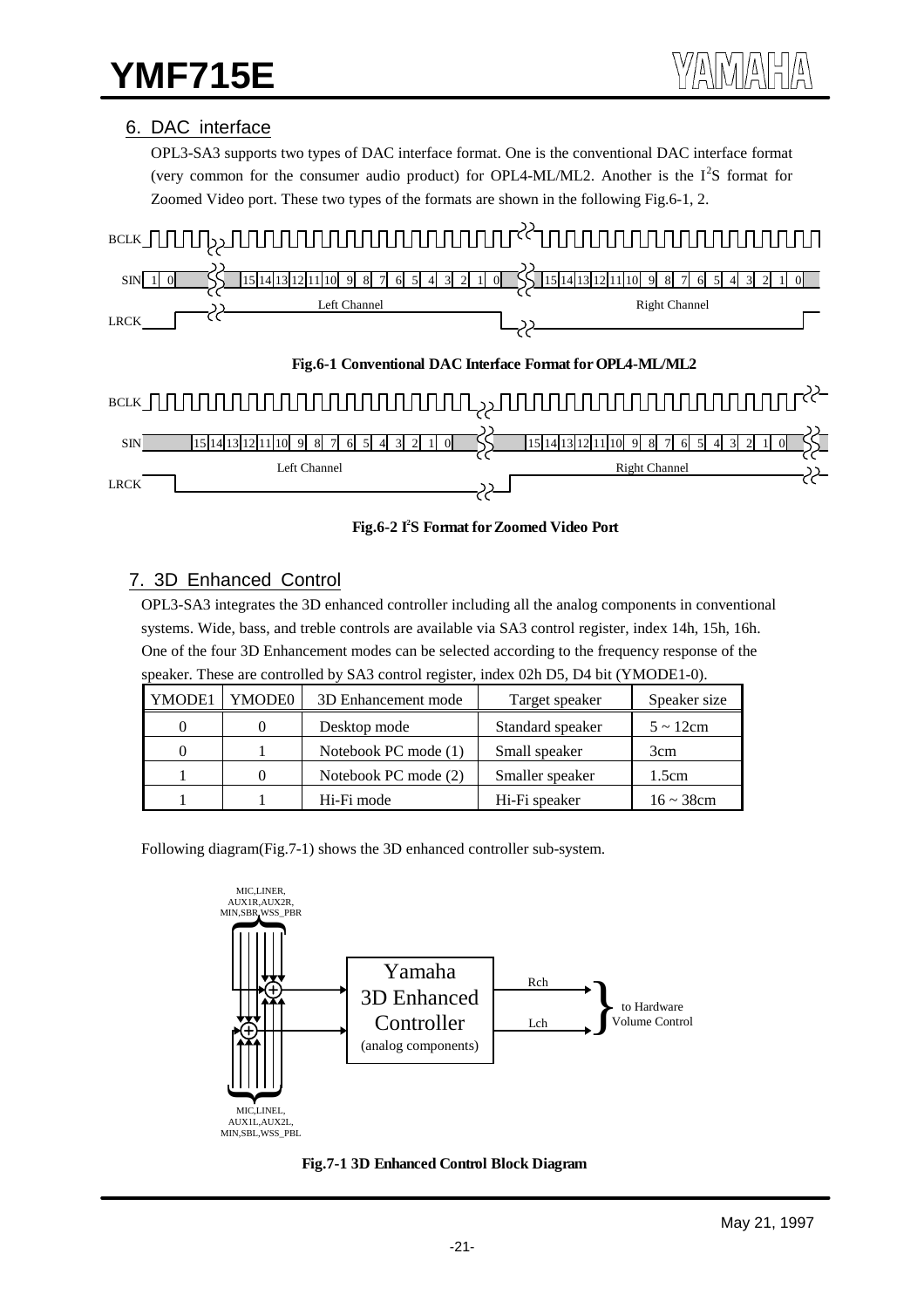## 6. DAC interface

OPL3-SA3 supports two types of DAC interface format. One is the conventional DAC interface format (very common for the consumer audio product) for OPL4-ML/ML2. Another is the $I^2S$ format for Zoomed Video port. These two types of the formats are shown in the following Fig.6-1, 2.

**Fig.6-1 Conventional DAC Interface Format for OPL4-ML/ML2**

**Fig.6-2 $I^2S$ Format for Zoomed Video Port**

## 7. 3D Enhanced Control

OPL3-SA3 integrates the 3D enhanced controller including all the analog components in conventional systems. Wide, bass, and treble controls are available via SA3 control register, index 14h, 15h, 16h. One of the four 3D Enhancement modes can be selected according to the frequency response of the speaker. These are controlled by SA3 control register, index 02h D5, D4 bit (YMODE1-0).

| YMODE1 | YMODE0 | 3D Enhancement mode | Target speaker | Speaker size |
|---|---|---|---|---|
| 0 | 0 | Desktop mode | Standard speaker | 5 ~ 12cm |
| 0 | 1 | Notebook PC mode (1) | Small speaker | 3cm |
| 1 | 0 | Notebook PC mode (2) | Smaller speaker | 1.5cm |
| 1 | 1 | Hi-Fi mode | Hi-Fi speaker | 16 ~ 38cm |

Following diagram(Fig.7-1) shows the 3D enhanced controller sub-system.

**Fig.7-1 3D Enhanced Control Block Diagram**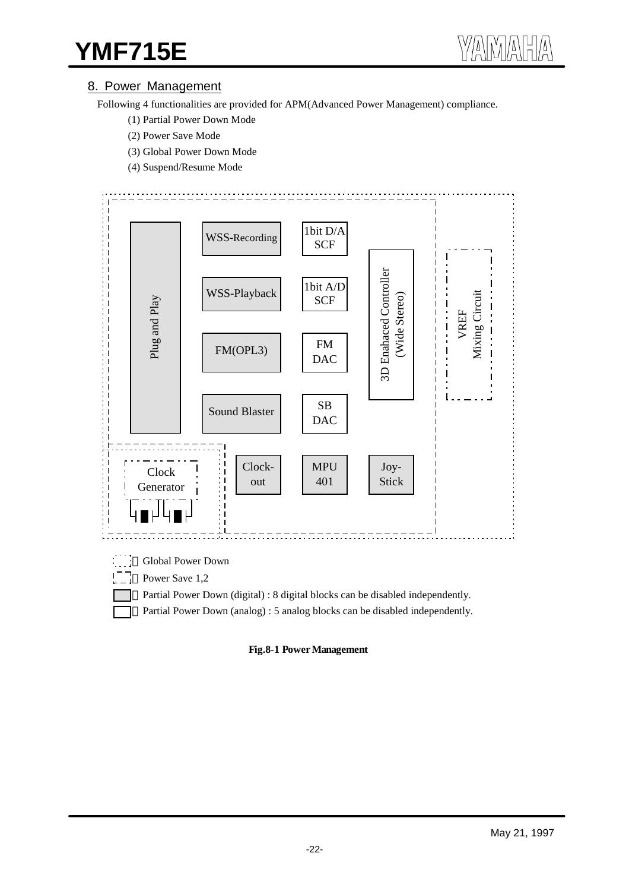## 8. Power Management

Following 4 functionalities are provided for APM(Advanced Power Management) compliance.

(1) Partial Power Down Mode

(2) Power Save Mode

(3) Global Power Down Mode

(4) Suspend/Resume Mode

Plug and Play

WSS-Recording

WSS-Playback

FM(OPL3)

Sound Blaster

1bit D/A SCF

1bit A/D SCF

FM DAC

SB DAC

3D Enahaced Controller (Wide Stereo)

VREF Mixing Circuit

Clock Generator

Clock-out

MPU 401

Joy-Stick

：Global Power Down

：Power Save 1,2

：Partial Power Down (digital) : 8 digital blocks can be disabled independently.

：Partial Power Down (analog) : 5 analog blocks can be disabled independently.

**Fig.8-1 Power Management**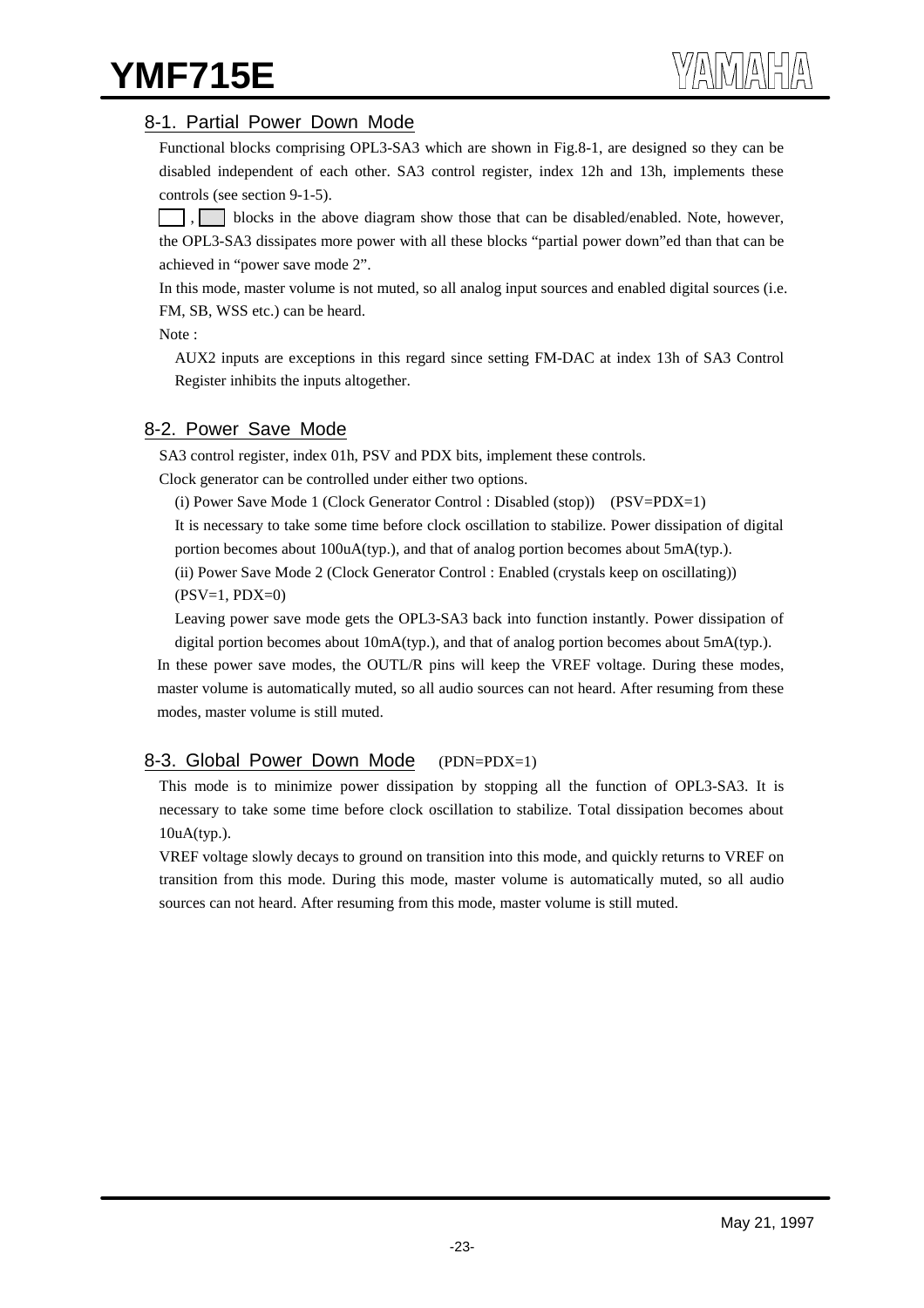## 8-1. Partial Power Down Mode

Functional blocks comprising OPL3-SA3 which are shown in Fig.8-1, are designed so they can be disabled independent of each other. SA3 control register, index 12h and 13h, implements these controls (see section 9-1-5).

[ ] , [ ] blocks in the above diagram show those that can be disabled/enabled. Note, however, the OPL3-SA3 dissipates more power with all these blocks "partial power down"ed than that can be achieved in "power save mode 2".

In this mode, master volume is not muted, so all analog input sources and enabled digital sources (i.e. FM, SB, WSS etc.) can be heard.

Note :

AUX2 inputs are exceptions in this regard since setting FM-DAC at index 13h of SA3 Control Register inhibits the inputs altogether.

## 8-2. Power Save Mode

SA3 control register, index 01h, PSV and PDX bits, implement these controls.

Clock generator can be controlled under either two options.

(i) Power Save Mode 1 (Clock Generator Control : Disabled (stop)) (PSV=PDX=1)

It is necessary to take some time before clock oscillation to stabilize. Power dissipation of digital portion becomes about 100uA(typ.), and that of analog portion becomes about 5mA(typ.).

(ii) Power Save Mode 2 (Clock Generator Control : Enabled (crystals keep on oscillating)) (PSV=1, PDX=0)

Leaving power save mode gets the OPL3-SA3 back into function instantly. Power dissipation of digital portion becomes about 10mA(typ.), and that of analog portion becomes about 5mA(typ.).

In these power save modes, the OUTL/R pins will keep the VREF voltage. During these modes, master volume is automatically muted, so all audio sources can not heard. After resuming from these modes, master volume is still muted.

## 8-3. Global Power Down Mode (PDN=PDX=1)

This mode is to minimize power dissipation by stopping all the function of OPL3-SA3. It is necessary to take some time before clock oscillation to stabilize. Total dissipation becomes about 10uA(typ.).

VREF voltage slowly decays to ground on transition into this mode, and quickly returns to VREF on transition from this mode. During this mode, master volume is automatically muted, so all audio sources can not heard. After resuming from this mode, master volume is still muted.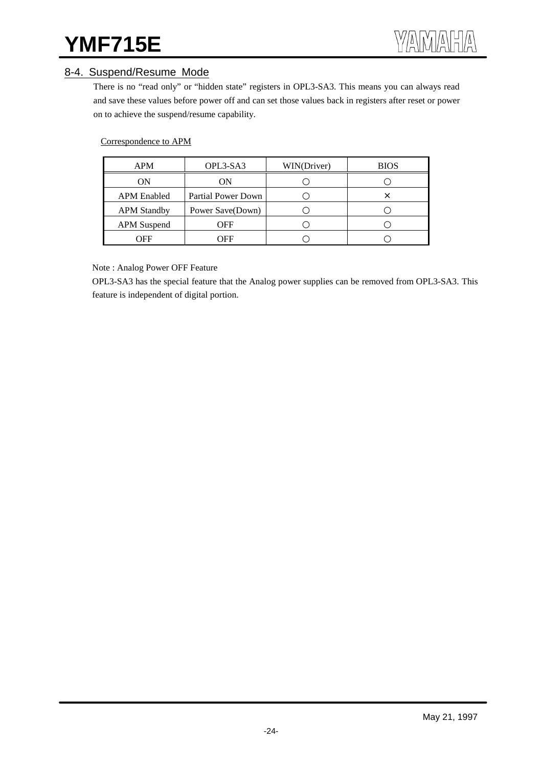## 8-4. Suspend/Resume Mode

There is no "read only" or "hidden state" registers in OPL3-SA3. This means you can always read and save these values before power off and can set those values back in registers after reset or power on to achieve the suspend/resume capability.

Correspondence to APM

| APM | OPL3-SA3 | WIN(Driver) | BIOS |
|---|---|---|---|
| ON | ON | ○ | ○ |
| APM Enabled | Partial Power Down | ○ | × |
| APM Standby | Power Save(Down) | ○ | ○ |
| APM Suspend | OFF | ○ | ○ |
| OFF | OFF | ○ | ○ |

Note : Analog Power OFF Feature

OPL3-SA3 has the special feature that the Analog power supplies can be removed from OPL3-SA3. This feature is independent of digital portion.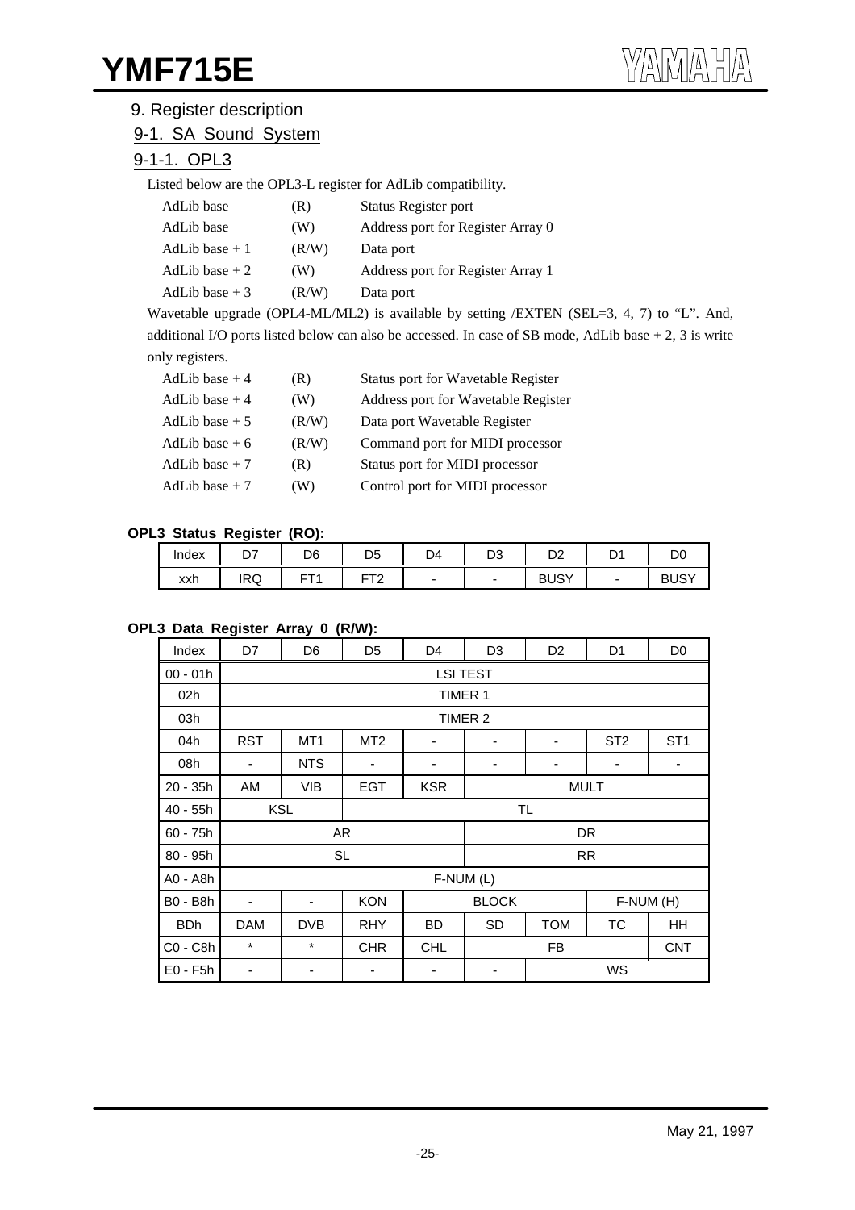## 9. Register description

### 9-1. SA Sound System

#### 9-1-1. OPL3

Listed below are the OPL3-L register for AdLib compatibility.

| | | |
|---|---|---|
| AdLib base | (R) | Status Register port |
| AdLib base | (W) | Address port for Register Array 0 |
| AdLib base + 1 | (R/W) | Data port |
| AdLib base + 2 | (W) | Address port for Register Array 1 |
| AdLib base + 3 | (R/W) | Data port |

Wavetable upgrade (OPL4-ML/ML2) is available by setting /EXTEN (SEL=3, 4, 7) to "L". And, additional I/O ports listed below can also be accessed. In case of SB mode, AdLib base + 2, 3 is write only registers.

| | | |
|---|---|---|
| AdLib base + 4 | (R) | Status port for Wavetable Register |
| AdLib base + 4 | (W) | Address port for Wavetable Register |
| AdLib base + 5 | (R/W) | Data port Wavetable Register |
| AdLib base + 6 | (R/W) | Command port for MIDI processor |
| AdLib base + 7 | (R) | Status port for MIDI processor |
| AdLib base + 7 | (W) | Control port for MIDI processor |

**OPL3 Status Register (RO):**

| Index | D7 | D6 | D5 | D4 | D3 | D2 | D1 | D0 |
|---|---|---|---|---|---|---|---|---|
| xxh | IRQ | FT1 | FT2 | - | - | BUSY | - | BUSY |

**OPL3 Data Register Array 0 (R/W):**

| Index | D7 | D6 | D5 | D4 | D3 | D2 | D1 | D0 |
|---|---|---|---|---|---|---|---|---|
| 00 - 01h | LSI TEST | | | | | | | |
| 02h | TIMER 1 | | | | | | | |
| 03h | TIMER 2 | | | | | | | |
| 04h | RST | MT1 | MT2 | - | - | - | ST2 | ST1 |
| 08h | - | NTS | - | - | - | - | - | - |
| 20 - 35h | AM | VIB | EGT | KSR | MULT | | | |
| 40 - 55h | KSL | | TL | | | | | |
| 60 - 75h | AR | | | | DR | | | |
| 80 - 95h | SL | | | | RR | | | |
| A0 - A8h | F-NUM (L) | | | | | | | |
| B0 - B8h | - | - | KON | BLOCK | | | F-NUM (H) | |
| BDh | DAM | DVB | RHY | BD | SD | TOM | TC | HH |
| C0 - C8h | * | * | CHR | CHL | FB | | | CNT |
| E0 - F5h | - | - | - | - | - | WS | | |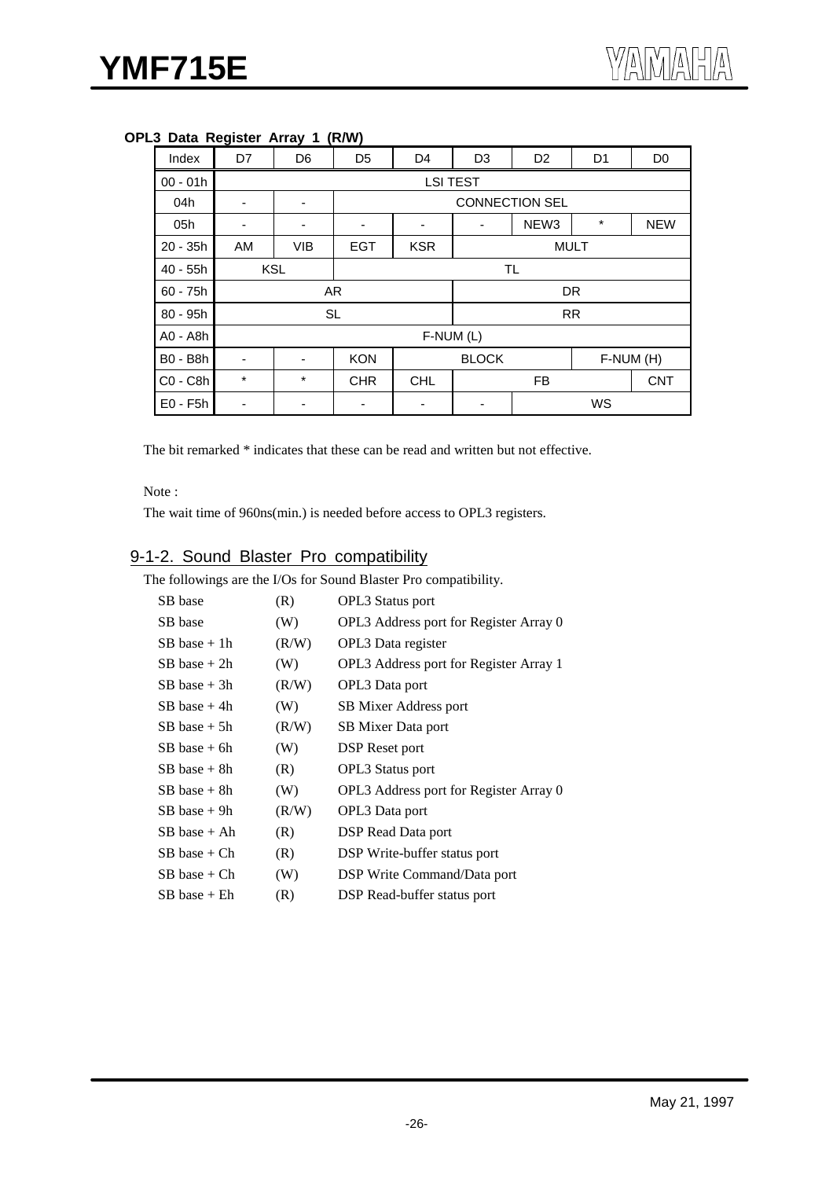**OPL3 Data Register Array 1 (R/W)**

| Index | D7 | D6 | D5 | D4 | D3 | D2 | D1 | D0 |
|---|---|---|---|---|---|---|---|---|
| 00 - 01h | LSI TEST | | | | | | | |
| 04h | - | - | CONNECTION SEL | | | | | |
| 05h | - | - | - | - | - | NEW3 | * | NEW |
| 20 - 35h | AM | VIB | EGT | KSR | MULT | | | |
| 40 - 55h | KSL | | TL | | | | | |
| 60 - 75h | AR | | | | DR | | | |
| 80 - 95h | SL | | | | RR | | | |
| A0 - A8h | F-NUM (L) | | | | | | | |
| B0 - B8h | - | - | KON | BLOCK | | | F-NUM (H) | |
| C0 - C8h | * | * | CHR | CHL | FB | | | CNT |
| E0 - F5h | - | - | - | - | - | WS | | |

The bit remarked * indicates that these can be read and written but not effective.

Note :

The wait time of 960ns(min.) is needed before access to OPL3 registers.

## 9-1-2. Sound Blaster Pro compatibility

The followings are the I/Os for Sound Blaster Pro compatibility.

| | | |
|---|---|---|
| SB base | (R) | OPL3 Status port |
| SB base | (W) | OPL3 Address port for Register Array 0 |
| SB base + 1h | (R/W) | OPL3 Data register |
| SB base + 2h | (W) | OPL3 Address port for Register Array 1 |
| SB base + 3h | (R/W) | OPL3 Data port |
| SB base + 4h | (W) | SB Mixer Address port |
| SB base + 5h | (R/W) | SB Mixer Data port |
| SB base + 6h | (W) | DSP Reset port |
| SB base + 8h | (R) | OPL3 Status port |
| SB base + 8h | (W) | OPL3 Address port for Register Array 0 |
| SB base + 9h | (R/W) | OPL3 Data port |
| SB base + Ah | (R) | DSP Read Data port |
| SB base + Ch | (R) | DSP Write-buffer status port |
| SB base + Ch | (W) | DSP Write Command/Data port |
| SB base + Eh | (R) | DSP Read-buffer status port |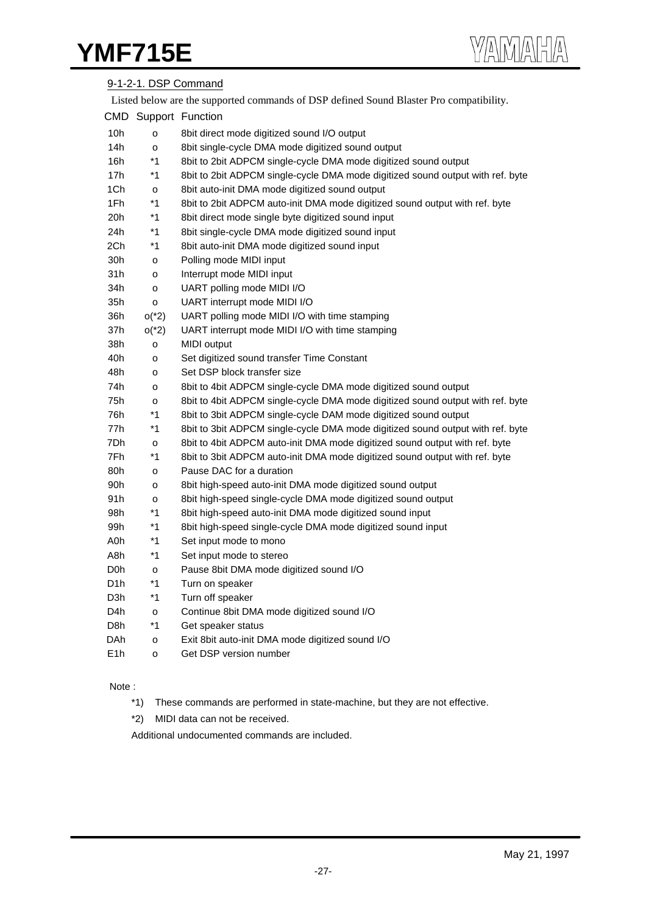### 9-1-2-1. DSP Command

Listed below are the supported commands of DSP defined Sound Blaster Pro compatibility.

| CMD | Support | Function |
|---|---|---|
| 10h | o | 8bit direct mode digitized sound I/O output |
| 14h | o | 8bit single-cycle DMA mode digitized sound output |
| 16h | *1 | 8bit to 2bit ADPCM single-cycle DMA mode digitized sound output |
| 17h | *1 | 8bit to 2bit ADPCM single-cycle DMA mode digitized sound output with ref. byte |
| 1Ch | o | 8bit auto-init DMA mode digitized sound output |
| 1Fh | *1 | 8bit to 2bit ADPCM auto-init DMA mode digitized sound output with ref. byte |
| 20h | *1 | 8bit direct mode single byte digitized sound input |
| 24h | *1 | 8bit single-cycle DMA mode digitized sound input |
| 2Ch | *1 | 8bit auto-init DMA mode digitized sound input |
| 30h | o | Polling mode MIDI input |
| 31h | o | Interrupt mode MIDI input |
| 34h | o | UART polling mode MIDI I/O |
| 35h | o | UART interrupt mode MIDI I/O |
| 36h | o(*2) | UART polling mode MIDI I/O with time stamping |
| 37h | o(*2) | UART interrupt mode MIDI I/O with time stamping |
| 38h | o | MIDI output |
| 40h | o | Set digitized sound transfer Time Constant |
| 48h | o | Set DSP block transfer size |
| 74h | o | 8bit to 4bit ADPCM single-cycle DMA mode digitized sound output |
| 75h | o | 8bit to 4bit ADPCM single-cycle DMA mode digitized sound output with ref. byte |
| 76h | *1 | 8bit to 3bit ADPCM single-cycle DAM mode digitized sound output |
| 77h | *1 | 8bit to 3bit ADPCM single-cycle DMA mode digitized sound output with ref. byte |
| 7Dh | o | 8bit to 4bit ADPCM auto-init DMA mode digitized sound output with ref. byte |
| 7Fh | *1 | 8bit to 3bit ADPCM auto-init DMA mode digitized sound output with ref. byte |
| 80h | o | Pause DAC for a duration |
| 90h | o | 8bit high-speed auto-init DMA mode digitized sound output |
| 91h | o | 8bit high-speed single-cycle DMA mode digitized sound output |
| 98h | *1 | 8bit high-speed auto-init DMA mode digitized sound input |
| 99h | *1 | 8bit high-speed single-cycle DMA mode digitized sound input |
| A0h | *1 | Set input mode to mono |
| A8h | *1 | Set input mode to stereo |
| D0h | o | Pause 8bit DMA mode digitized sound I/O |
| D1h | *1 | Turn on speaker |
| D3h | *1 | Turn off speaker |
| D4h | o | Continue 8bit DMA mode digitized sound I/O |
| D8h | *1 | Get speaker status |
| DAh | o | Exit 8bit auto-init DMA mode digitized sound I/O |
| E1h | o | Get DSP version number |

Note :

*1) These commands are performed in state-machine, but they are not effective.

*2) MIDI data can not be received.

Additional undocumented commands are included.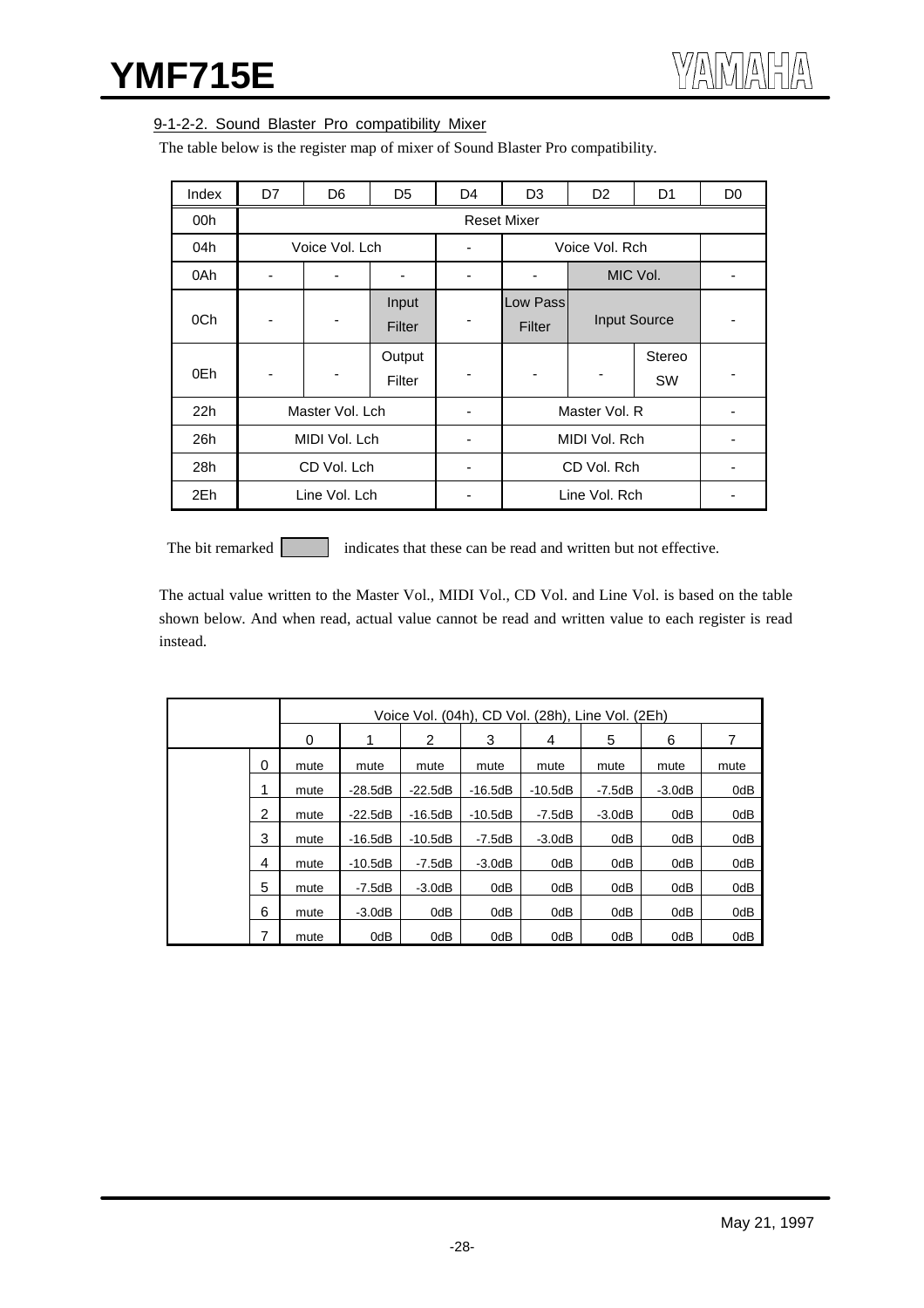### 9-1-2-2. Sound Blaster Pro compatibility Mixer

The table below is the register map of mixer of Sound Blaster Pro compatibility.

| Index | D7 | D6 | D5 | D4 | D3 | D2 | D1 | D0 |
|---|---|---|---|---|---|---|---|---|
| 00h | Reset Mixer | | | | | | | |
| 04h | Voice Vol. Lch | | | - | Voice Vol. Rch | | | |
| 0Ah | - | - | - | - | - | MIC Vol. | | - |
| 0Ch | - | - | Input Filter | - | Low Pass Filter | Input Source | | - |
| 0Eh | - | - | Output Filter | - | - | - | Stereo SW | - |
| 22h | Master Vol. Lch | | | - | Master Vol. R | | | - |
| 26h | MIDI Vol. Lch | | | - | MIDI Vol. Rch | | | - |
| 28h | CD Vol. Lch | | | - | CD Vol. Rch | | | - |
| 2Eh | Line Vol. Lch | | | - | Line Vol. Rch | | | - |

The bit remarked [shaded] indicates that these can be read and written but not effective.

The actual value written to the Master Vol., MIDI Vol., CD Vol. and Line Vol. is based on the table shown below. And when read, actual value cannot be read and written value to each register is read instead.

| | | Voice Vol. (04h), CD Vol. (28h), Line Vol. (2Eh) | | | | | | | |
|---|---|---|---|---|---|---|---|---|---|
| | | 0 | 1 | 2 | 3 | 4 | 5 | 6 | 7 |
| | 0 | mute | mute | mute | mute | mute | mute | mute | mute |
| | 1 | mute | -28.5dB | -22.5dB | -16.5dB | -10.5dB | -7.5dB | -3.0dB | 0dB |
| | 2 | mute | -22.5dB | -16.5dB | -10.5dB | -7.5dB | -3.0dB | 0dB | 0dB |
| | 3 | mute | -16.5dB | -10.5dB | -7.5dB | -3.0dB | 0dB | 0dB | 0dB |
| | 4 | mute | -10.5dB | -7.5dB | -3.0dB | 0dB | 0dB | 0dB | 0dB |
| | 5 | mute | -7.5dB | -3.0dB | 0dB | 0dB | 0dB | 0dB | 0dB |
| | 6 | mute | -3.0dB | 0dB | 0dB | 0dB | 0dB | 0dB | 0dB |
| | 7 | mute | 0dB | 0dB | 0dB | 0dB | 0dB | 0dB | 0dB |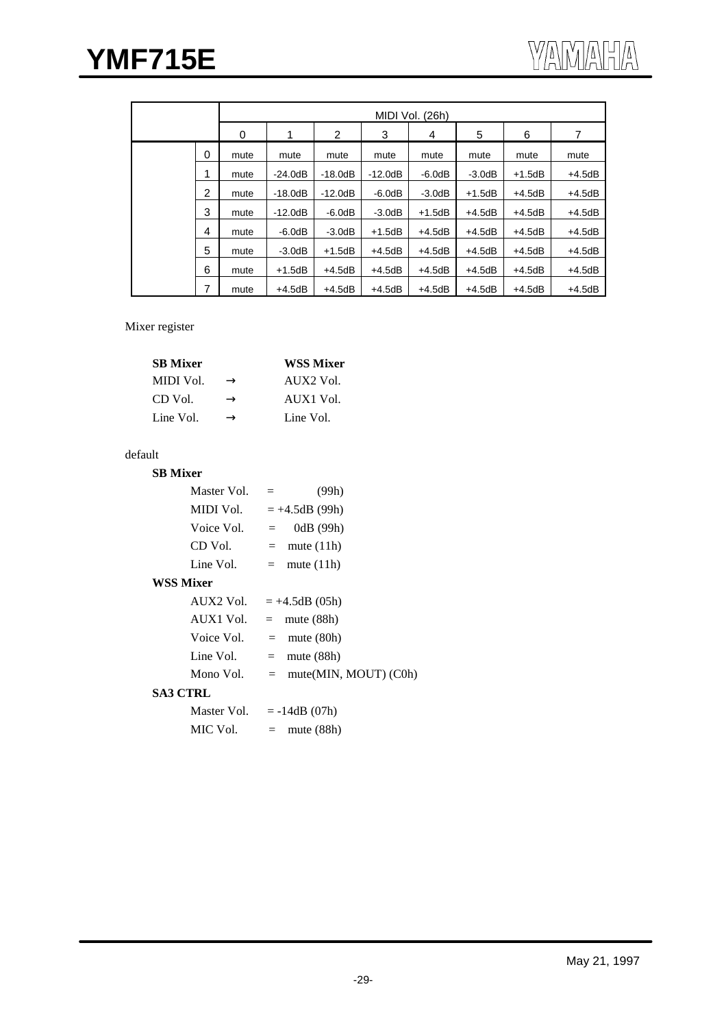| | MIDI Vol. (26h) | | | | | | | |
|---|---|---|---|---|---|---|---|---|
| | 0 | 1 | 2 | 3 | 4 | 5 | 6 | 7 |
| 0 | mute | mute | mute | mute | mute | mute | mute | mute |
| 1 | mute | -24.0dB | -18.0dB | -12.0dB | -6.0dB | -3.0dB | +1.5dB | +4.5dB |
| 2 | mute | -18.0dB | -12.0dB | -6.0dB | -3.0dB | +1.5dB | +4.5dB | +4.5dB |
| 3 | mute | -12.0dB | -6.0dB | -3.0dB | +1.5dB | +4.5dB | +4.5dB | +4.5dB |
| 4 | mute | -6.0dB | -3.0dB | +1.5dB | +4.5dB | +4.5dB | +4.5dB | +4.5dB |
| 5 | mute | -3.0dB | +1.5dB | +4.5dB | +4.5dB | +4.5dB | +4.5dB | +4.5dB |
| 6 | mute | +1.5dB | +4.5dB | +4.5dB | +4.5dB | +4.5dB | +4.5dB | +4.5dB |
| 7 | mute | +4.5dB | +4.5dB | +4.5dB | +4.5dB | +4.5dB | +4.5dB | +4.5dB |

Mixer register

| **SB Mixer** | | **WSS Mixer** |
|---|---|---|
| MIDI Vol. | → | AUX2 Vol. |
| CD Vol. | → | AUX1 Vol. |
| Line Vol. | → | Line Vol. |

default

**SB Mixer**

- Master Vol. = (99h)
- MIDI Vol. = +4.5dB (99h)
- Voice Vol. = 0dB (99h)
- CD Vol. = mute (11h)
- Line Vol. = mute (11h)

**WSS Mixer**

- AUX2 Vol. = +4.5dB (05h)
- AUX1 Vol. = mute (88h)
- Voice Vol. = mute (80h)
- Line Vol. = mute (88h)
- Mono Vol. = mute(MIN, MOUT) (C0h)

**SA3 CTRL**

- Master Vol. = -14dB (07h)
- MIC Vol. = mute (88h)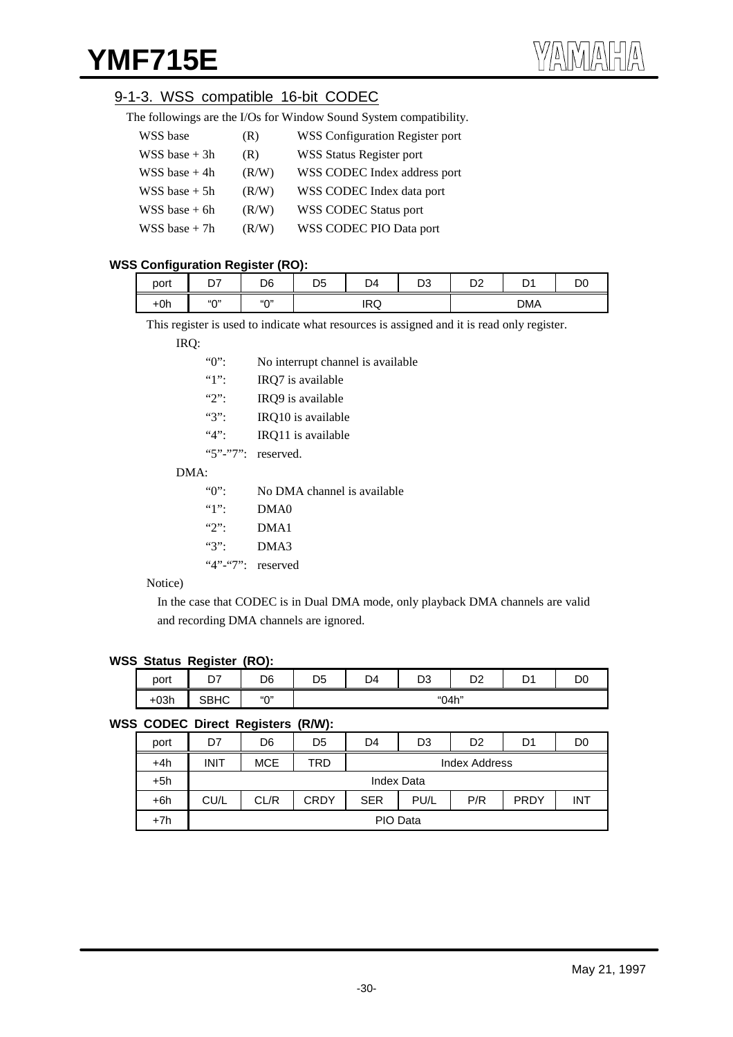## 9-1-3. WSS compatible 16-bit CODEC

The followings are the I/Os for Window Sound System compatibility.

| | | |
|---|---|---|
| WSS base | (R) | WSS Configuration Register port |
| WSS base + 3h | (R) | WSS Status Register port |
| WSS base + 4h | (R/W) | WSS CODEC Index address port |
| WSS base + 5h | (R/W) | WSS CODEC Index data port |
| WSS base + 6h | (R/W) | WSS CODEC Status port |
| WSS base + 7h | (R/W) | WSS CODEC PIO Data port |

**WSS Configuration Register (RO):**

| port | D7 | D6 | D5 | D4 | D3 | D2 | D1 | D0 |
|---|---|---|---|---|---|---|---|---|
| +0h | "0" | "0" | IRQ | | | DMA | | |

This register is used to indicate what resources is assigned and it is read only register.

IRQ:

- "0": No interrupt channel is available
- "1": IRQ7 is available
- "2": IRQ9 is available
- "3": IRQ10 is available
- "4": IRQ11 is available
- "5"-"7": reserved.

DMA:

- "0": No DMA channel is available
- "1": DMA0
- "2": DMA1
- "3": DMA3
- "4"-"7": reserved

Notice)

In the case that CODEC is in Dual DMA mode, only playback DMA channels are valid and recording DMA channels are ignored.

**WSS Status Register (RO):**

| port | D7 | D6 | D5 | D4 | D3 | D2 | D1 | D0 |
|---|---|---|---|---|---|---|---|---|
| +03h | SBHC | "0" | "04h" | | | | | |

**WSS CODEC Direct Registers (R/W):**

| port | D7 | D6 | D5 | D4 | D3 | D2 | D1 | D0 |
|---|---|---|---|---|---|---|---|---|
| +4h | INIT | MCE | TRD | Index Address | | | | |
| +5h | Index Data | | | | | | | |
| +6h | CU/L | CL/R | CRDY | SER | PU/L | P/R | PRDY | INT |
| +7h | PIO Data | | | | | | | |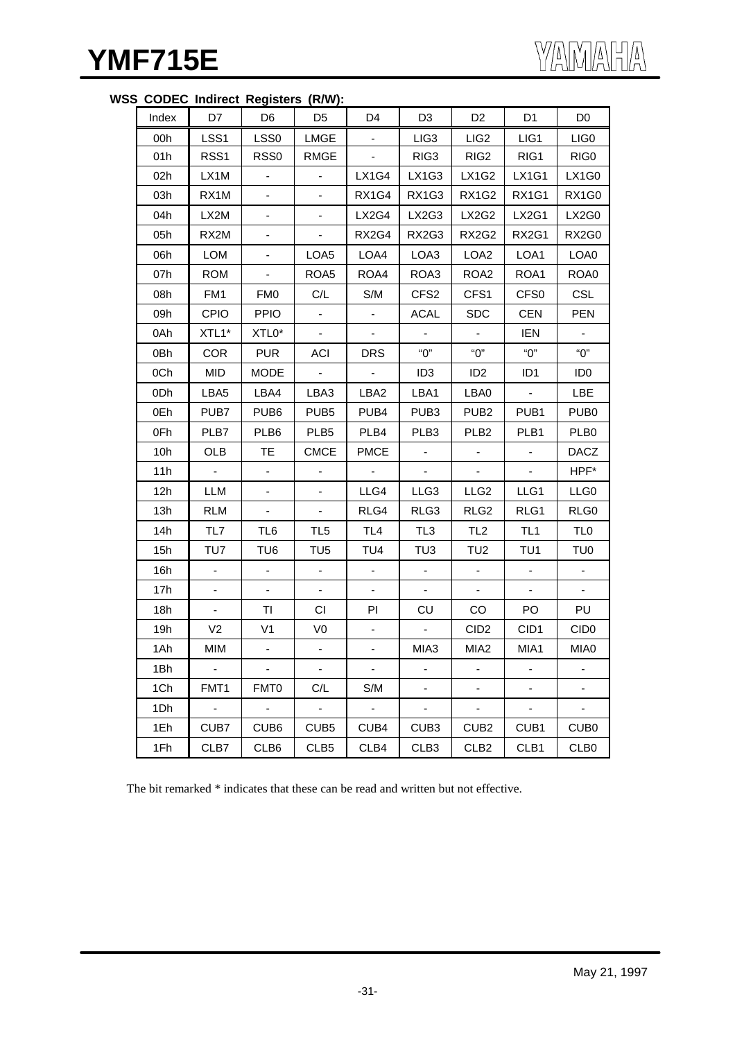**WSS CODEC Indirect Registers (R/W):**

| Index | D7 | D6 | D5 | D4 | D3 | D2 | D1 | D0 |
|---|---|---|---|---|---|---|---|---|
| 00h | LSS1 | LSS0 | LMGE | - | LIG3 | LIG2 | LIG1 | LIG0 |
| 01h | RSS1 | RSS0 | RMGE | - | RIG3 | RIG2 | RIG1 | RIG0 |
| 02h | LX1M | - | - | LX1G4 | LX1G3 | LX1G2 | LX1G1 | LX1G0 |
| 03h | RX1M | - | - | RX1G4 | RX1G3 | RX1G2 | RX1G1 | RX1G0 |
| 04h | LX2M | - | - | LX2G4 | LX2G3 | LX2G2 | LX2G1 | LX2G0 |
| 05h | RX2M | - | - | RX2G4 | RX2G3 | RX2G2 | RX2G1 | RX2G0 |
| 06h | LOM | - | LOA5 | LOA4 | LOA3 | LOA2 | LOA1 | LOA0 |
| 07h | ROM | - | ROA5 | ROA4 | ROA3 | ROA2 | ROA1 | ROA0 |
| 08h | FM1 | FM0 | C/L | S/M | CFS2 | CFS1 | CFS0 | CSL |
| 09h | CPIO | PPIO | - | - | ACAL | SDC | CEN | PEN |
| 0Ah | XTL1* | XTL0* | - | - | - | - | IEN | - |
| 0Bh | COR | PUR | ACI | DRS | "0" | "0" | "0" | "0" |
| 0Ch | MID | MODE | - | - | ID3 | ID2 | ID1 | ID0 |
| 0Dh | LBA5 | LBA4 | LBA3 | LBA2 | LBA1 | LBA0 | - | LBE |
| 0Eh | PUB7 | PUB6 | PUB5 | PUB4 | PUB3 | PUB2 | PUB1 | PUB0 |
| 0Fh | PLB7 | PLB6 | PLB5 | PLB4 | PLB3 | PLB2 | PLB1 | PLB0 |
| 10h | OLB | TE | CMCE | PMCE | - | - | - | DACZ |
| 11h | - | - | - | - | - | - | - | HPF* |
| 12h | LLM | - | - | LLG4 | LLG3 | LLG2 | LLG1 | LLG0 |
| 13h | RLM | - | - | RLG4 | RLG3 | RLG2 | RLG1 | RLG0 |
| 14h | TL7 | TL6 | TL5 | TL4 | TL3 | TL2 | TL1 | TL0 |
| 15h | TU7 | TU6 | TU5 | TU4 | TU3 | TU2 | TU1 | TU0 |
| 16h | - | - | - | - | - | - | - | - |
| 17h | - | - | - | - | - | - | - | - |
| 18h | - | TI | CI | PI | CU | CO | PO | PU |
| 19h | V2 | V1 | V0 | - | - | CID2 | CID1 | CID0 |
| 1Ah | MIM | - | - | - | MIA3 | MIA2 | MIA1 | MIA0 |
| 1Bh | - | - | - | - | - | - | - | - |
| 1Ch | FMT1 | FMT0 | C/L | S/M | - | - | - | - |
| 1Dh | - | - | - | - | - | - | - | - |
| 1Eh | CUB7 | CUB6 | CUB5 | CUB4 | CUB3 | CUB2 | CUB1 | CUB0 |
| 1Fh | CLB7 | CLB6 | CLB5 | CLB4 | CLB3 | CLB2 | CLB1 | CLB0 |

The bit remarked * indicates that these can be read and written but not effective.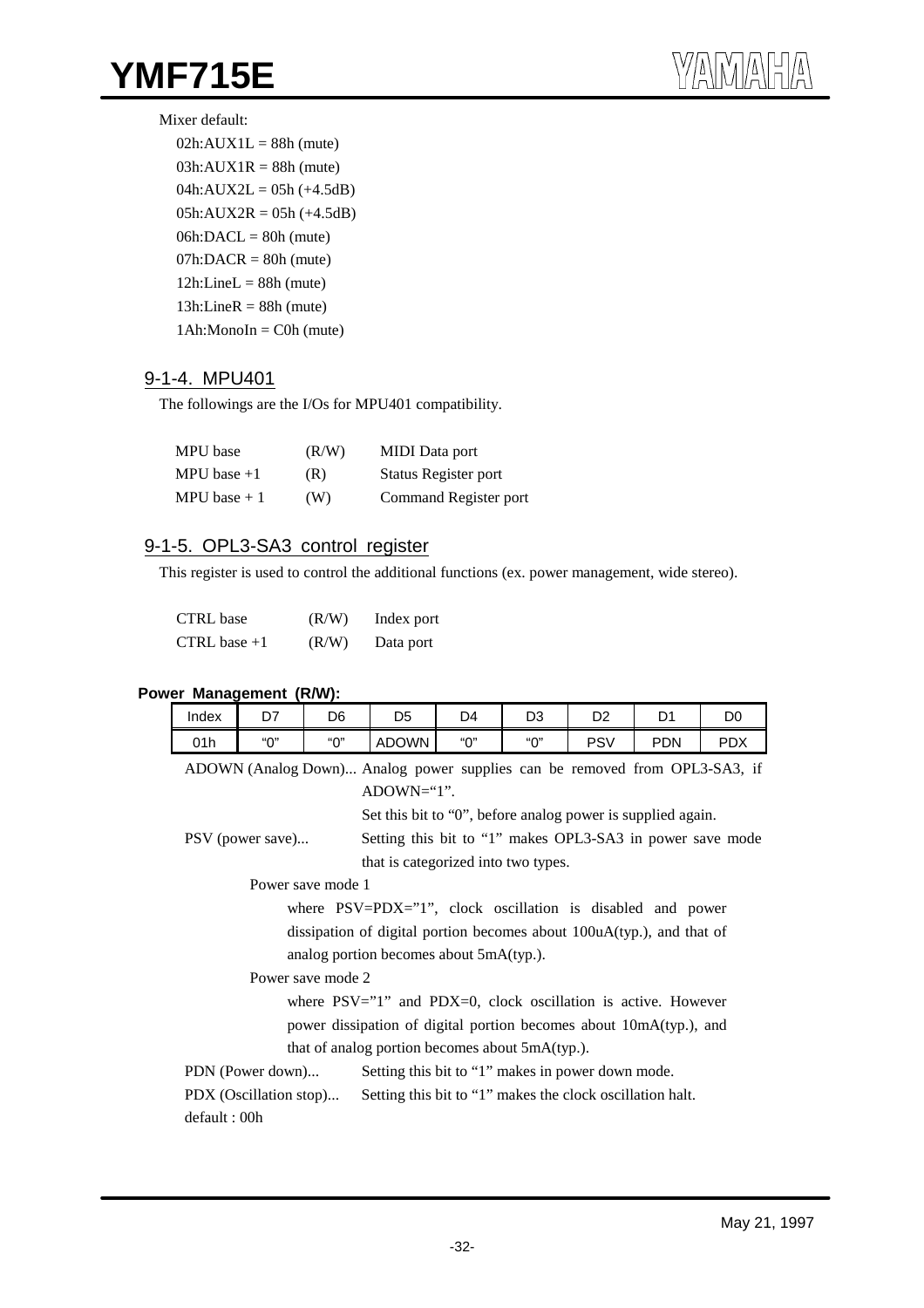Mixer default:

02h:AUX1L = 88h (mute)
03h:AUX1R = 88h (mute)
04h:AUX2L = 05h (+4.5dB)
05h:AUX2R = 05h (+4.5dB)
06h:DACL = 80h (mute)
07h:DACR = 80h (mute)
12h:LineL = 88h (mute)
13h:LineR = 88h (mute)
1Ah:MonoIn = C0h (mute)

### 9-1-4. MPU401

The followings are the I/Os for MPU401 compatibility.

| | | |
|---|---|---|
| MPU base | (R/W) | MIDI Data port |
| MPU base +1 | (R) | Status Register port |
| MPU base + 1 | (W) | Command Register port |

### 9-1-5. OPL3-SA3 control register

This register is used to control the additional functions (ex. power management, wide stereo).

| | | |
|---|---|---|
| CTRL base | (R/W) | Index port |
| CTRL base +1 | (R/W) | Data port |

**Power Management (R/W):**

| Index | D7 | D6 | D5 | D4 | D3 | D2 | D1 | D0 |
|---|---|---|---|---|---|---|---|---|
| 01h | "0" | "0" | ADOWN | "0" | "0" | PSV | PDN | PDX |

ADOWN (Analog Down)... Analog power supplies can be removed from OPL3-SA3, if ADOWN="1".
Set this bit to "0", before analog power is supplied again.

PSV (power save)... Setting this bit to "1" makes OPL3-SA3 in power save mode that is categorized into two types.

Power save mode 1
where PSV=PDX="1", clock oscillation is disabled and power dissipation of digital portion becomes about 100uA(typ.), and that of analog portion becomes about 5mA(typ.).

Power save mode 2
where PSV="1" and PDX=0, clock oscillation is active. However power dissipation of digital portion becomes about 10mA(typ.), and that of analog portion becomes about 5mA(typ.).

PDN (Power down)... Setting this bit to "1" makes in power down mode.

PDX (Oscillation stop)... Setting this bit to "1" makes the clock oscillation halt.

default : 00h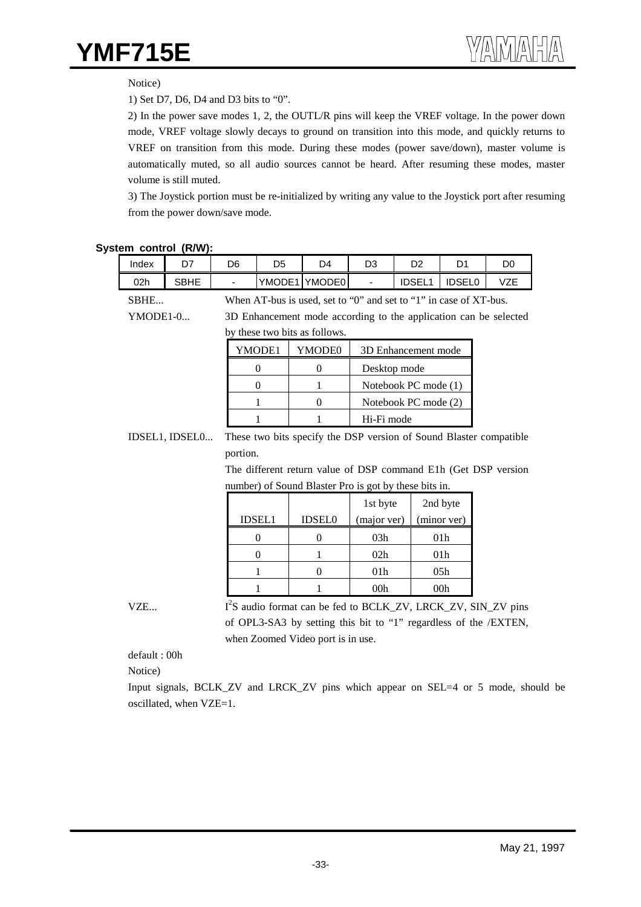Notice)

1) Set D7, D6, D4 and D3 bits to “0”.

2) In the power save modes 1, 2, the OUTL/R pins will keep the VREF voltage. In the power down mode, VREF voltage slowly decays to ground on transition into this mode, and quickly returns to VREF on transition from this mode. During these modes (power save/down), master volume is automatically muted, so all audio sources cannot be heard. After resuming these modes, master volume is still muted.

3) The Joystick portion must be re-initialized by writing any value to the Joystick port after resuming from the power down/save mode.

**System control (R/W):**

| Index | D7 | D6 | D5 | D4 | D3 | D2 | D1 | D0 |
|---|---|---|---|---|---|---|---|---|
| 02h | SBHE | - | YMODE1 | YMODE0 | - | IDSEL1 | IDSEL0 | VZE |

SBHE... When AT-bus is used, set to “0” and set to “1” in case of XT-bus.

YMODE1-0... 3D Enhancement mode according to the application can be selected by these two bits as follows.

| YMODE1 | YMODE0 | 3D Enhancement mode |
|---|---|---|
| 0 | 0 | Desktop mode |
| 0 | 1 | Notebook PC mode (1) |
| 1 | 0 | Notebook PC mode (2) |
| 1 | 1 | Hi-Fi mode |

IDSEL1, IDSEL0... These two bits specify the DSP version of Sound Blaster compatible portion.

The different return value of DSP command E1h (Get DSP version number) of Sound Blaster Pro is got by these bits in.

| IDSEL1 | IDSEL0 | 1st byte (major ver) | 2nd byte (minor ver) |
|---|---|---|---|
| 0 | 0 | 03h | 01h |
| 0 | 1 | 02h | 01h |
| 1 | 0 | 01h | 05h |
| 1 | 1 | 00h | 00h |

VZE... $I^2S$ audio format can be fed to BCLK_ZV, LRCK_ZV, SIN_ZV pins of OPL3-SA3 by setting this bit to “1” regardless of the /EXTEN, when Zoomed Video port is in use.

default : 00h

Notice)

Input signals, BCLK_ZV and LRCK_ZV pins which appear on SEL=4 or 5 mode, should be oscillated, when VZE=1.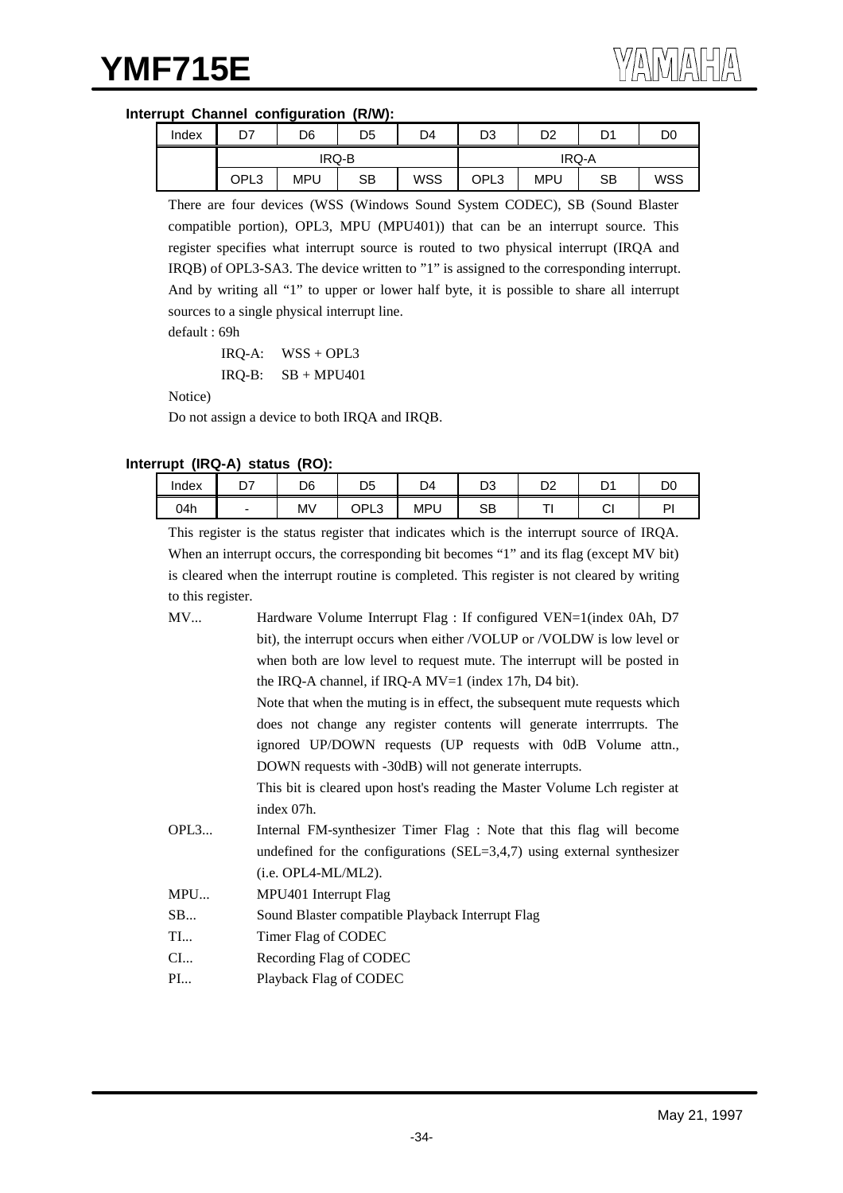**Interrupt Channel configuration (R/W):**

| Index | D7 | D6 | D5 | D4 | D3 | D2 | D1 | D0 |
|---|---|---|---|---|---|---|---|---|
| | IRQ-B | | | | IRQ-A | | | |
| | OPL3 | MPU | SB | WSS | OPL3 | MPU | SB | WSS |

There are four devices (WSS (Windows Sound System CODEC), SB (Sound Blaster compatible portion), OPL3, MPU (MPU401)) that can be an interrupt source. This register specifies what interrupt source is routed to two physical interrupt (IRQA and IRQB) of OPL3-SA3. The device written to "1" is assigned to the corresponding interrupt. And by writing all "1" to upper or lower half byte, it is possible to share all interrupt sources to a single physical interrupt line.

default : 69h

IRQ-A: WSS + OPL3

IRQ-B: SB + MPU401

Notice)

Do not assign a device to both IRQA and IRQB.

**Interrupt (IRQ-A) status (RO):**

| Index | D7 | D6 | D5 | D4 | D3 | D2 | D1 | D0 |
|---|---|---|---|---|---|---|---|---|
| 04h | - | MV | OPL3 | MPU | SB | TI | CI | PI |

This register is the status register that indicates which is the interrupt source of IRQA. When an interrupt occurs, the corresponding bit becomes "1" and its flag (except MV bit) is cleared when the interrupt routine is completed. This register is not cleared by writing to this register.

MV... Hardware Volume Interrupt Flag : If configured VEN=1(index 0Ah, D7 bit), the interrupt occurs when either /VOLUP or /VOLDW is low level or when both are low level to request mute. The interrupt will be posted in the IRQ-A channel, if IRQ-A MV=1 (index 17h, D4 bit).
Note that when the muting is in effect, the subsequent mute requests which does not change any register contents will generate interrrupts. The ignored UP/DOWN requests (UP requests with 0dB Volume attn., DOWN requests with -30dB) will not generate interrupts.
This bit is cleared upon host's reading the Master Volume Lch register at index 07h.

OPL3... Internal FM-synthesizer Timer Flag : Note that this flag will become undefined for the configurations (SEL=3,4,7) using external synthesizer (i.e. OPL4-ML/ML2).

MPU... MPU401 Interrupt Flag

SB... Sound Blaster compatible Playback Interrupt Flag

TI... Timer Flag of CODEC

CI... Recording Flag of CODEC

PI... Playback Flag of CODEC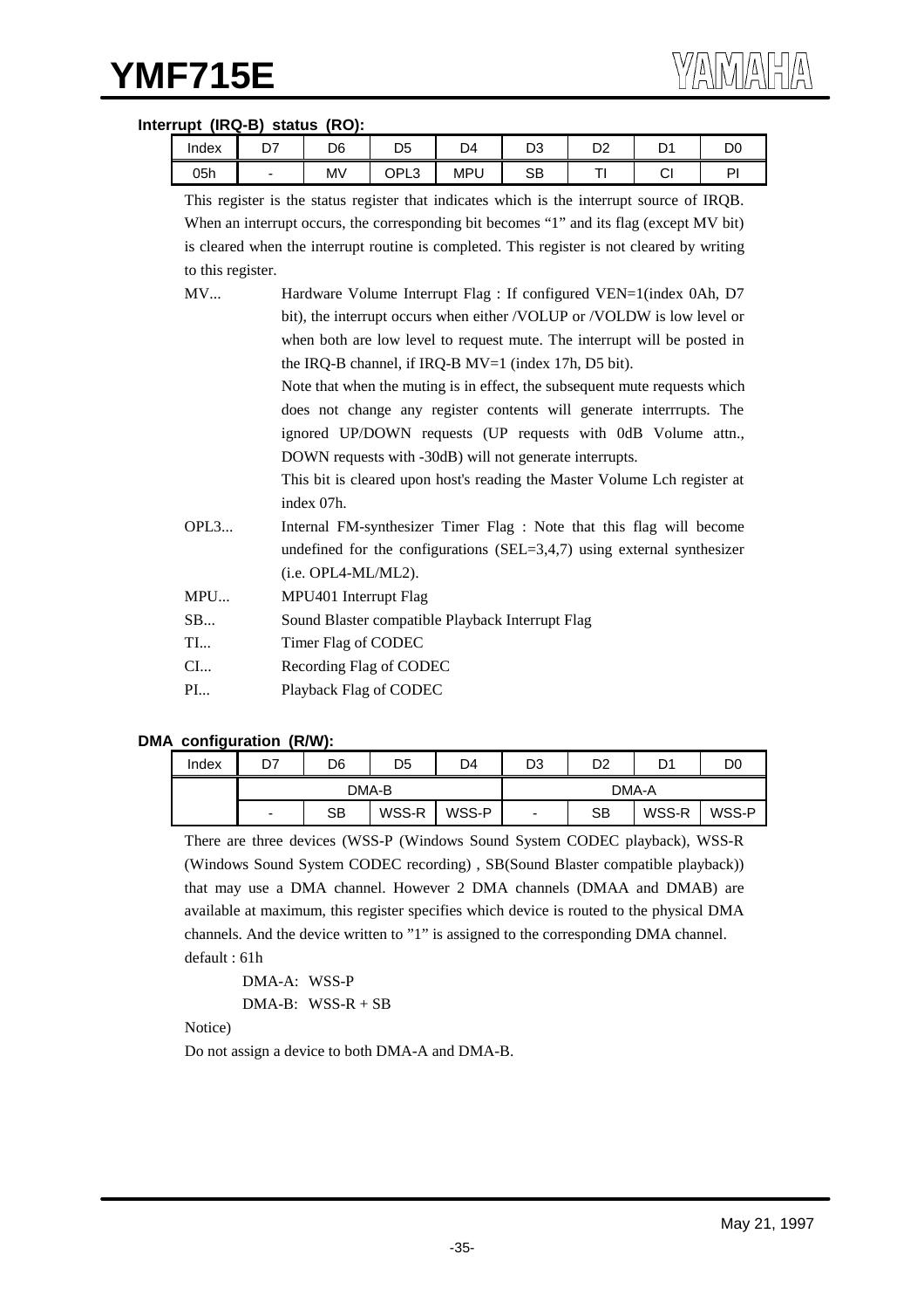**Interrupt (IRQ-B) status (RO):**

| Index | D7 | D6 | D5 | D4 | D3 | D2 | D1 | D0 |
|---|---|---|---|---|---|---|---|---|
| 05h | - | MV | OPL3 | MPU | SB | TI | CI | PI |

This register is the status register that indicates which is the interrupt source of IRQB. When an interrupt occurs, the corresponding bit becomes "1" and its flag (except MV bit) is cleared when the interrupt routine is completed. This register is not cleared by writing to this register.

MV... Hardware Volume Interrupt Flag : If configured VEN=1(index 0Ah, D7 bit), the interrupt occurs when either /VOLUP or /VOLDW is low level or when both are low level to request mute. The interrupt will be posted in the IRQ-B channel, if IRQ-B MV=1 (index 17h, D5 bit).
Note that when the muting is in effect, the subsequent mute requests which does not change any register contents will generate interrrupts. The ignored UP/DOWN requests (UP requests with 0dB Volume attn., DOWN requests with -30dB) will not generate interrupts.
This bit is cleared upon host's reading the Master Volume Lch register at index 07h.

OPL3... Internal FM-synthesizer Timer Flag : Note that this flag will become undefined for the configurations (SEL=3,4,7) using external synthesizer (i.e. OPL4-ML/ML2).

MPU... MPU401 Interrupt Flag

SB... Sound Blaster compatible Playback Interrupt Flag

TI... Timer Flag of CODEC

CI... Recording Flag of CODEC

PI... Playback Flag of CODEC

**DMA configuration (R/W):**

| Index | D7 | D6 | D5 | D4 | D3 | D2 | D1 | D0 |
|---|---|---|---|---|---|---|---|---|
| | DMA-B | | | | DMA-A | | | |
| | - | SB | WSS-R | WSS-P | - | SB | WSS-R | WSS-P |

There are three devices (WSS-P (Windows Sound System CODEC playback), WSS-R (Windows Sound System CODEC recording) , SB(Sound Blaster compatible playback)) that may use a DMA channel. However 2 DMA channels (DMAA and DMAB) are available at maximum, this register specifies which device is routed to the physical DMA channels. And the device written to "1" is assigned to the corresponding DMA channel.

default : 61h

DMA-A: WSS-P
DMA-B: WSS-R + SB

Notice)

Do not assign a device to both DMA-A and DMA-B.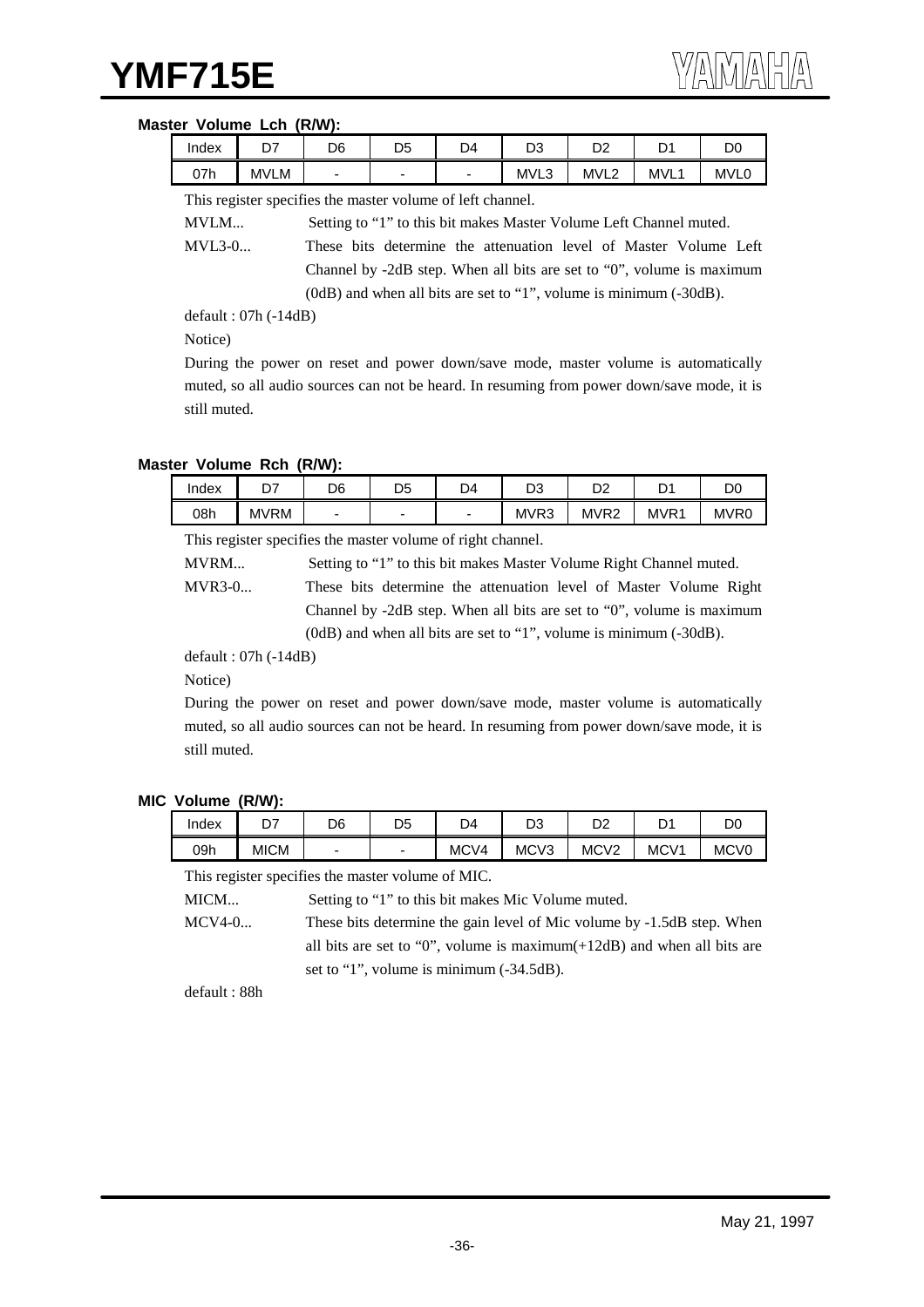**Master Volume Lch (R/W):**

| Index | D7 | D6 | D5 | D4 | D3 | D2 | D1 | D0 |
|---|---|---|---|---|---|---|---|---|
| 07h | MVLM | - | - | - | MVL3 | MVL2 | MVL1 | MVL0 |

This register specifies the master volume of left channel.

MVLM... Setting to "1" to this bit makes Master Volume Left Channel muted.

MVL3-0... These bits determine the attenuation level of Master Volume Left Channel by -2dB step. When all bits are set to "0", volume is maximum (0dB) and when all bits are set to "1", volume is minimum (-30dB).

default : 07h (-14dB)

Notice)

During the power on reset and power down/save mode, master volume is automatically muted, so all audio sources can not be heard. In resuming from power down/save mode, it is still muted.

**Master Volume Rch (R/W):**

| Index | D7 | D6 | D5 | D4 | D3 | D2 | D1 | D0 |
|---|---|---|---|---|---|---|---|---|
| 08h | MVRM | - | - | - | MVR3 | MVR2 | MVR1 | MVR0 |

This register specifies the master volume of right channel.

MVRM... Setting to "1" to this bit makes Master Volume Right Channel muted.

MVR3-0... These bits determine the attenuation level of Master Volume Right Channel by -2dB step. When all bits are set to "0", volume is maximum (0dB) and when all bits are set to "1", volume is minimum (-30dB).

default : 07h (-14dB)

Notice)

During the power on reset and power down/save mode, master volume is automatically muted, so all audio sources can not be heard. In resuming from power down/save mode, it is still muted.

**MIC Volume (R/W):**

| Index | D7 | D6 | D5 | D4 | D3 | D2 | D1 | D0 |
|---|---|---|---|---|---|---|---|---|
| 09h | MICM | - | - | MCV4 | MCV3 | MCV2 | MCV1 | MCV0 |

This register specifies the master volume of MIC.

MICM... Setting to "1" to this bit makes Mic Volume muted.

MCV4-0... These bits determine the gain level of Mic volume by -1.5dB step. When all bits are set to "0", volume is maximum(+12dB) and when all bits are set to "1", volume is minimum (-34.5dB).

default : 88h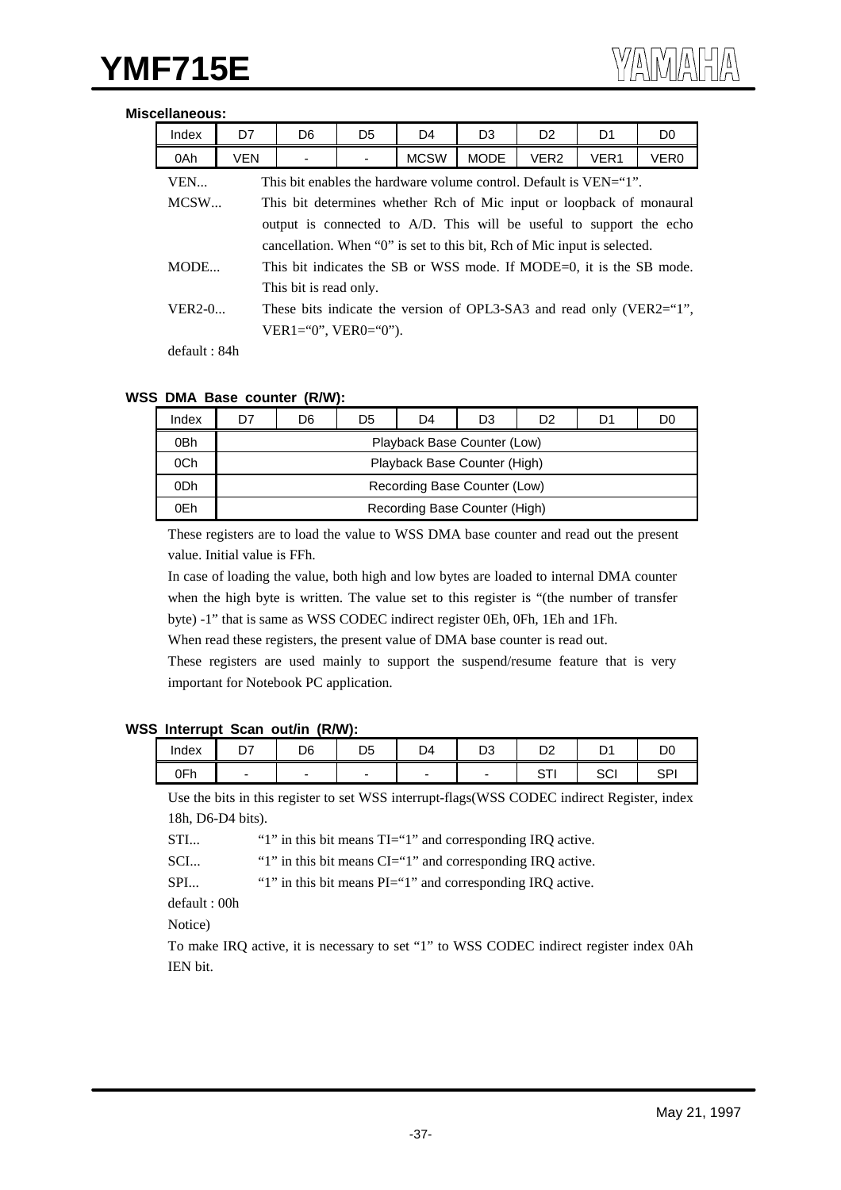**Miscellaneous:**

| Index | D7 | D6 | D5 | D4 | D3 | D2 | D1 | D0 |
|---|---|---|---|---|---|---|---|---|
| 0Ah | VEN | - | - | MCSW | MODE | VER2 | VER1 | VER0 |

VEN... This bit enables the hardware volume control. Default is VEN=“1”.

MCSW... This bit determines whether Rch of Mic input or loopback of monaural output is connected to A/D. This will be useful to support the echo cancellation. When “0” is set to this bit, Rch of Mic input is selected.

MODE... This bit indicates the SB or WSS mode. If MODE=0, it is the SB mode. This bit is read only.

VER2-0... These bits indicate the version of OPL3-SA3 and read only (VER2=“1”, VER1=“0”, VER0=“0”).

default : 84h

**WSS DMA Base counter (R/W):**

| Index | D7 | D6 | D5 | D4 | D3 | D2 | D1 | D0 |
|---|---|---|---|---|---|---|---|---|
| 0Bh | Playback Base Counter (Low) | | | | | | | |
| 0Ch | Playback Base Counter (High) | | | | | | | |
| 0Dh | Recording Base Counter (Low) | | | | | | | |
| 0Eh | Recording Base Counter (High) | | | | | | | |

These registers are to load the value to WSS DMA base counter and read out the present value. Initial value is FFh.

In case of loading the value, both high and low bytes are loaded to internal DMA counter when the high byte is written. The value set to this register is “(the number of transfer byte) -1” that is same as WSS CODEC indirect register 0Eh, 0Fh, 1Eh and 1Fh.

When read these registers, the present value of DMA base counter is read out.

These registers are used mainly to support the suspend/resume feature that is very important for Notebook PC application.

**WSS Interrupt Scan out/in (R/W):**

| Index | D7 | D6 | D5 | D4 | D3 | D2 | D1 | D0 |
|---|---|---|---|---|---|---|---|---|
| 0Fh | - | - | - | - | - | STI | SCI | SPI |

Use the bits in this register to set WSS interrupt-flags(WSS CODEC indirect Register, index 18h, D6-D4 bits).

STI... “1” in this bit means TI=“1” and corresponding IRQ active.

SCI... “1” in this bit means CI=“1” and corresponding IRQ active.

SPI... “1” in this bit means PI=“1” and corresponding IRQ active.

default : 00h

Notice)

To make IRQ active, it is necessary to set “1” to WSS CODEC indirect register index 0Ah IEN bit.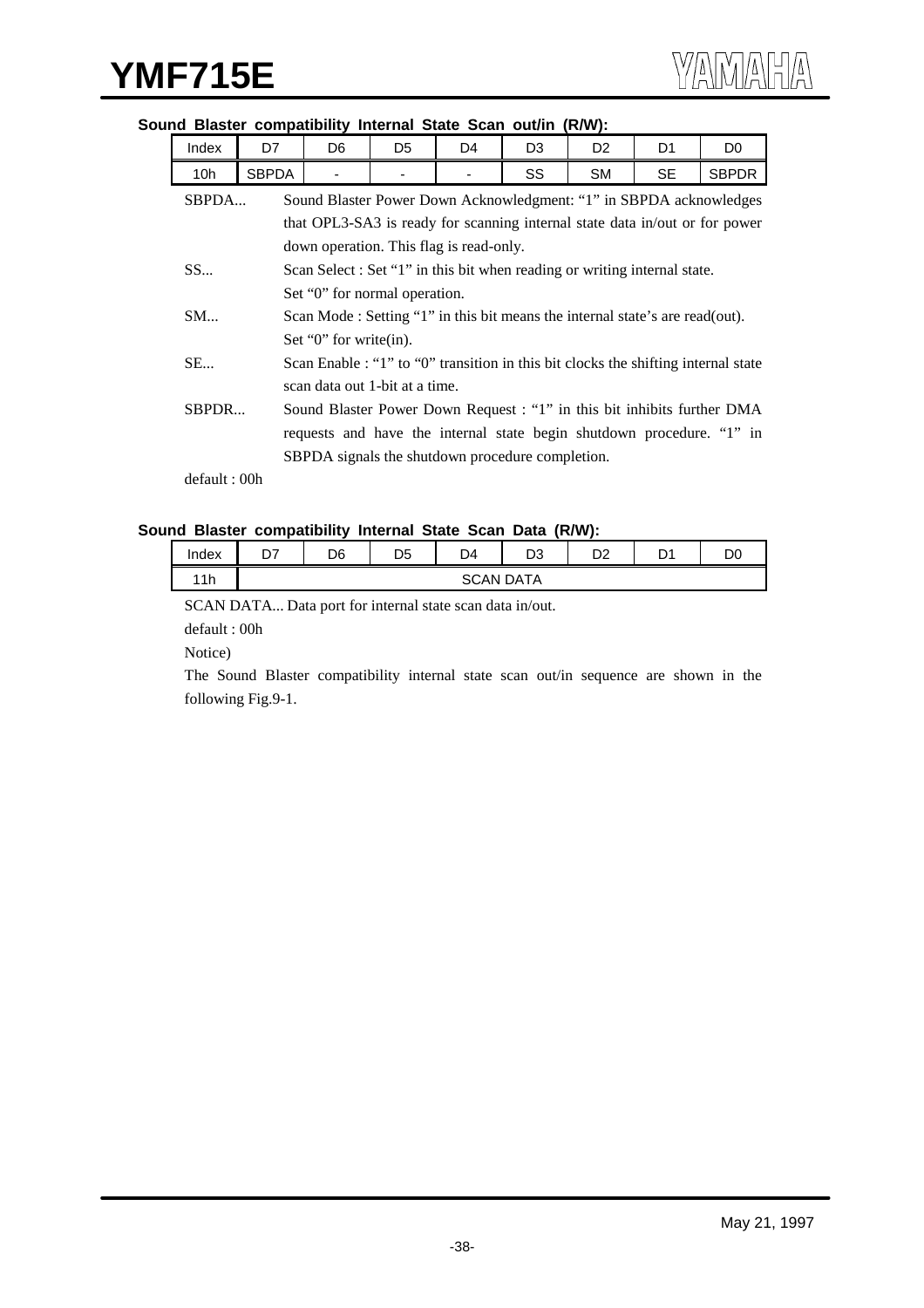**Sound Blaster compatibility Internal State Scan out/in (R/W):**

| Index | D7 | D6 | D5 | D4 | D3 | D2 | D1 | D0 |
|---|---|---|---|---|---|---|---|---|
| 10h | SBPDA | - | - | - | SS | SM | SE | SBPDR |

SBPDA... Sound Blaster Power Down Acknowledgment: "1" in SBPDA acknowledges that OPL3-SA3 is ready for scanning internal state data in/out or for power down operation. This flag is read-only.

SS... Scan Select : Set "1" in this bit when reading or writing internal state. Set "0" for normal operation.

SM... Scan Mode : Setting "1" in this bit means the internal state's are read(out). Set "0" for write(in).

SE... Scan Enable : "1" to "0" transition in this bit clocks the shifting internal state scan data out 1-bit at a time.

SBPDR... Sound Blaster Power Down Request : "1" in this bit inhibits further DMA requests and have the internal state begin shutdown procedure. "1" in SBPDA signals the shutdown procedure completion.

default : 00h

**Sound Blaster compatibility Internal State Scan Data (R/W):**

| Index | D7 | D6 | D5 | D4 | D3 | D2 | D1 | D0 |
|---|---|---|---|---|---|---|---|---|
| 11h | SCAN DATA | | | | | | | |

SCAN DATA... Data port for internal state scan data in/out.

default : 00h

Notice)

The Sound Blaster compatibility internal state scan out/in sequence are shown in the following Fig.9-1.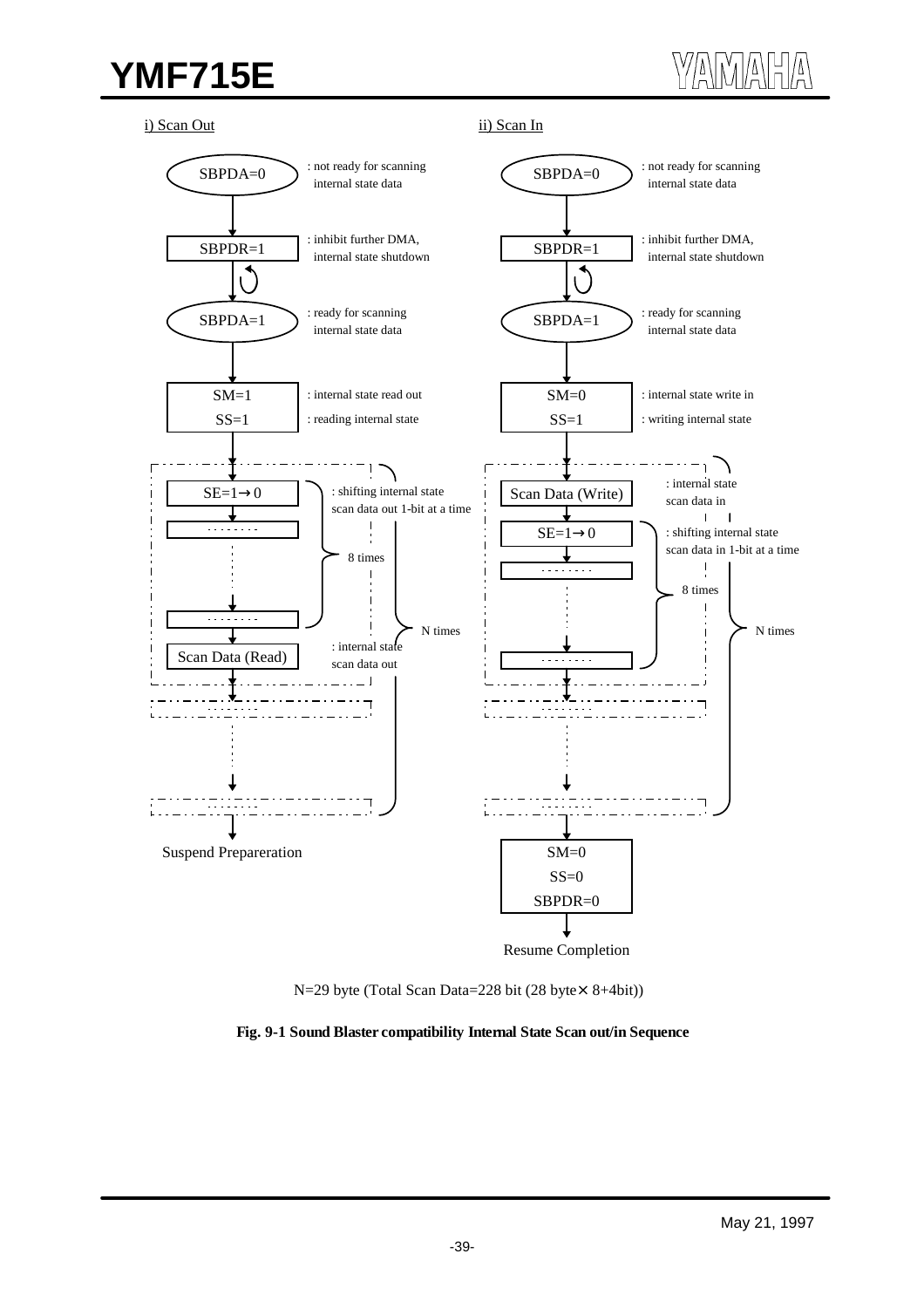i) Scan Out

- SBPDA=0 : not ready for scanning internal state data
- SBPDR=1 : inhibit further DMA, internal state shutdown
- SBPDA=1 : ready for scanning internal state data
- SM=1 : internal state read out
- SS=1 : reading internal state
- SE=1→0 : shifting internal state scan data out 1-bit at a time (8 times)
- Scan Data (Read) : internal state scan data out
- (N times)
- Suspend Prepareration

ii) Scan In

- SBPDA=0 : not ready for scanning internal state data
- SBPDR=1 : inhibit further DMA, internal state shutdown
- SBPDA=1 : ready for scanning internal state data
- SM=0 : internal state write in
- SS=1 : writing internal state
- Scan Data (Write) : internal state scan data in
- SE=1→0 : shifting internal state scan data in 1-bit at a time (8 times)
- (N times)
- SM=0, SS=0, SBPDR=0
- Resume Completion

N=29 byte (Total Scan Data=228 bit (28 byte× 8+4bit))

**Fig. 9-1 Sound Blaster compatibility Internal State Scan out/in Sequence**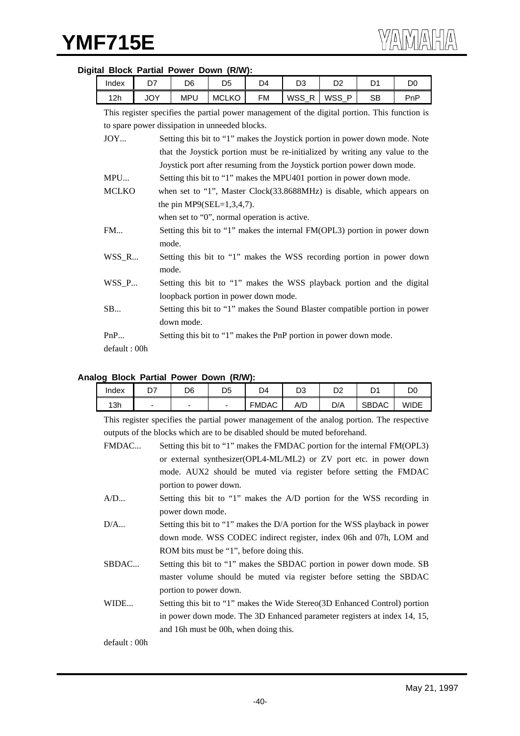#### Digital Block Partial Power Down (R/W):

| Index | D7 | D6 | D5 | D4 | D3 | D2 | D1 | D0 |
|---|---|---|---|---|---|---|---|---|
| 12h | JOY | MPU | MCLKO | FM | WSS_R | WSS_P | SB | PnP |

This register specifies the partial power management of the digital portion. This function is to spare power dissipation in unneeded blocks.

- JOY... Setting this bit to "1" makes the Joystick portion in power down mode. Note that the Joystick portion must be re-initialized by writing any value to the Joystick port after resuming from the Joystick portion power down mode.
- MPU... Setting this bit to "1" makes the MPU401 portion in power down mode.
- MCLKO when set to "1", Master Clock(33.8688MHz) is disable, which appears on the pin MP9(SEL=1,3,4,7).
  when set to "0", normal operation is active.
- FM... Setting this bit to "1" makes the internal FM(OPL3) portion in power down mode.
- WSS_R... Setting this bit to "1" makes the WSS recording portion in power down mode.
- WSS_P... Setting this bit to "1" makes the WSS playback portion and the digital loopback portion in power down mode.
- SB... Setting this bit to "1" makes the Sound Blaster compatible portion in power down mode.
- PnP... Setting this bit to "1" makes the PnP portion in power down mode.

default : 00h

#### Analog Block Partial Power Down (R/W):

| Index | D7 | D6 | D5 | D4 | D3 | D2 | D1 | D0 |
|---|---|---|---|---|---|---|---|---|
| 13h | - | - | - | FMDAC | A/D | D/A | SBDAC | WIDE |

This register specifies the partial power management of the analog portion. The respective outputs of the blocks which are to be disabled should be muted beforehand.

- FMDAC... Setting this bit to "1" makes the FMDAC portion for the internal FM(OPL3) or external synthesizer(OPL4-ML/ML2) or ZV port etc. in power down mode. AUX2 should be muted via register before setting the FMDAC portion to power down.
- A/D... Setting this bit to "1" makes the A/D portion for the WSS recording in power down mode.
- D/A... Setting this bit to "1" makes the D/A portion for the WSS playback in power down mode. WSS CODEC indirect register, index 06h and 07h, LOM and ROM bits must be "1", before doing this.
- SBDAC... Setting this bit to "1" makes the SBDAC portion in power down mode. SB master volume should be muted via register before setting the SBDAC portion to power down.
- WIDE... Setting this bit to "1" makes the Wide Stereo(3D Enhanced Control) portion in power down mode. The 3D Enhanced parameter registers at index 14, 15, and 16h must be 00h, when doing this.

default : 00h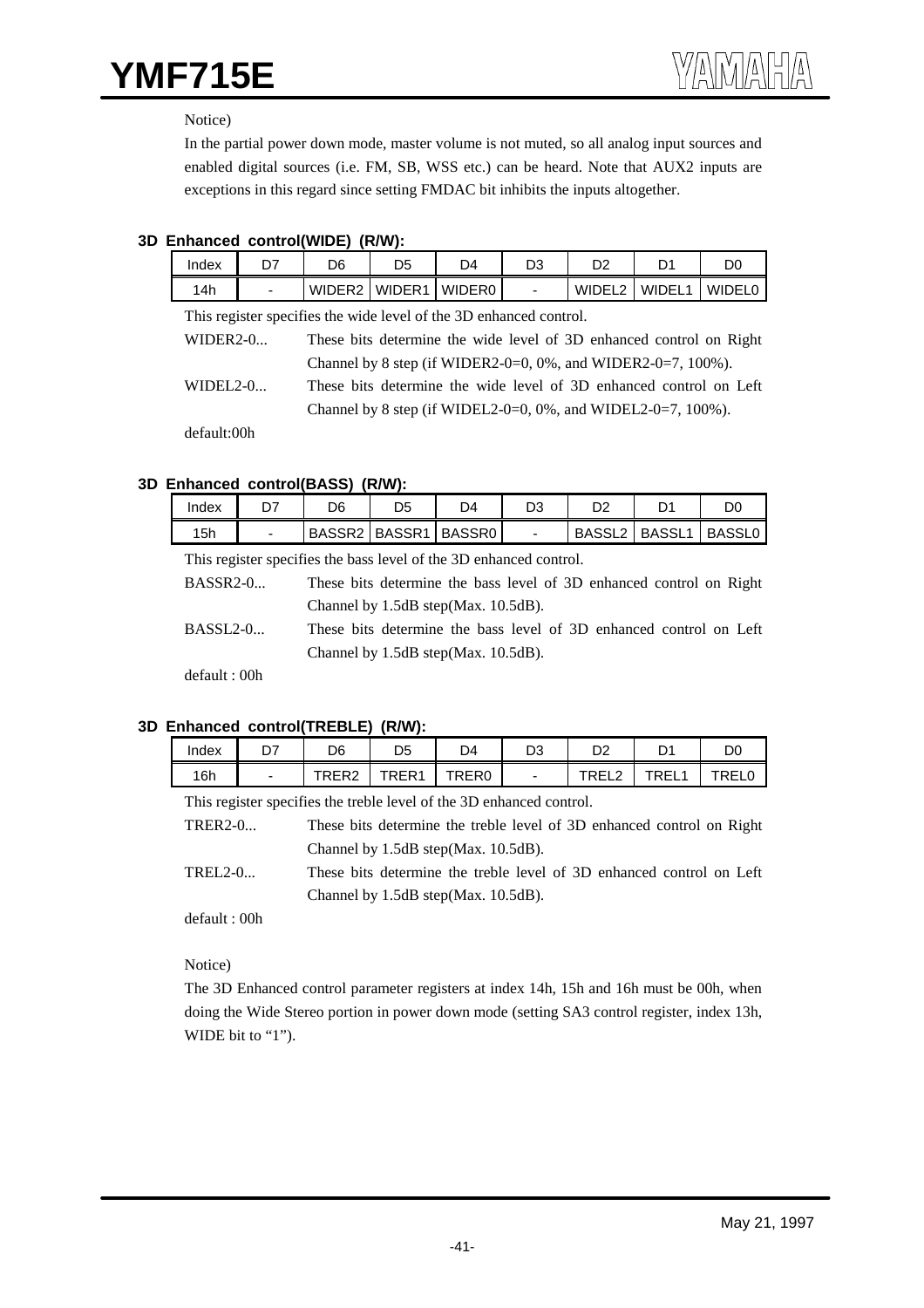Notice)

In the partial power down mode, master volume is not muted, so all analog input sources and enabled digital sources (i.e. FM, SB, WSS etc.) can be heard. Note that AUX2 inputs are exceptions in this regard since setting FMDAC bit inhibits the inputs altogether.

### 3D Enhanced control(WIDE) (R/W):

| Index | D7 | D6 | D5 | D4 | D3 | D2 | D1 | D0 |
|---|---|---|---|---|---|---|---|---|
| 14h | - | WIDER2 | WIDER1 | WIDER0 | - | WIDEL2 | WIDEL1 | WIDEL0 |

This register specifies the wide level of the 3D enhanced control.

WIDER2-0... These bits determine the wide level of 3D enhanced control on Right Channel by 8 step (if WIDER2-0=0, 0%, and WIDER2-0=7, 100%).

WIDEL2-0... These bits determine the wide level of 3D enhanced control on Left Channel by 8 step (if WIDEL2-0=0, 0%, and WIDEL2-0=7, 100%).

default:00h

### 3D Enhanced control(BASS) (R/W):

| Index | D7 | D6 | D5 | D4 | D3 | D2 | D1 | D0 |
|---|---|---|---|---|---|---|---|---|
| 15h | - | BASSR2 | BASSR1 | BASSR0 | - | BASSL2 | BASSL1 | BASSL0 |

This register specifies the bass level of the 3D enhanced control.

BASSR2-0... These bits determine the bass level of 3D enhanced control on Right Channel by 1.5dB step(Max. 10.5dB).

BASSL2-0... These bits determine the bass level of 3D enhanced control on Left Channel by 1.5dB step(Max. 10.5dB).

default : 00h

### 3D Enhanced control(TREBLE) (R/W):

| Index | D7 | D6 | D5 | D4 | D3 | D2 | D1 | D0 |
|---|---|---|---|---|---|---|---|---|
| 16h | - | TRER2 | TRER1 | TRER0 | - | TREL2 | TREL1 | TREL0 |

This register specifies the treble level of the 3D enhanced control.

TRER2-0... These bits determine the treble level of 3D enhanced control on Right Channel by 1.5dB step(Max. 10.5dB).

TREL2-0... These bits determine the treble level of 3D enhanced control on Left Channel by 1.5dB step(Max. 10.5dB).

default : 00h

Notice)

The 3D Enhanced control parameter registers at index 14h, 15h and 16h must be 00h, when doing the Wide Stereo portion in power down mode (setting SA3 control register, index 13h, WIDE bit to "1").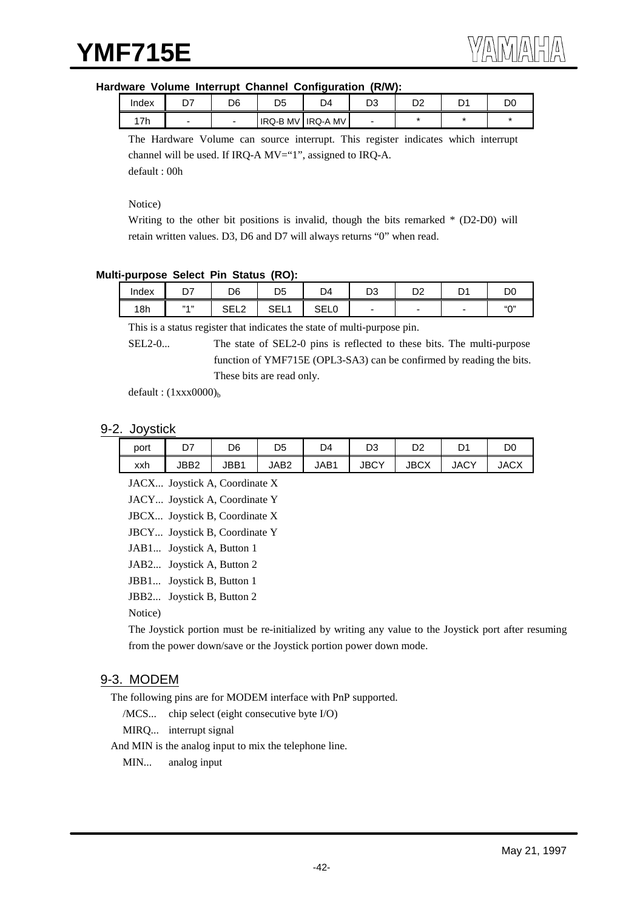**Hardware Volume Interrupt Channel Configuration (R/W):**

| Index | D7 | D6 | D5 | D4 | D3 | D2 | D1 | D0 |
|---|---|---|---|---|---|---|---|---|
| 17h | - | - | IRQ-B MV | IRQ-A MV | - | * | * | * |

The Hardware Volume can source interrupt. This register indicates which interrupt channel will be used. If IRQ-A MV="1", assigned to IRQ-A.

default : 00h

Notice)

Writing to the other bit positions is invalid, though the bits remarked * (D2-D0) will retain written values. D3, D6 and D7 will always returns "0" when read.

**Multi-purpose Select Pin Status (RO):**

| Index | D7 | D6 | D5 | D4 | D3 | D2 | D1 | D0 |
|---|---|---|---|---|---|---|---|---|
| 18h | "1" | SEL2 | SEL1 | SEL0 | - | - | - | "0" |

This is a status register that indicates the state of multi-purpose pin.

SEL2-0... The state of SEL2-0 pins is reflected to these bits. The multi-purpose function of YMF715E (OPL3-SA3) can be confirmed by reading the bits. These bits are read only.

default : $(1xxx0000)_b$

## 9-2. Joystick

| port | D7 | D6 | D5 | D4 | D3 | D2 | D1 | D0 |
|---|---|---|---|---|---|---|---|---|
| xxh | JBB2 | JBB1 | JAB2 | JAB1 | JBCY | JBCX | JACY | JACX |

JACX... Joystick A, Coordinate X

JACY... Joystick A, Coordinate Y

JBCX... Joystick B, Coordinate X

JBCY... Joystick B, Coordinate Y

JAB1... Joystick A, Button 1

JAB2... Joystick A, Button 2

JBB1... Joystick B, Button 1

JBB2... Joystick B, Button 2

Notice)

The Joystick portion must be re-initialized by writing any value to the Joystick port after resuming from the power down/save or the Joystick portion power down mode.

## 9-3. MODEM

The following pins are for MODEM interface with PnP supported.

/MCS... chip select (eight consecutive byte I/O)

MIRQ... interrupt signal

And MIN is the analog input to mix the telephone line.

MIN... analog input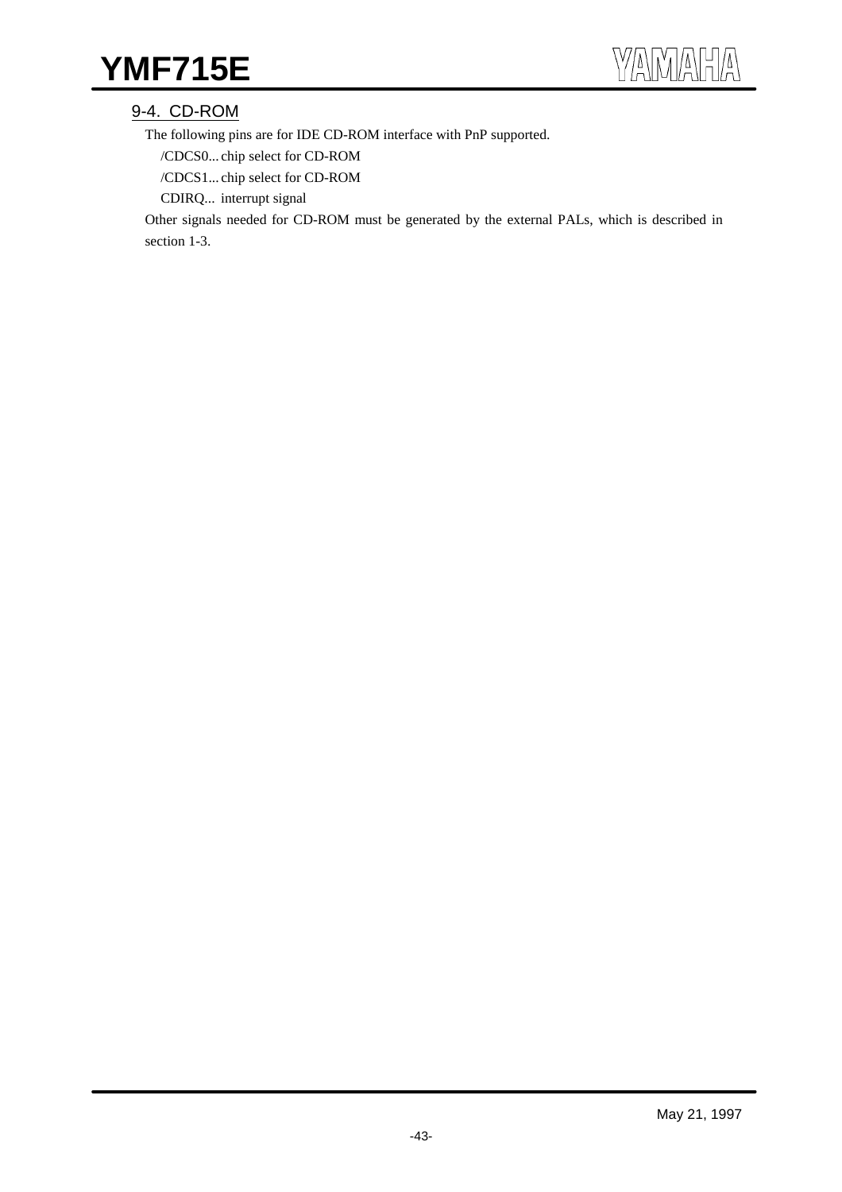## 9-4. CD-ROM

The following pins are for IDE CD-ROM interface with PnP supported.

/CDCS0... chip select for CD-ROM

/CDCS1... chip select for CD-ROM

CDIRQ... interrupt signal

Other signals needed for CD-ROM must be generated by the external PALs, which is described in section 1-3.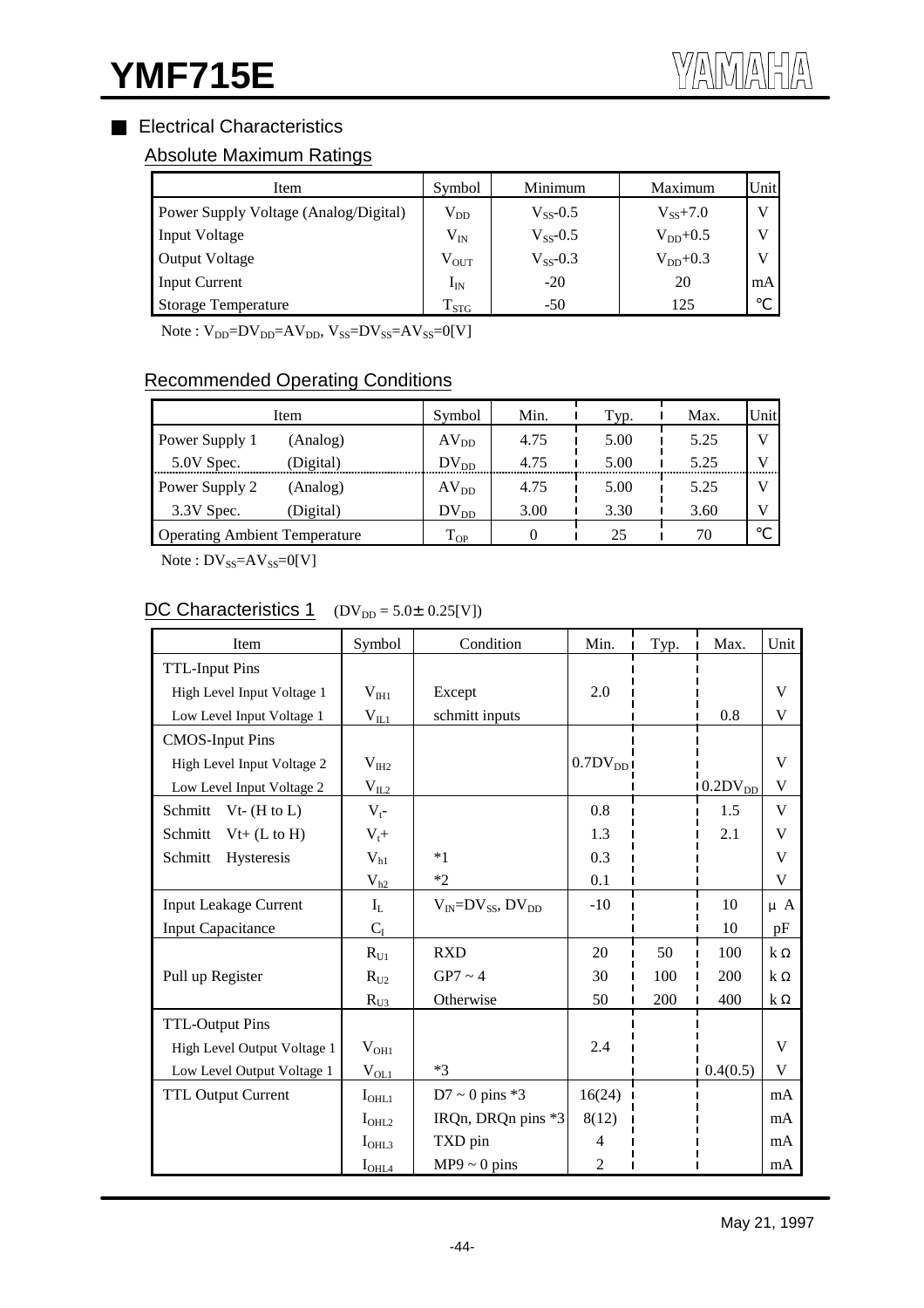## Electrical Characteristics

### Absolute Maximum Ratings

| Item | Symbol | Minimum | Maximum | Unit |
|---|---|---|---|---|
| Power Supply Voltage (Analog/Digital) | $V_{DD}$ | $V_{SS}$-0.5 | $V_{SS}$+7.0 | V |
| Input Voltage | $V_{IN}$ | $V_{SS}$-0.5 | $V_{DD}$+0.5 | V |
| Output Voltage | $V_{OUT}$ | $V_{SS}$-0.3 | $V_{DD}$+0.3 | V |
| Input Current | $I_{IN}$ | -20 | 20 | mA |
| Storage Temperature | $T_{STG}$ | -50 | 125 | ℃ |

Note : $V_{DD}=DV_{DD}=AV_{DD}$, $V_{SS}=DV_{SS}=AV_{SS}=0$[V]

### Recommended Operating Conditions

| Item | | Symbol | Min. | Typ. | Max. | Unit |
|---|---|---|---|---|---|---|
| Power Supply 1 | (Analog) | $AV_{DD}$ | 4.75 | 5.00 | 5.25 | V |
| 5.0V Spec. | (Digital) | $DV_{DD}$ | 4.75 | 5.00 | 5.25 | V |
| Power Supply 2 | (Analog) | $AV_{DD}$ | 4.75 | 5.00 | 5.25 | V |
| 3.3V Spec. | (Digital) | $DV_{DD}$ | 3.00 | 3.30 | 3.60 | V |
| Operating Ambient Temperature | | $T_{OP}$ | 0 | 25 | 70 | ℃ |

Note : $DV_{SS}=AV_{SS}=0$[V]

### DC Characteristics 1 ($DV_{DD}$ = 5.0± 0.25[V])

| Item | Symbol | Condition | Min. | Typ. | Max. | Unit |
|---|---|---|---|---|---|---|
| TTL-Input Pins | | | | | | |
| High Level Input Voltage 1 | $V_{IH1}$ | Except | 2.0 | | | V |
| Low Level Input Voltage 1 | $V_{IL1}$ | schmitt inputs | | | 0.8 | V |
| CMOS-Input Pins | | | | | | |
| High Level Input Voltage 2 | $V_{IH2}$ | | $0.7DV_{DD}$ | | | V |
| Low Level Input Voltage 2 | $V_{IL2}$ | | | | $0.2DV_{DD}$ | V |
| Schmitt Vt- (H to L) | $V_t$- | | 0.8 | | 1.5 | V |
| Schmitt Vt+ (L to H) | $V_t$+ | | 1.3 | | 2.1 | V |
| Schmitt Hysteresis | $V_{h1}$ | *1 | 0.3 | | | V |
| | $V_{h2}$ | *2 | 0.1 | | | V |
| Input Leakage Current | $I_L$ | $V_{IN}=DV_{SS}$, $DV_{DD}$ | -10 | | 10 | μ A |
| Input Capacitance | $C_I$ | | | | 10 | pF |
| Pull up Register | $R_{U1}$ | RXD | 20 | 50 | 100 | kΩ |
| | $R_{U2}$ | GP7 ~ 4 | 30 | 100 | 200 | kΩ |
| | $R_{U3}$ | Otherwise | 50 | 200 | 400 | kΩ |
| TTL-Output Pins | | | | | | |
| High Level Output Voltage 1 | $V_{OH1}$ | | 2.4 | | | V |
| Low Level Output Voltage 1 | $V_{OL1}$ | *3 | | | 0.4(0.5) | V |
| TTL Output Current | $I_{OHL1}$ | D7 ~ 0 pins *3 | 16(24) | | | mA |
| | $I_{OHL2}$ | IRQn, DRQn pins *3 | 8(12) | | | mA |
| | $I_{OHL3}$ | TXD pin | 4 | | | mA |
| | $I_{OHL4}$ | MP9 ~ 0 pins | 2 | | | mA |

May 21, 1997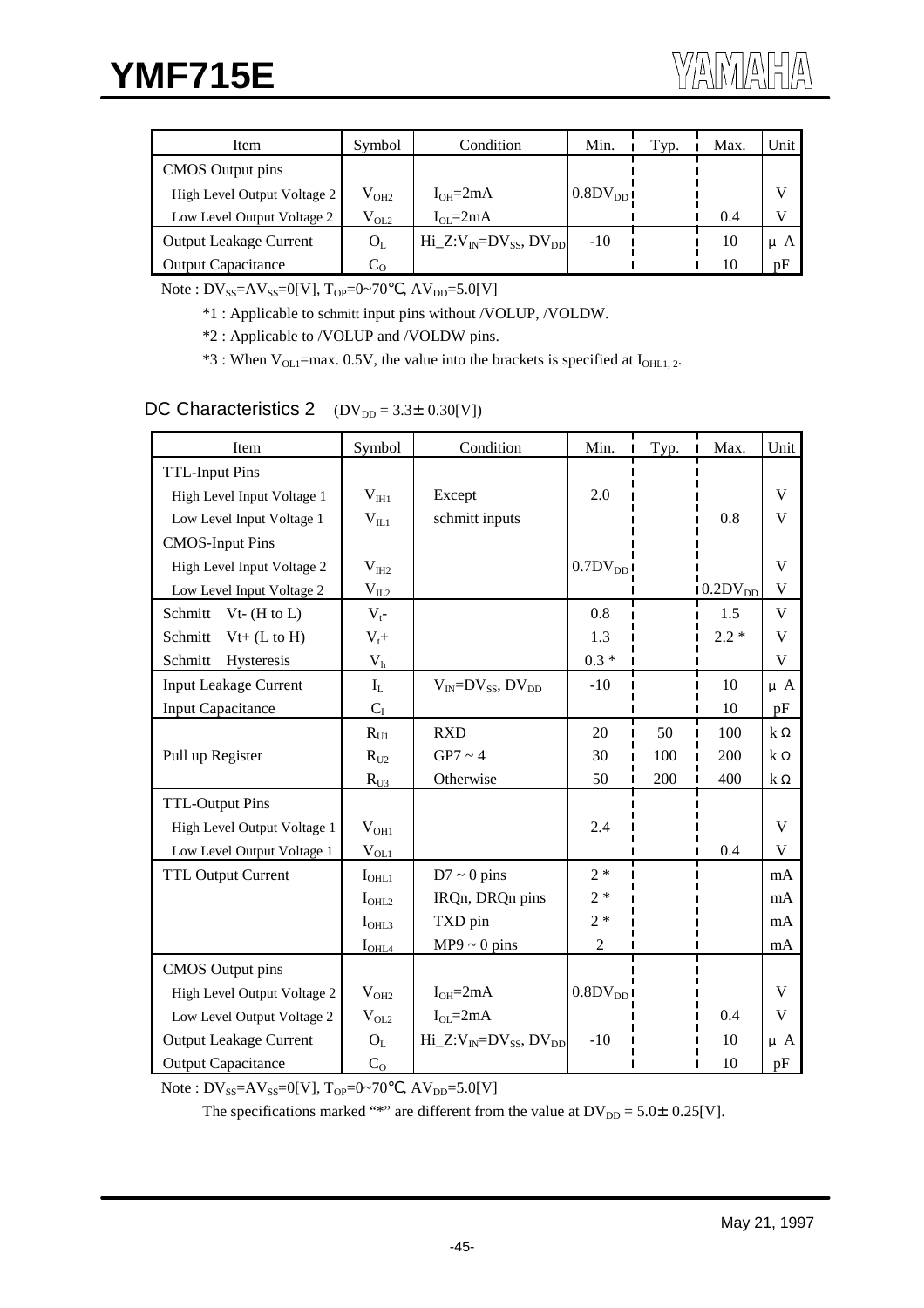| Item | Symbol | Condition | Min. | Typ. | Max. | Unit |
|---|---|---|---|---|---|---|
| CMOS Output pins | | | | | | |
| High Level Output Voltage 2 | $V_{OH2}$ | $I_{OH}$=2mA | $0.8DV_{DD}$ | | | V |
| Low Level Output Voltage 2 | $V_{OL2}$ | $I_{OL}$=2mA | | | 0.4 | V |
| Output Leakage Current | $O_L$ | Hi_Z:$V_{IN}$=$DV_{SS}$, $DV_{DD}$ | -10 | | 10 | μA |
| Output Capacitance | $C_O$ | | | | 10 | pF |

Note : $DV_{SS}$=$AV_{SS}$=0[V], $T_{OP}$=0~70℃, $AV_{DD}$=5.0[V]

*1 : Applicable to schmitt input pins without /VOLUP, /VOLDW.

*2 : Applicable to /VOLUP and /VOLDW pins.

*3 : When $V_{OL1}$=max. 0.5V, the value into the brackets is specified at $I_{OHL1,2}$.

## DC Characteristics 2 ($DV_{DD}$ = 3.3± 0.30[V])

| Item | Symbol | Condition | Min. | Typ. | Max. | Unit |
|---|---|---|---|---|---|---|
| TTL-Input Pins | | | | | | |
| High Level Input Voltage 1 | $V_{IH1}$ | Except | 2.0 | | | V |
| Low Level Input Voltage 1 | $V_{IL1}$ | schmitt inputs | | | 0.8 | V |
| CMOS-Input Pins | | | | | | |
| High Level Input Voltage 2 | $V_{IH2}$ | | $0.7DV_{DD}$ | | | V |
| Low Level Input Voltage 2 | $V_{IL2}$ | | | | $0.2DV_{DD}$ | V |
| Schmitt Vt- (H to L) | $V_t$- | | 0.8 | | 1.5 | V |
| Schmitt Vt+ (L to H) | $V_t$+ | | 1.3 | | 2.2 * | V |
| Schmitt Hysteresis | $V_h$ | | 0.3 * | | | V |
| Input Leakage Current | $I_L$ | $V_{IN}$=$DV_{SS}$, $DV_{DD}$ | -10 | | 10 | μA |
| Input Capacitance | $C_I$ | | | | 10 | pF |
| Pull up Register | $R_{U1}$ | RXD | 20 | 50 | 100 | kΩ |
| | $R_{U2}$ | GP7 ~ 4 | 30 | 100 | 200 | kΩ |
| | $R_{U3}$ | Otherwise | 50 | 200 | 400 | kΩ |
| TTL-Output Pins | | | | | | |
| High Level Output Voltage 1 | $V_{OH1}$ | | 2.4 | | | V |
| Low Level Output Voltage 1 | $V_{OL1}$ | | | | 0.4 | V |
| TTL Output Current | $I_{OHL1}$ | D7 ~ 0 pins | 2 * | | | mA |
| | $I_{OHL2}$ | IRQn, DRQn pins | 2 * | | | mA |
| | $I_{OHL3}$ | TXD pin | 2 * | | | mA |
| | $I_{OHL4}$ | MP9 ~ 0 pins | 2 | | | mA |
| CMOS Output pins | | | | | | |
| High Level Output Voltage 2 | $V_{OH2}$ | $I_{OH}$=2mA | $0.8DV_{DD}$ | | | V |
| Low Level Output Voltage 2 | $V_{OL2}$ | $I_{OL}$=2mA | | | 0.4 | V |
| Output Leakage Current | $O_L$ | Hi_Z:$V_{IN}$=$DV_{SS}$, $DV_{DD}$ | -10 | | 10 | μA |
| Output Capacitance | $C_O$ | | | | 10 | pF |

Note : $DV_{SS}$=$AV_{SS}$=0[V], $T_{OP}$=0~70℃, $AV_{DD}$=5.0[V]

The specifications marked "*" are different from the value at $DV_{DD}$ = 5.0± 0.25[V].

May 21, 1997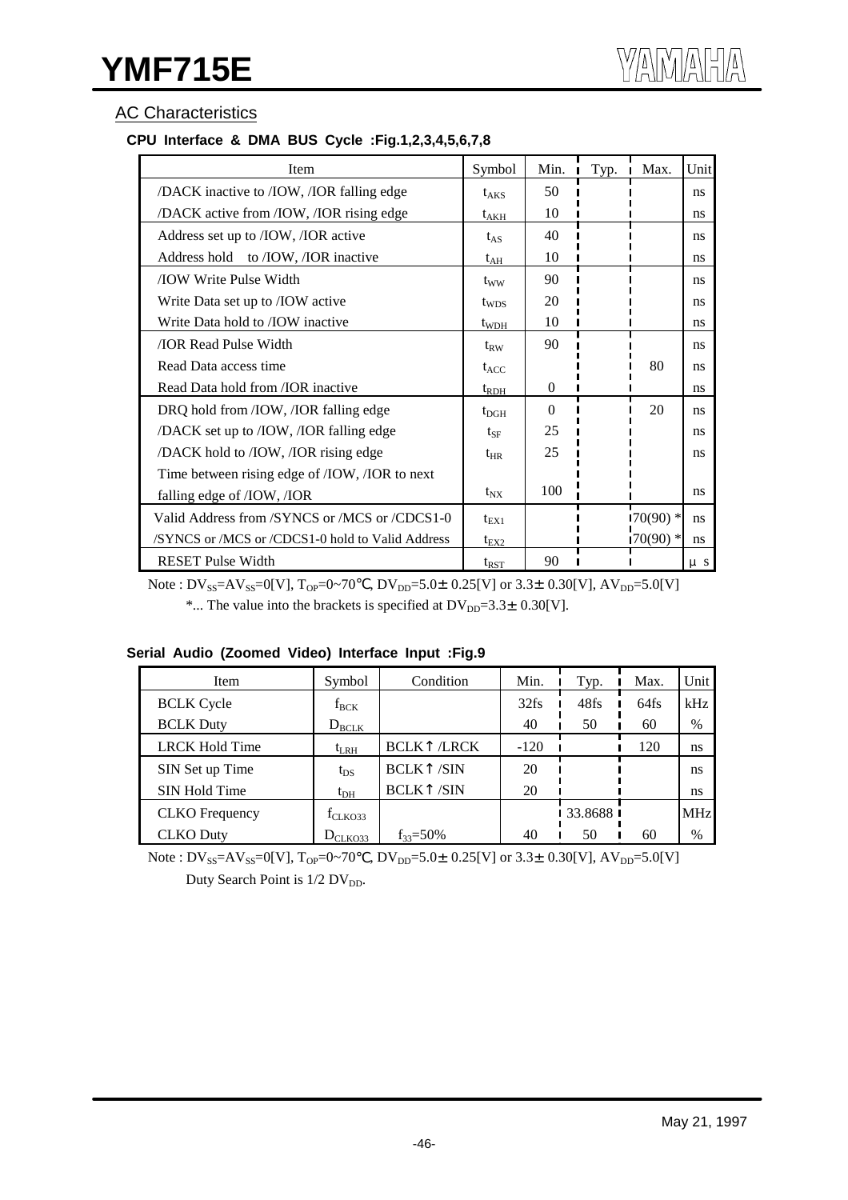## AC Characteristics

### CPU Interface & DMA BUS Cycle :Fig.1,2,3,4,5,6,7,8

| Item | Symbol | Min. | Typ. | Max. | Unit |
|---|---|---|---|---|---|
| /DACK inactive to /IOW, /IOR falling edge | $t_{AKS}$ | 50 | | | ns |
| /DACK active from /IOW, /IOR rising edge | $t_{AKH}$ | 10 | | | ns |
| Address set up to /IOW, /IOR active | $t_{AS}$ | 40 | | | ns |
| Address hold to /IOW, /IOR inactive | $t_{AH}$ | 10 | | | ns |
| /IOW Write Pulse Width | $t_{WW}$ | 90 | | | ns |
| Write Data set up to /IOW active | $t_{WDS}$ | 20 | | | ns |
| Write Data hold to /IOW inactive | $t_{WDH}$ | 10 | | | ns |
| /IOR Read Pulse Width | $t_{RW}$ | 90 | | | ns |
| Read Data access time | $t_{ACC}$ | | | 80 | ns |
| Read Data hold from /IOR inactive | $t_{RDH}$ | 0 | | | ns |
| DRQ hold from /IOW, /IOR falling edge | $t_{DGH}$ | 0 | | 20 | ns |
| /DACK set up to /IOW, /IOR falling edge | $t_{SF}$ | 25 | | | ns |
| /DACK hold to /IOW, /IOR rising edge | $t_{HR}$ | 25 | | | ns |
| Time between rising edge of /IOW, /IOR to next falling edge of /IOW, /IOR | $t_{NX}$ | 100 | | | ns |
| Valid Address from /SYNCS or /MCS or /CDCS1-0 | $t_{EX1}$ | | | 70(90) * | ns |
| /SYNCS or /MCS or /CDCS1-0 hold to Valid Address | $t_{EX2}$ | | | 70(90) * | ns |
| RESET Pulse Width | $t_{RST}$ | 90 | | | μs |

Note : $DV_{SS}=AV_{SS}=0[V]$, $T_{OP}=0\sim70°C$, $DV_{DD}=5.0\pm0.25[V]$ or $3.3\pm0.30[V]$, $AV_{DD}=5.0[V]$

*... The value into the brackets is specified at $DV_{DD}=3.3\pm0.30[V]$.

### Serial Audio (Zoomed Video) Interface Input :Fig.9

| Item | Symbol | Condition | Min. | Typ. | Max. | Unit |
|---|---|---|---|---|---|---|
| BCLK Cycle | $f_{BCK}$ | | 32fs | 48fs | 64fs | kHz |
| BCLK Duty | $D_{BCLK}$ | | 40 | 50 | 60 | % |
| LRCK Hold Time | $t_{LRH}$ | BCLK↑/LRCK | -120 | | 120 | ns |
| SIN Set up Time | $t_{DS}$ | BCLK↑/SIN | 20 | | | ns |
| SIN Hold Time | $t_{DH}$ | BCLK↑/SIN | 20 | | | ns |
| CLKO Frequency | $f_{CLKO33}$ | | | 33.8688 | | MHz |
| CLKO Duty | $D_{CLKO33}$ | $f_{33}$=50% | 40 | 50 | 60 | % |

Note : $DV_{SS}=AV_{SS}=0[V]$, $T_{OP}=0\sim70°C$, $DV_{DD}=5.0\pm0.25[V]$ or $3.3\pm0.30[V]$, $AV_{DD}=5.0[V]$

Duty Search Point is 1/2 $DV_{DD}$.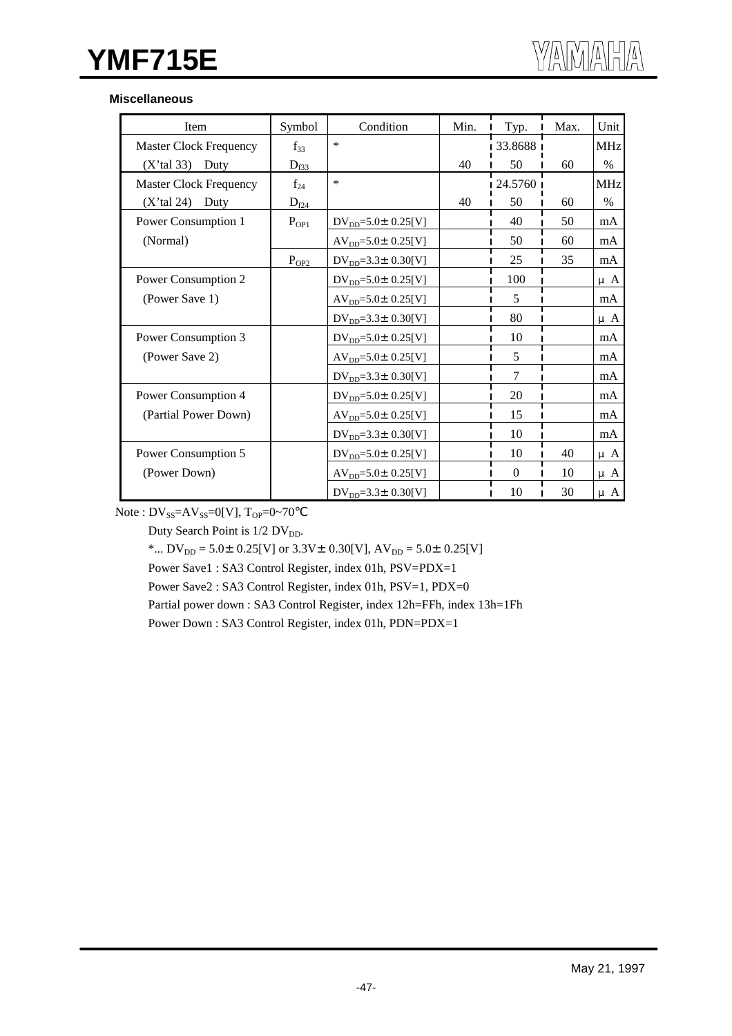### Miscellaneous

| Item | Symbol | Condition | Min. | Typ. | Max. | Unit |
|---|---|---|---|---|---|---|
| Master Clock Frequency | $f_{33}$ | * | | 33.8688 | | MHz |
| (X'tal 33) Duty | $D_{f33}$ | | 40 | 50 | 60 | % |
| Master Clock Frequency | $f_{24}$ | * | | 24.5760 | | MHz |
| (X'tal 24) Duty | $D_{f24}$ | | 40 | 50 | 60 | % |
| Power Consumption 1 | $P_{OP1}$ | $DV_{DD}$=5.0± 0.25[V] | | 40 | 50 | mA |
| (Normal) | | $AV_{DD}$=5.0± 0.25[V] | | 50 | 60 | mA |
| | $P_{OP2}$ | $DV_{DD}$=3.3± 0.30[V] | | 25 | 35 | mA |
| Power Consumption 2 | | $DV_{DD}$=5.0± 0.25[V] | | 100 | | μA |
| (Power Save 1) | | $AV_{DD}$=5.0± 0.25[V] | | 5 | | mA |
| | | $DV_{DD}$=3.3± 0.30[V] | | 80 | | μA |
| Power Consumption 3 | | $DV_{DD}$=5.0± 0.25[V] | | 10 | | mA |
| (Power Save 2) | | $AV_{DD}$=5.0± 0.25[V] | | 5 | | mA |
| | | $DV_{DD}$=3.3± 0.30[V] | | 7 | | mA |
| Power Consumption 4 | | $DV_{DD}$=5.0± 0.25[V] | | 20 | | mA |
| (Partial Power Down) | | $AV_{DD}$=5.0± 0.25[V] | | 15 | | mA |
| | | $DV_{DD}$=3.3± 0.30[V] | | 10 | | mA |
| Power Consumption 5 | | $DV_{DD}$=5.0± 0.25[V] | | 10 | 40 | μA |
| (Power Down) | | $AV_{DD}$=5.0± 0.25[V] | | 0 | 10 | μA |
| | | $DV_{DD}$=3.3± 0.30[V] | | 10 | 30 | μA |

Note : $DV_{SS}$=$AV_{SS}$=0[V], $T_{OP}$=0~70℃

Duty Search Point is 1/2 $DV_{DD}$.

*... $DV_{DD}$ = 5.0± 0.25[V] or 3.3V± 0.30[V], $AV_{DD}$ = 5.0± 0.25[V]

Power Save1 : SA3 Control Register, index 01h, PSV=PDX=1

Power Save2 : SA3 Control Register, index 01h, PSV=1, PDX=0

Partial power down : SA3 Control Register, index 12h=FFh, index 13h=1Fh

Power Down : SA3 Control Register, index 01h, PDN=PDX=1

May 21, 1997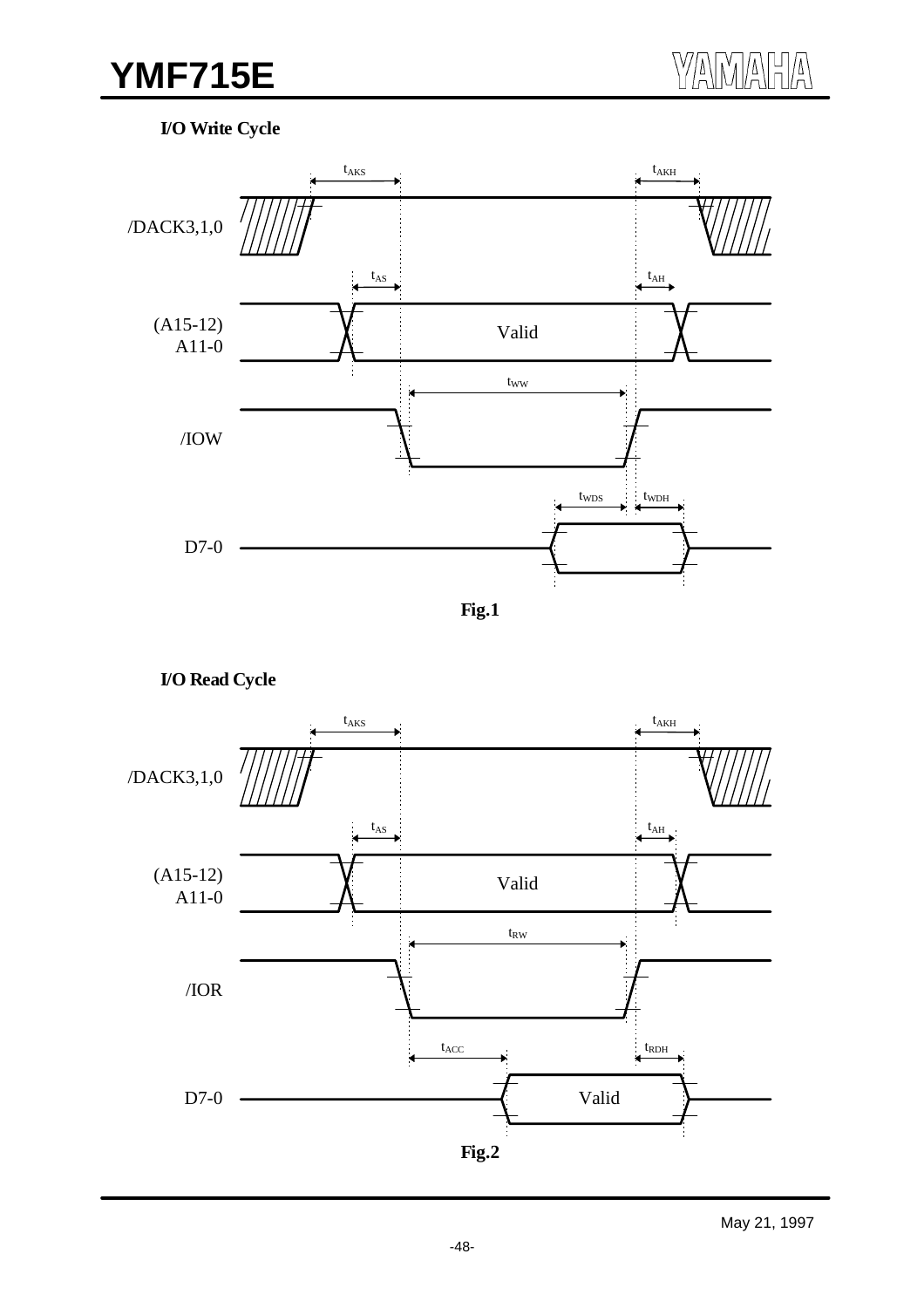**I/O Write Cycle**

$t_{AKS}$ $t_{AKH}$

/DACK3,1,0

$t_{AS}$ $t_{AH}$

(A15-12)
A11-0

Valid

$t_{WW}$

/IOW

$t_{WDS}$ $t_{WDH}$

D7-0

**Fig.1**

**I/O Read Cycle**

$t_{AKS}$ $t_{AKH}$

/DACK3,1,0

$t_{AS}$ $t_{AH}$

(A15-12)
A11-0

Valid

$t_{RW}$

/IOR

$t_{ACC}$ $t_{RDH}$

D7-0

Valid

**Fig.2**

May 21, 1997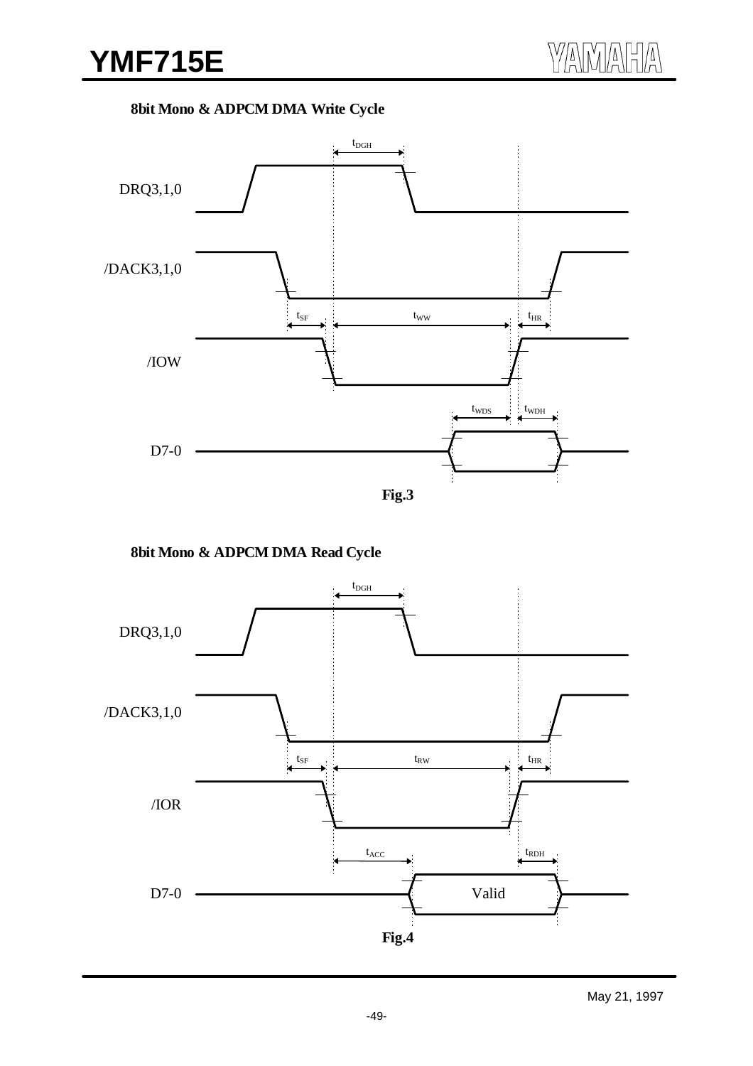**8bit Mono & ADPCM DMA Write Cycle**

DRQ3,1,0

/DACK3,1,0

/IOW

D7-0

$t_{DGH}$ $t_{SF}$ $t_{WW}$ $t_{HR}$ $t_{WDS}$ $t_{WDH}$

**Fig.3**

**8bit Mono & ADPCM DMA Read Cycle**

DRQ3,1,0

/DACK3,1,0

/IOR

D7-0

Valid

$t_{DGH}$ $t_{SF}$ $t_{RW}$ $t_{HR}$ $t_{ACC}$ $t_{RDH}$

**Fig.4**

May 21, 1997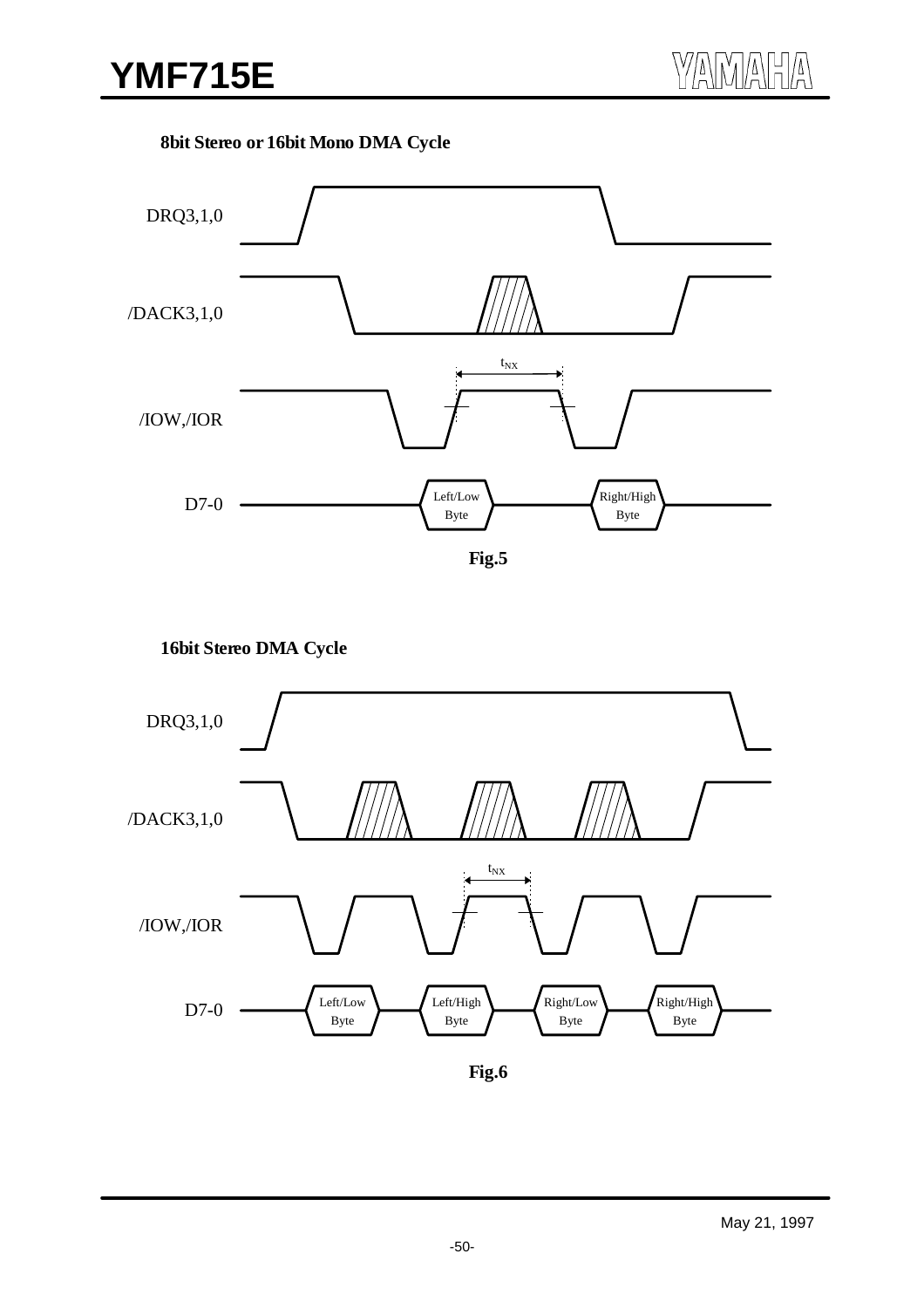### 8bit Stereo or 16bit Mono DMA Cycle

DRQ3,1,0

/DACK3,1,0

$t_{NX}$

/IOW,/IOR

D7-0

Left/Low Byte

Right/High Byte

**Fig.5**

### 16bit Stereo DMA Cycle

DRQ3,1,0

/DACK3,1,0

$t_{NX}$

/IOW,/IOR

D7-0

Left/Low Byte

Left/High Byte

Right/Low Byte

Right/High Byte

**Fig.6**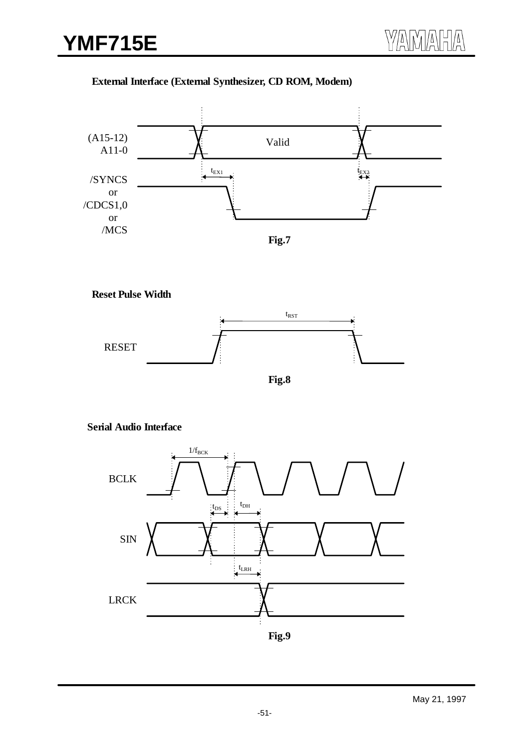**External Interface (External Synthesizer, CD ROM, Modem)**

(A15-12) A11-0 — Valid

/SYNCS or /CDCS1,0 or /MCS

$t_{EX1}$ $t_{EX2}$

**Fig.7**

**Reset Pulse Width**

RESET

$t_{RST}$

**Fig.8**

**Serial Audio Interface**

$1/f_{BCK}$

BCLK

$t_{DS}$ $t_{DH}$

SIN

$t_{LRH}$

LRCK

**Fig.9**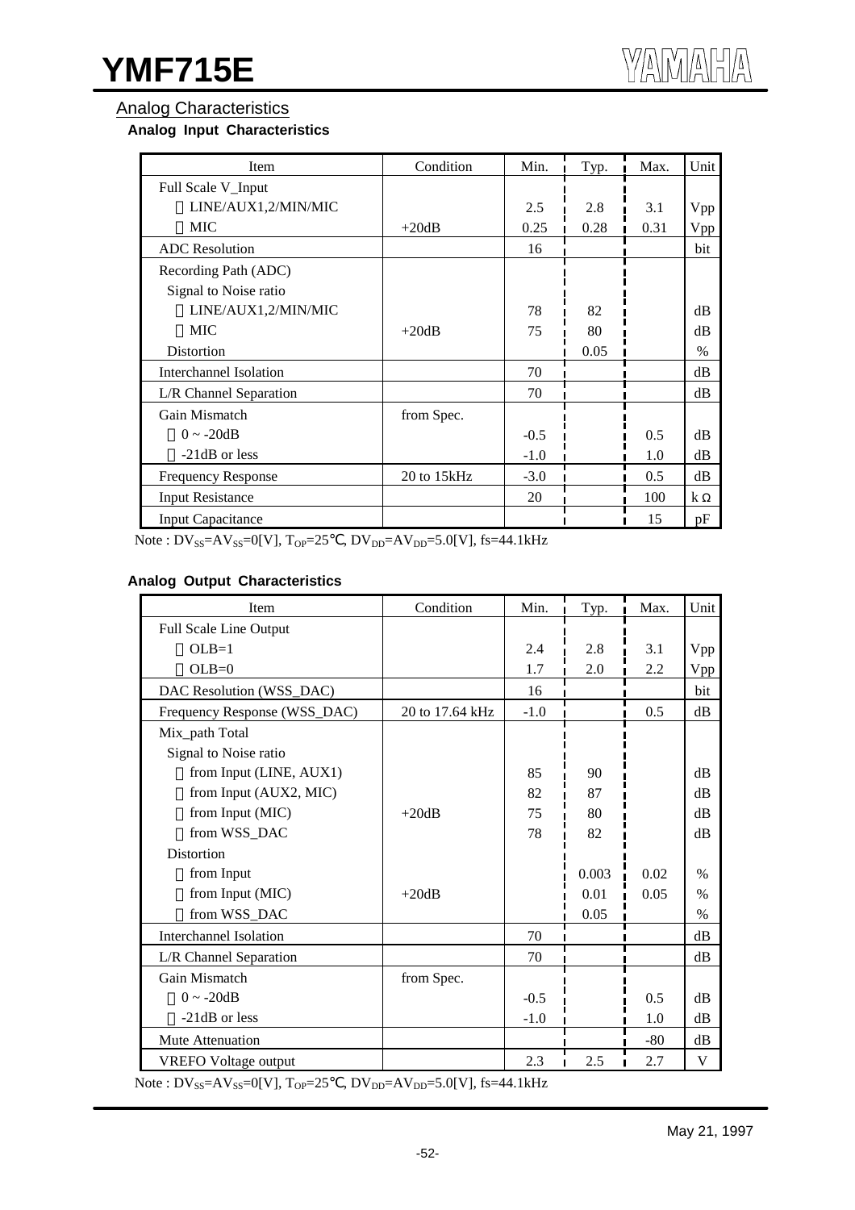## Analog Characteristics

### Analog Input Characteristics

| Item | Condition | Min. | Typ. | Max. | Unit |
|---|---|---|---|---|---|
| Full Scale V_Input | | | | | |
| LINE/AUX1,2/MIN/MIC | | 2.5 | 2.8 | 3.1 | Vpp |
| MIC | +20dB | 0.25 | 0.28 | 0.31 | Vpp |
| ADC Resolution | | 16 | | | bit |
| Recording Path (ADC) | | | | | |
| Signal to Noise ratio | | | | | |
| LINE/AUX1,2/MIN/MIC | | 78 | 82 | | dB |
| MIC | +20dB | 75 | 80 | | dB |
| Distortion | | | 0.05 | | % |
| Interchannel Isolation | | 70 | | | dB |
| L/R Channel Separation | | 70 | | | dB |
| Gain Mismatch | from Spec. | | | | |
| 0 ~ -20dB | | -0.5 | | 0.5 | dB |
| -21dB or less | | -1.0 | | 1.0 | dB |
| Frequency Response | 20 to 15kHz | -3.0 | | 0.5 | dB |
| Input Resistance | | 20 | | 100 | kΩ |
| Input Capacitance | | | | 15 | pF |

Note : $DV_{SS}$=$AV_{SS}$=0[V], $T_{OP}$=25℃, $DV_{DD}$=$AV_{DD}$=5.0[V], fs=44.1kHz

### Analog Output Characteristics

| Item | Condition | Min. | Typ. | Max. | Unit |
|---|---|---|---|---|---|
| Full Scale Line Output | | | | | |
| OLB=1 | | 2.4 | 2.8 | 3.1 | Vpp |
| OLB=0 | | 1.7 | 2.0 | 2.2 | Vpp |
| DAC Resolution (WSS_DAC) | | 16 | | | bit |
| Frequency Response (WSS_DAC) | 20 to 17.64 kHz | -1.0 | | 0.5 | dB |
| Mix_path Total | | | | | |
| Signal to Noise ratio | | | | | |
| from Input (LINE, AUX1) | | 85 | 90 | | dB |
| from Input (AUX2, MIC) | | 82 | 87 | | dB |
| from Input (MIC) | +20dB | 75 | 80 | | dB |
| from WSS_DAC | | 78 | 82 | | dB |
| Distortion | | | | | |
| from Input | | | 0.003 | 0.02 | % |
| from Input (MIC) | +20dB | | 0.01 | 0.05 | % |
| from WSS_DAC | | | 0.05 | | % |
| Interchannel Isolation | | 70 | | | dB |
| L/R Channel Separation | | 70 | | | dB |
| Gain Mismatch | from Spec. | | | | |
| 0 ~ -20dB | | -0.5 | | 0.5 | dB |
| -21dB or less | | -1.0 | | 1.0 | dB |
| Mute Attenuation | | | | -80 | dB |
| VREFO Voltage output | | 2.3 | 2.5 | 2.7 | V |

Note : $DV_{SS}$=$AV_{SS}$=0[V], $T_{OP}$=25℃, $DV_{DD}$=$AV_{DD}$=5.0[V], fs=44.1kHz

May 21, 1997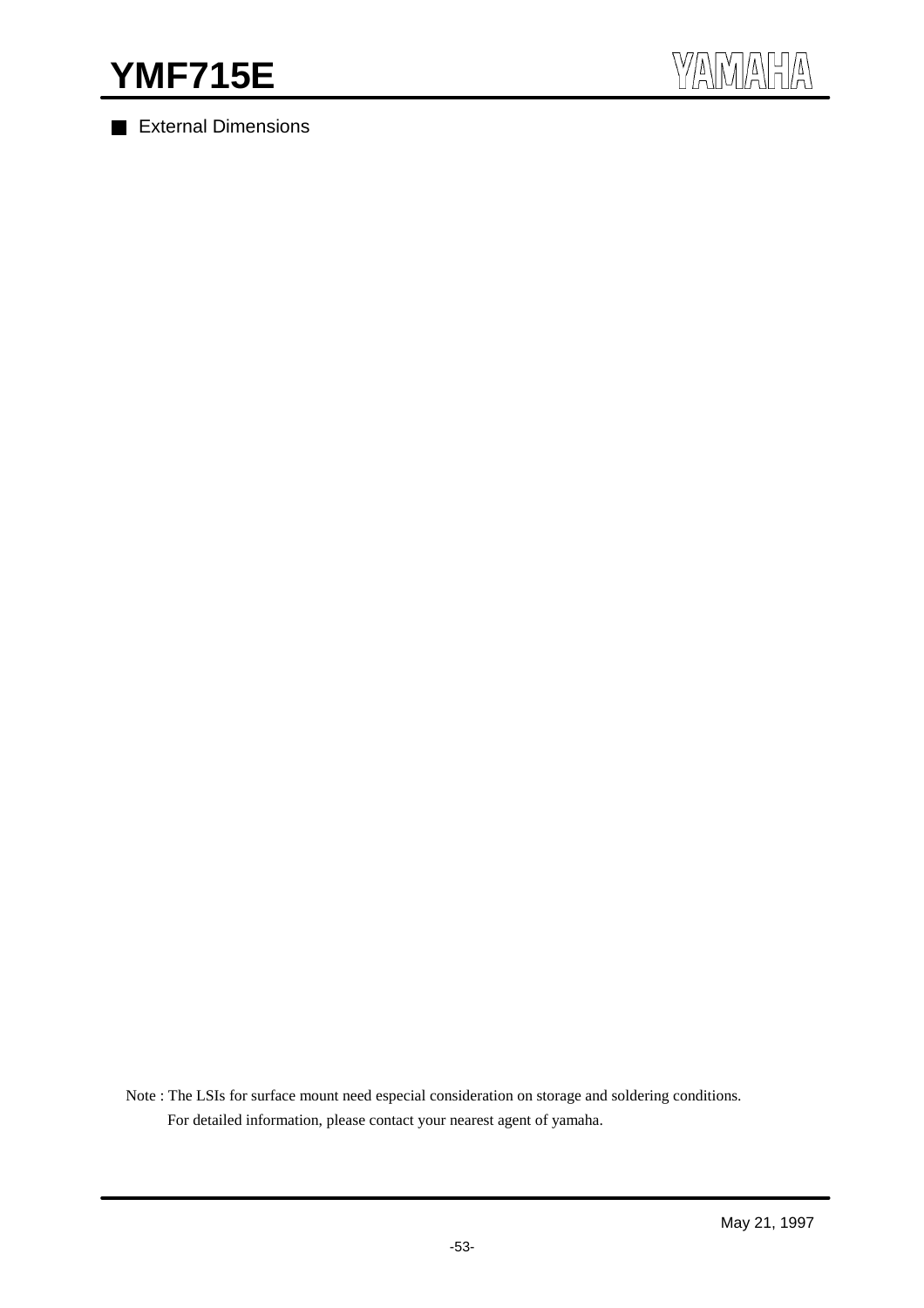## External Dimensions

Note : The LSIs for surface mount need especial consideration on storage and soldering conditions.
For detailed information, please contact your nearest agent of yamaha.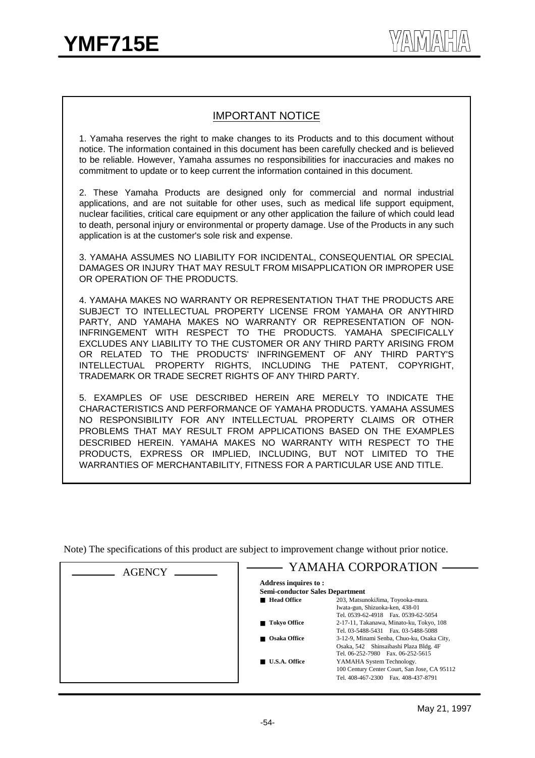## IMPORTANT NOTICE

1. Yamaha reserves the right to make changes to its Products and to this document without notice. The information contained in this document has been carefully checked and is believed to be reliable. However, Yamaha assumes no responsibilities for inaccuracies and makes no commitment to update or to keep current the information contained in this document.

2. These Yamaha Products are designed only for commercial and normal industrial applications, and are not suitable for other uses, such as medical life support equipment, nuclear facilities, critical care equipment or any other application the failure of which could lead to death, personal injury or environmental or property damage. Use of the Products in any such application is at the customer's sole risk and expense.

3. YAMAHA ASSUMES NO LIABILITY FOR INCIDENTAL, CONSEQUENTIAL OR SPECIAL DAMAGES OR INJURY THAT MAY RESULT FROM MISAPPLICATION OR IMPROPER USE OR OPERATION OF THE PRODUCTS.

4. YAMAHA MAKES NO WARRANTY OR REPRESENTATION THAT THE PRODUCTS ARE SUBJECT TO INTELLECTUAL PROPERTY LICENSE FROM YAMAHA OR ANYTHIRD PARTY, AND YAMAHA MAKES NO WARRANTY OR REPRESENTATION OF NON-INFRINGEMENT WITH RESPECT TO THE PRODUCTS. YAMAHA SPECIFICALLY EXCLUDES ANY LIABILITY TO THE CUSTOMER OR ANY THIRD PARTY ARISING FROM OR RELATED TO THE PRODUCTS' INFRINGEMENT OF ANY THIRD PARTY'S INTELLECTUAL PROPERTY RIGHTS, INCLUDING THE PATENT, COPYRIGHT, TRADEMARK OR TRADE SECRET RIGHTS OF ANY THIRD PARTY.

5. EXAMPLES OF USE DESCRIBED HEREIN ARE MERELY TO INDICATE THE CHARACTERISTICS AND PERFORMANCE OF YAMAHA PRODUCTS. YAMAHA ASSUMES NO RESPONSIBILITY FOR ANY INTELLECTUAL PROPERTY CLAIMS OR OTHER PROBLEMS THAT MAY RESULT FROM APPLICATIONS BASED ON THE EXAMPLES DESCRIBED HEREIN. YAMAHA MAKES NO WARRANTY WITH RESPECT TO THE PRODUCTS, EXPRESS OR IMPLIED, INCLUDING, BUT NOT LIMITED TO THE WARRANTIES OF MERCHANTABILITY, FITNESS FOR A PARTICULAR USE AND TITLE.

Note) The specifications of this product are subject to improvement change without prior notice.

AGENCY

YAMAHA CORPORATION

**Address inquires to :**
**Semi-conductor Sales Department**

- **Head Office** 203, MatsunokiJima, Toyooka-mura. Iwata-gun, Shizuoka-ken, 438-01 Tel. 0539-62-4918 Fax. 0539-62-5054
- **Tokyo Office** 2-17-11, Takanawa, Minato-ku, Tokyo, 108 Tel. 03-5488-5431 Fax. 03-5488-5088
- **Osaka Office** 3-12-9, Minami Senba, Chuo-ku, Osaka City, Osaka, 542 Shinsaibashi Plaza Bldg. 4F Tel. 06-252-7980 Fax. 06-252-5615
- **U.S.A. Office** YAMAHA System Technology. 100 Century Center Court, San Jose, CA 95112 Tel. 408-467-2300 Fax. 408-437-8791

May 21, 1997